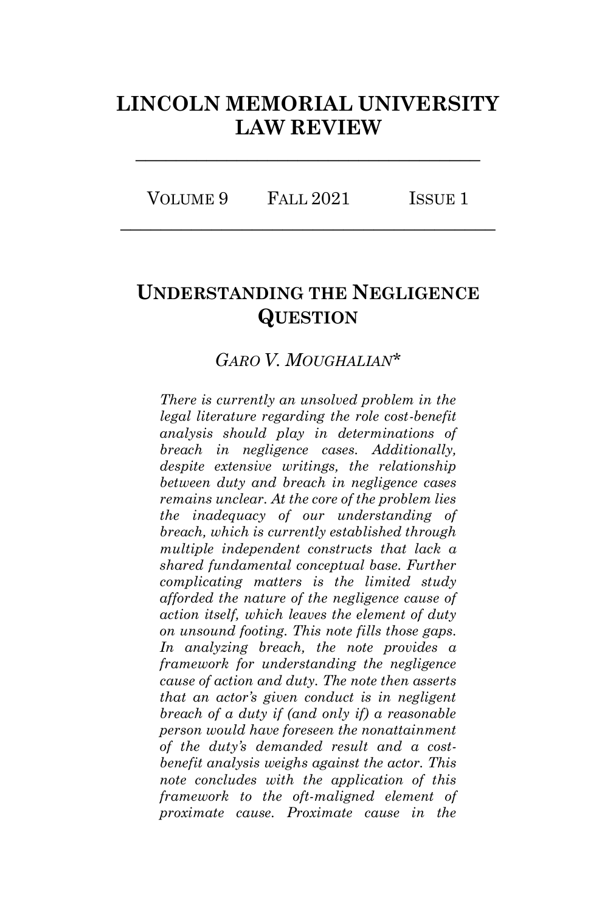# LINCOLN MEMORIAL UNIVERSITY LAW REVIEW

VOLUME 9 FALL 2021 ISSUE 1

## UNDERSTANDING THE NEGLIGENCE QUESTION

*GARO V. MOUGHALIAN*\*

*There is currently an unsolved problem in the legal literature regarding the role cost-benefit analysis should play in determinations of breach in negligence cases. Additionally, despite extensive writings, the relationship between duty and breach in negligence cases remains unclear. At the core of the problem lies the inadequacy of our understanding of breach, which is currently established through multiple independent constructs that lack a shared fundamental conceptual base. Further complicating matters is the limited study afforded the nature of the negligence cause of action itself, which leaves the element of duty on unsound footing. This note fills those gaps. In analyzing breach, the note provides a framework for understanding the negligence cause of action and duty. The note then asserts that an actor's given conduct is in negligent breach of a duty if (and only if) a reasonable person would have foreseen the nonattainment of the duty's demanded result and a cost-benefit analysis weighs against the actor. This note concludes with the application of this framework to the oft-maligned element of proximate cause. Proximate cause in the*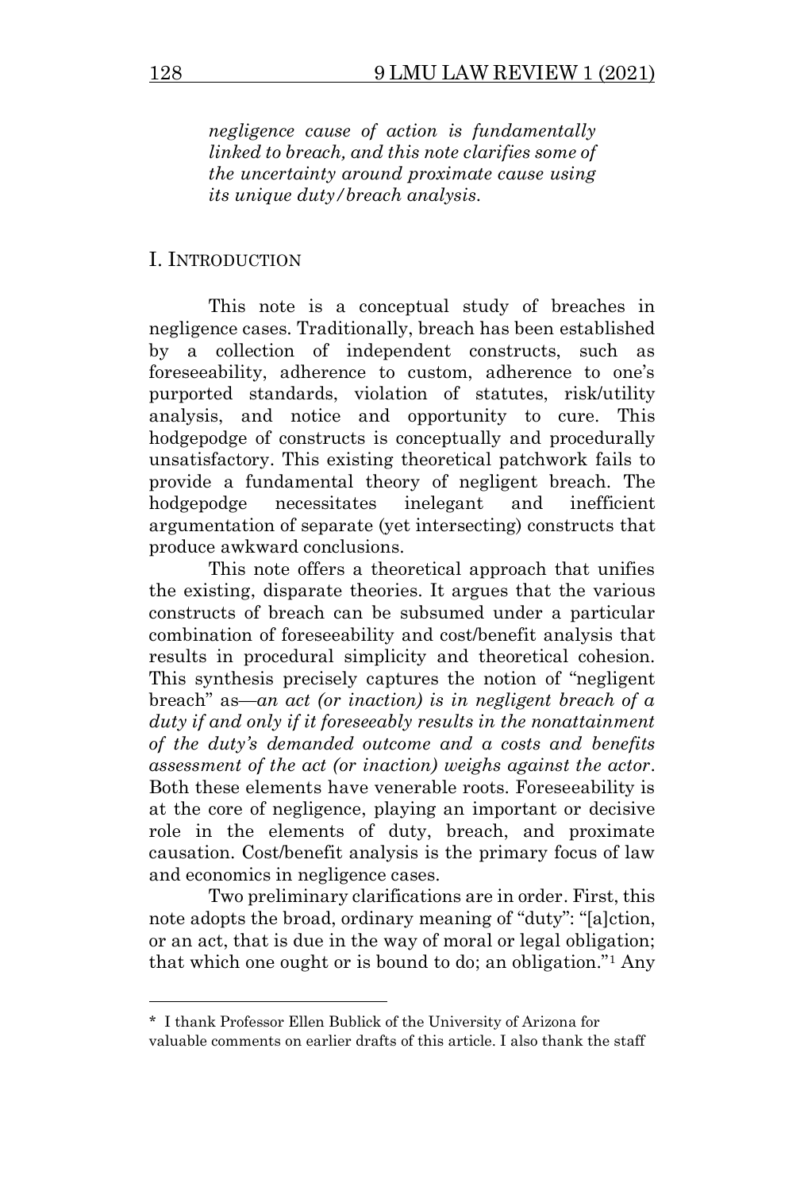*negligence cause of action is fundamentally linked to breach, and this note clarifies some of the uncertainty around proximate cause using its unique duty/breach analysis.*

## I. INTRODUCTION

This note is a conceptual study of breaches in negligence cases. Traditionally, breach has been established by a collection of independent constructs, such as foreseeability, adherence to custom, adherence to one's purported standards, violation of statutes, risk/utility analysis, and notice and opportunity to cure. This hodgepodge of constructs is conceptually and procedurally unsatisfactory. This existing theoretical patchwork fails to provide a fundamental theory of negligent breach. The hodgepodge necessitates inelegant and inefficient argumentation of separate (yet intersecting) constructs that produce awkward conclusions.

This note offers a theoretical approach that unifies the existing, disparate theories. It argues that the various constructs of breach can be subsumed under a particular combination of foreseeability and cost/benefit analysis that results in procedural simplicity and theoretical cohesion. This synthesis precisely captures the notion of "negligent breach" as—*an act (or inaction) is in negligent breach of a duty if and only if it foreseeably results in the nonattainment of the duty's demanded outcome and a costs and benefits assessment of the act (or inaction) weighs against the actor*. Both these elements have venerable roots. Foreseeability is at the core of negligence, playing an important or decisive role in the elements of duty, breach, and proximate causation. Cost/benefit analysis is the primary focus of law and economics in negligence cases.

Two preliminary clarifications are in order. First, this note adopts the broad, ordinary meaning of "duty": "[a]ction, or an act, that is due in the way of moral or legal obligation; that which one ought or is bound to do; an obligation."[1] Any

---

\* I thank Professor Ellen Bublick of the University of Arizona for valuable comments on earlier drafts of this article. I also thank the staff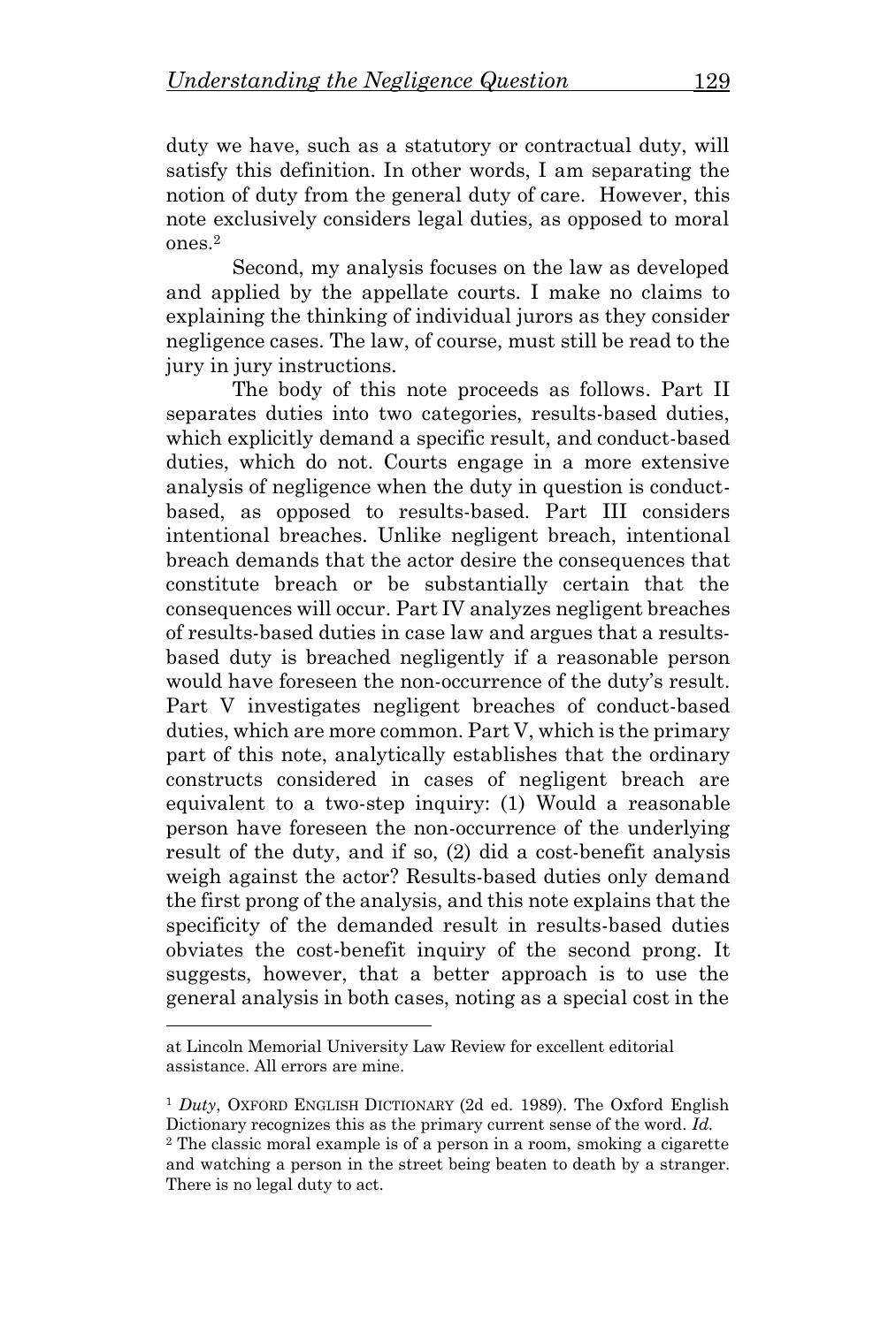duty we have, such as a statutory or contractual duty, will satisfy this definition. In other words, I am separating the notion of duty from the general duty of care. However, this note exclusively considers legal duties, as opposed to moral ones.[2]

Second, my analysis focuses on the law as developed and applied by the appellate courts. I make no claims to explaining the thinking of individual jurors as they consider negligence cases. The law, of course, must still be read to the jury in jury instructions.

The body of this note proceeds as follows. Part II separates duties into two categories, results-based duties, which explicitly demand a specific result, and conduct-based duties, which do not. Courts engage in a more extensive analysis of negligence when the duty in question is conduct-based, as opposed to results-based. Part III considers intentional breaches. Unlike negligent breach, intentional breach demands that the actor desire the consequences that constitute breach or be substantially certain that the consequences will occur. Part IV analyzes negligent breaches of results-based duties in case law and argues that a results-based duty is breached negligently if a reasonable person would have foreseen the non-occurrence of the duty's result. Part V investigates negligent breaches of conduct-based duties, which are more common. Part V, which is the primary part of this note, analytically establishes that the ordinary constructs considered in cases of negligent breach are equivalent to a two-step inquiry: (1) Would a reasonable person have foreseen the non-occurrence of the underlying result of the duty, and if so, (2) did a cost-benefit analysis weigh against the actor? Results-based duties only demand the first prong of the analysis, and this note explains that the specificity of the demanded result in results-based duties obviates the cost-benefit inquiry of the second prong. It suggests, however, that a better approach is to use the general analysis in both cases, noting as a special cost in the

---

at Lincoln Memorial University Law Review for excellent editorial assistance. All errors are mine.

[1] *Duty*, OXFORD ENGLISH DICTIONARY (2d ed. 1989). The Oxford English Dictionary recognizes this as the primary current sense of the word. *Id.*

[2] The classic moral example is of a person in a room, smoking a cigarette and watching a person in the street being beaten to death by a stranger. There is no legal duty to act.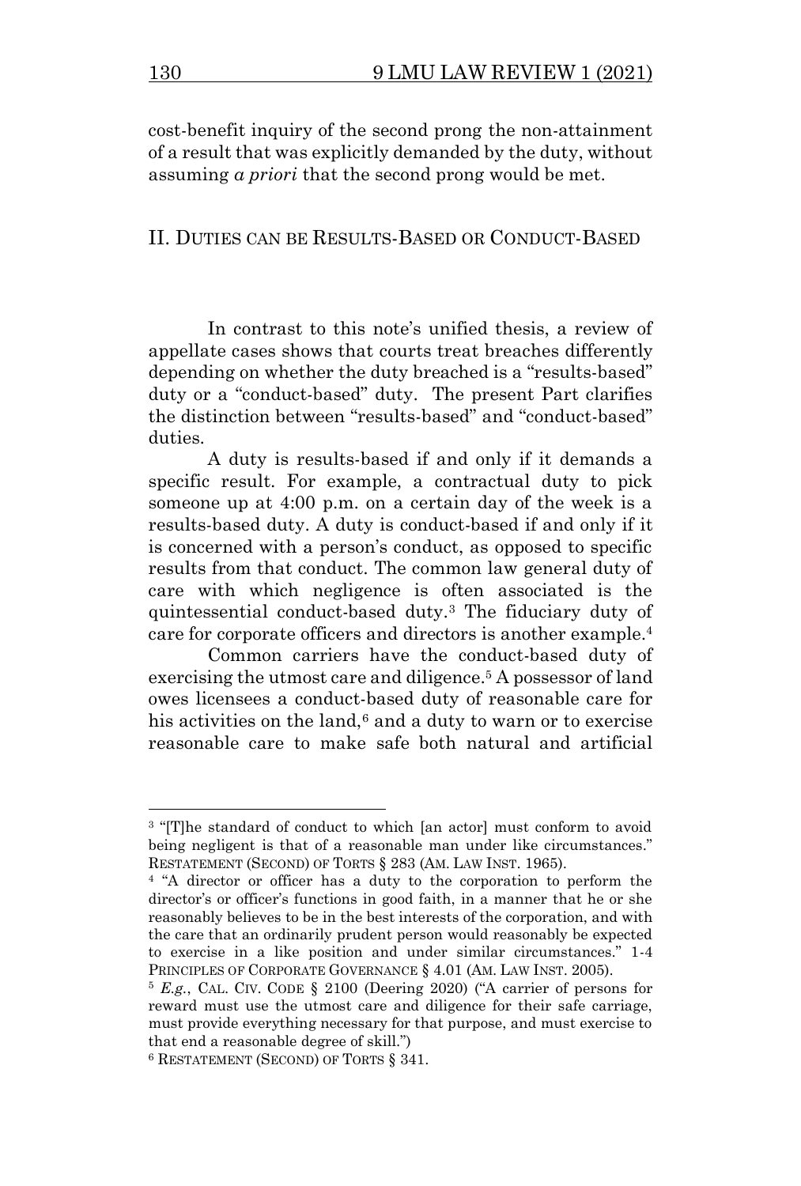cost-benefit inquiry of the second prong the non-attainment of a result that was explicitly demanded by the duty, without assuming *a priori* that the second prong would be met.

## II. Duties can be Results-Based or Conduct-Based

In contrast to this note's unified thesis, a review of appellate cases shows that courts treat breaches differently depending on whether the duty breached is a "results-based" duty or a "conduct-based" duty. The present Part clarifies the distinction between "results-based" and "conduct-based" duties.

A duty is results-based if and only if it demands a specific result. For example, a contractual duty to pick someone up at 4:00 p.m. on a certain day of the week is a results-based duty. A duty is conduct-based if and only if it is concerned with a person's conduct, as opposed to specific results from that conduct. The common law general duty of care with which negligence is often associated is the quintessential conduct-based duty.[3] The fiduciary duty of care for corporate officers and directors is another example.[4]

Common carriers have the conduct-based duty of exercising the utmost care and diligence.[5] A possessor of land owes licensees a conduct-based duty of reasonable care for his activities on the land,[6] and a duty to warn or to exercise reasonable care to make safe both natural and artificial

---

[3] "[T]he standard of conduct to which [an actor] must conform to avoid being negligent is that of a reasonable man under like circumstances." Restatement (Second) of Torts § 283 (Am. Law Inst. 1965).

[4] "A director or officer has a duty to the corporation to perform the director's or officer's functions in good faith, in a manner that he or she reasonably believes to be in the best interests of the corporation, and with the care that an ordinarily prudent person would reasonably be expected to exercise in a like position and under similar circumstances." 1-4 Principles of Corporate Governance § 4.01 (Am. Law Inst. 2005).

[5] *E.g.*, Cal. Civ. Code § 2100 (Deering 2020) ("A carrier of persons for reward must use the utmost care and diligence for their safe carriage, must provide everything necessary for that purpose, and must exercise to that end a reasonable degree of skill.")

[6] Restatement (Second) of Torts § 341.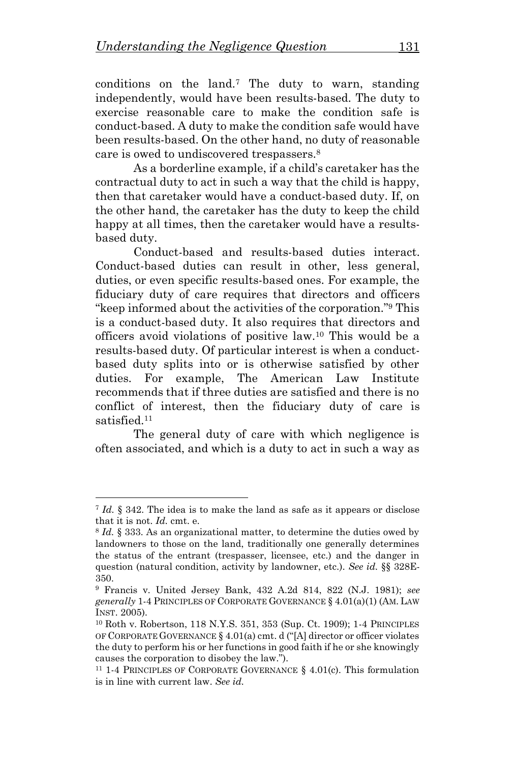conditions on the land.[7] The duty to warn, standing independently, would have been results-based. The duty to exercise reasonable care to make the condition safe is conduct-based. A duty to make the condition safe would have been results-based. On the other hand, no duty of reasonable care is owed to undiscovered trespassers.[8]

As a borderline example, if a child's caretaker has the contractual duty to act in such a way that the child is happy, then that caretaker would have a conduct-based duty. If, on the other hand, the caretaker has the duty to keep the child happy at all times, then the caretaker would have a results-based duty.

Conduct-based and results-based duties interact. Conduct-based duties can result in other, less general, duties, or even specific results-based ones. For example, the fiduciary duty of care requires that directors and officers "keep informed about the activities of the corporation."[9] This is a conduct-based duty. It also requires that directors and officers avoid violations of positive law.[10] This would be a results-based duty. Of particular interest is when a conduct-based duty splits into or is otherwise satisfied by other duties. For example, The American Law Institute recommends that if three duties are satisfied and there is no conflict of interest, then the fiduciary duty of care is satisfied.[11]

The general duty of care with which negligence is often associated, and which is a duty to act in such a way as

---

[7] *Id.* § 342. The idea is to make the land as safe as it appears or disclose that it is not. *Id.* cmt. e.

[8] *Id.* § 333. As an organizational matter, to determine the duties owed by landowners to those on the land, traditionally one generally determines the status of the entrant (trespasser, licensee, etc.) and the danger in question (natural condition, activity by landowner, etc.). *See id.* §§ 328E-350.

[9] Francis v. United Jersey Bank, 432 A.2d 814, 822 (N.J. 1981); *see generally* 1-4 PRINCIPLES OF CORPORATE GOVERNANCE § 4.01(a)(1) (AM. LAW INST. 2005).

[10] Roth v. Robertson, 118 N.Y.S. 351, 353 (Sup. Ct. 1909); 1-4 PRINCIPLES OF CORPORATE GOVERNANCE § 4.01(a) cmt. d ("[A] director or officer violates the duty to perform his or her functions in good faith if he or she knowingly causes the corporation to disobey the law.").

[11] 1-4 PRINCIPLES OF CORPORATE GOVERNANCE § 4.01(c). This formulation is in line with current law. *See id.*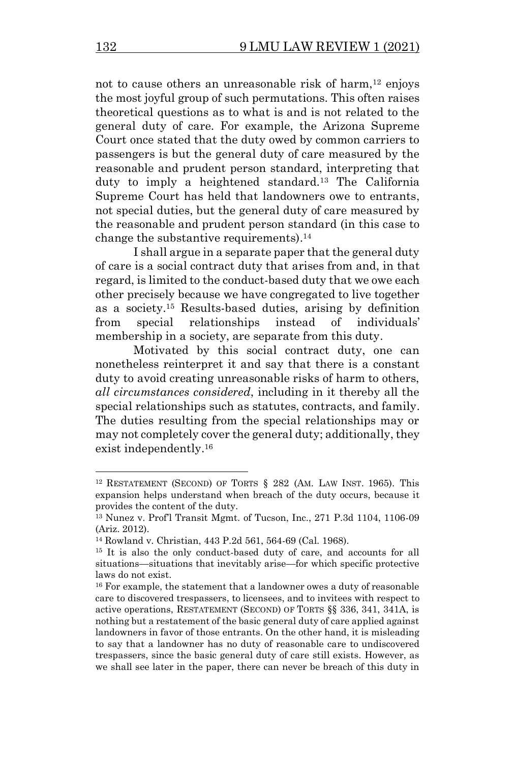not to cause others an unreasonable risk of harm,[12] enjoys the most joyful group of such permutations. This often raises theoretical questions as to what is and is not related to the general duty of care. For example, the Arizona Supreme Court once stated that the duty owed by common carriers to passengers is but the general duty of care measured by the reasonable and prudent person standard, interpreting that duty to imply a heightened standard.[13] The California Supreme Court has held that landowners owe to entrants, not special duties, but the general duty of care measured by the reasonable and prudent person standard (in this case to change the substantive requirements).[14]

I shall argue in a separate paper that the general duty of care is a social contract duty that arises from and, in that regard, is limited to the conduct-based duty that we owe each other precisely because we have congregated to live together as a society.[15] Results-based duties, arising by definition from special relationships instead of individuals' membership in a society, are separate from this duty.

Motivated by this social contract duty, one can nonetheless reinterpret it and say that there is a constant duty to avoid creating unreasonable risks of harm to others, *all circumstances considered*, including in it thereby all the special relationships such as statutes, contracts, and family. The duties resulting from the special relationships may or may not completely cover the general duty; additionally, they exist independently.[16]

---

[12] RESTATEMENT (SECOND) OF TORTS § 282 (AM. LAW INST. 1965). This expansion helps understand when breach of the duty occurs, because it provides the content of the duty.

[13] Nunez v. Prof'l Transit Mgmt. of Tucson, Inc., 271 P.3d 1104, 1106-09 (Ariz. 2012).

[14] Rowland v. Christian, 443 P.2d 561, 564-69 (Cal. 1968).

[15] It is also the only conduct-based duty of care, and accounts for all situations—situations that inevitably arise—for which specific protective laws do not exist.

[16] For example, the statement that a landowner owes a duty of reasonable care to discovered trespassers, to licensees, and to invitees with respect to active operations, RESTATEMENT (SECOND) OF TORTS §§ 336, 341, 341A, is nothing but a restatement of the basic general duty of care applied against landowners in favor of those entrants. On the other hand, it is misleading to say that a landowner has no duty of reasonable care to undiscovered trespassers, since the basic general duty of care still exists. However, as we shall see later in the paper, there can never be breach of this duty in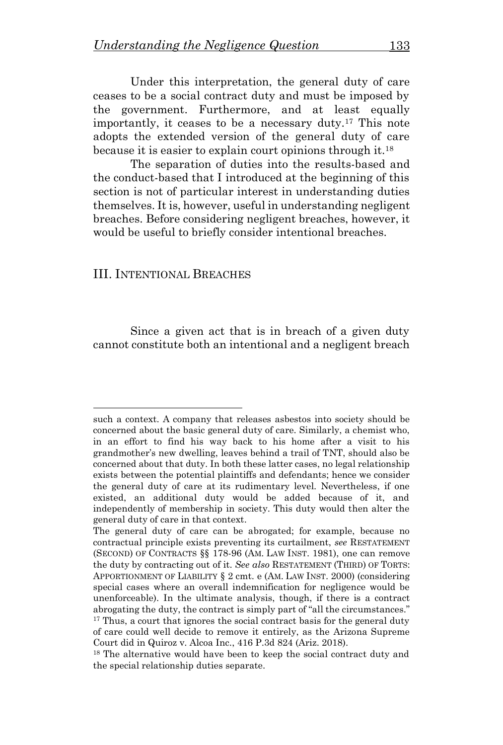Under this interpretation, the general duty of care ceases to be a social contract duty and must be imposed by the government. Furthermore, and at least equally importantly, it ceases to be a necessary duty.[17] This note adopts the extended version of the general duty of care because it is easier to explain court opinions through it.[18]

The separation of duties into the results-based and the conduct-based that I introduced at the beginning of this section is not of particular interest in understanding duties themselves. It is, however, useful in understanding negligent breaches. Before considering negligent breaches, however, it would be useful to briefly consider intentional breaches.

## III. INTENTIONAL BREACHES

Since a given act that is in breach of a given duty cannot constitute both an intentional and a negligent breach

---

such a context. A company that releases asbestos into society should be concerned about the basic general duty of care. Similarly, a chemist who, in an effort to find his way back to his home after a visit to his grandmother's new dwelling, leaves behind a trail of TNT, should also be concerned about that duty. In both these latter cases, no legal relationship exists between the potential plaintiffs and defendants; hence we consider the general duty of care at its rudimentary level. Nevertheless, if one existed, an additional duty would be added because of it, and independently of membership in society. This duty would then alter the general duty of care in that context.

The general duty of care can be abrogated; for example, because no contractual principle exists preventing its curtailment, *see* RESTATEMENT (SECOND) OF CONTRACTS §§ 178-96 (AM. LAW INST. 1981), one can remove the duty by contracting out of it. *See also* RESTATEMENT (THIRD) OF TORTS: APPORTIONMENT OF LIABILITY § 2 cmt. e (AM. LAW INST. 2000) (considering special cases where an overall indemnification for negligence would be unenforceable). In the ultimate analysis, though, if there is a contract abrogating the duty, the contract is simply part of "all the circumstances."

[17] Thus, a court that ignores the social contract basis for the general duty of care could well decide to remove it entirely, as the Arizona Supreme Court did in Quiroz v. Alcoa Inc., 416 P.3d 824 (Ariz. 2018).

[18] The alternative would have been to keep the social contract duty and the special relationship duties separate.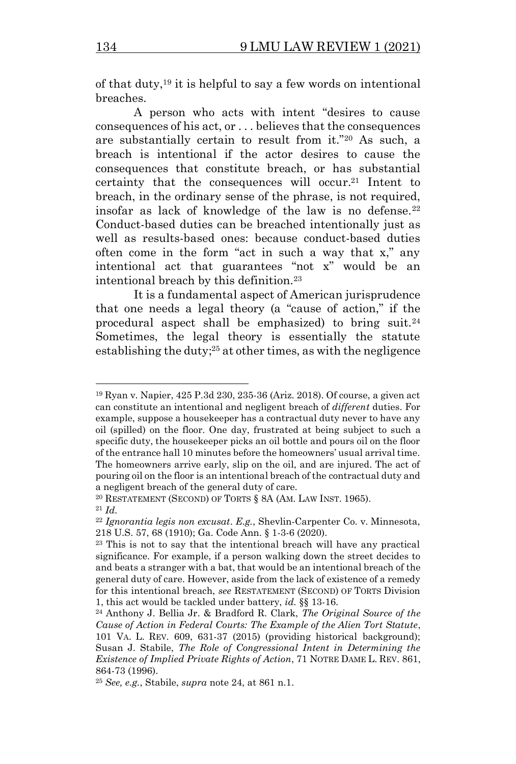of that duty,[19] it is helpful to say a few words on intentional breaches.

A person who acts with intent "desires to cause consequences of his act, or . . . believes that the consequences are substantially certain to result from it."[20] As such, a breach is intentional if the actor desires to cause the consequences that constitute breach, or has substantial certainty that the consequences will occur.[21] Intent to breach, in the ordinary sense of the phrase, is not required, insofar as lack of knowledge of the law is no defense.[22] Conduct-based duties can be breached intentionally just as well as results-based ones: because conduct-based duties often come in the form "act in such a way that x," any intentional act that guarantees "not x" would be an intentional breach by this definition.[23]

It is a fundamental aspect of American jurisprudence that one needs a legal theory (a "cause of action," if the procedural aspect shall be emphasized) to bring suit.[24] Sometimes, the legal theory is essentially the statute establishing the duty;[25] at other times, as with the negligence

---

[19] Ryan v. Napier, 425 P.3d 230, 235-36 (Ariz. 2018). Of course, a given act can constitute an intentional and negligent breach of *different* duties. For example, suppose a housekeeper has a contractual duty never to have any oil (spilled) on the floor. One day, frustrated at being subject to such a specific duty, the housekeeper picks an oil bottle and pours oil on the floor of the entrance hall 10 minutes before the homeowners' usual arrival time. The homeowners arrive early, slip on the oil, and are injured. The act of pouring oil on the floor is an intentional breach of the contractual duty and a negligent breach of the general duty of care.

[20] RESTATEMENT (SECOND) OF TORTS § 8A (AM. LAW INST. 1965).

[21] *Id.*

[22] *Ignorantia legis non excusat*. *E.g.*, Shevlin-Carpenter Co. v. Minnesota, 218 U.S. 57, 68 (1910); Ga. Code Ann. § 1-3-6 (2020).

[23] This is not to say that the intentional breach will have any practical significance. For example, if a person walking down the street decides to and beats a stranger with a bat, that would be an intentional breach of the general duty of care. However, aside from the lack of existence of a remedy for this intentional breach, *see* RESTATEMENT (SECOND) OF TORTS Division 1, this act would be tackled under battery, *id.* §§ 13-16.

[24] Anthony J. Bellia Jr. & Bradford R. Clark, *The Original Source of the Cause of Action in Federal Courts: The Example of the Alien Tort Statute*, 101 VA. L. REV. 609, 631-37 (2015) (providing historical background); Susan J. Stabile, *The Role of Congressional Intent in Determining the Existence of Implied Private Rights of Action*, 71 NOTRE DAME L. REV. 861, 864-73 (1996).

[25] *See, e.g.*, Stabile, *supra* note 24, at 861 n.1.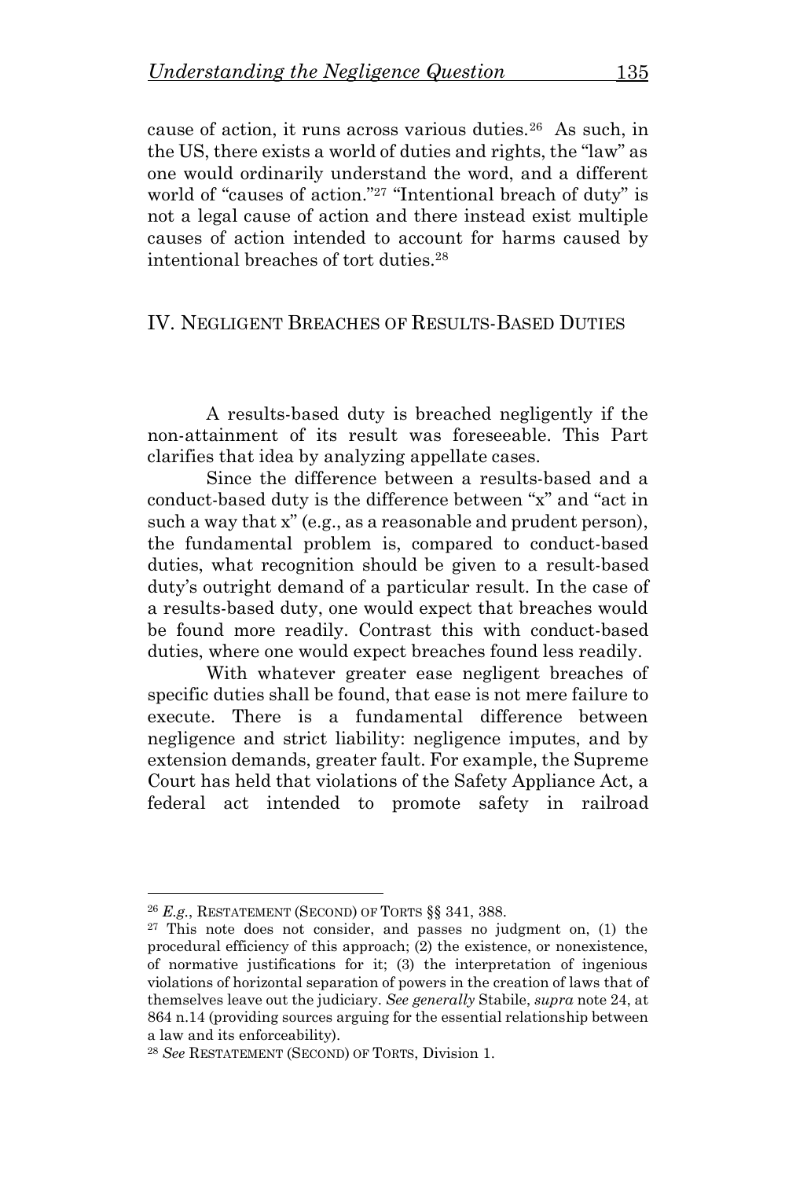cause of action, it runs across various duties.[26] As such, in the US, there exists a world of duties and rights, the "law" as one would ordinarily understand the word, and a different world of "causes of action."[27] "Intentional breach of duty" is not a legal cause of action and there instead exist multiple causes of action intended to account for harms caused by intentional breaches of tort duties.[28]

## IV. NEGLIGENT BREACHES OF RESULTS-BASED DUTIES

A results-based duty is breached negligently if the non-attainment of its result was foreseeable. This Part clarifies that idea by analyzing appellate cases.

Since the difference between a results-based and a conduct-based duty is the difference between "x" and "act in such a way that x" (e.g., as a reasonable and prudent person), the fundamental problem is, compared to conduct-based duties, what recognition should be given to a result-based duty's outright demand of a particular result. In the case of a results-based duty, one would expect that breaches would be found more readily. Contrast this with conduct-based duties, where one would expect breaches found less readily.

With whatever greater ease negligent breaches of specific duties shall be found, that ease is not mere failure to execute. There is a fundamental difference between negligence and strict liability: negligence imputes, and by extension demands, greater fault. For example, the Supreme Court has held that violations of the Safety Appliance Act, a federal act intended to promote safety in railroad

---

[26] *E.g.*, RESTATEMENT (SECOND) OF TORTS §§ 341, 388.

[27] This note does not consider, and passes no judgment on, (1) the procedural efficiency of this approach; (2) the existence, or nonexistence, of normative justifications for it; (3) the interpretation of ingenious violations of horizontal separation of powers in the creation of laws that of themselves leave out the judiciary. *See generally* Stabile, *supra* note 24, at 864 n.14 (providing sources arguing for the essential relationship between a law and its enforceability).

[28] *See* RESTATEMENT (SECOND) OF TORTS, Division 1.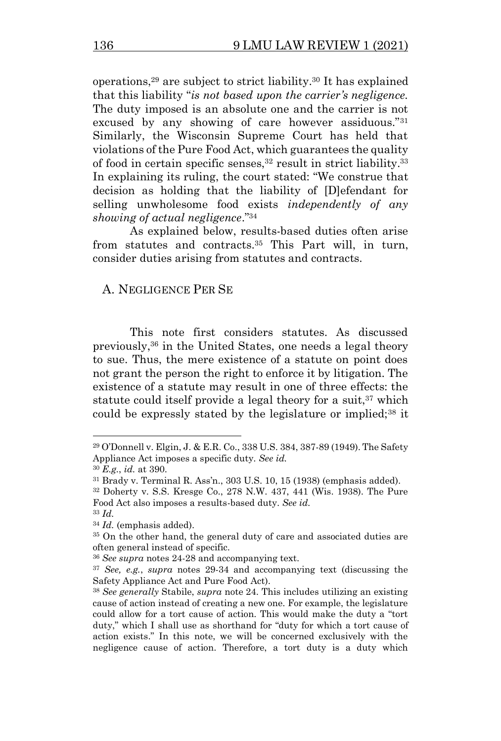operations,[29] are subject to strict liability.[30] It has explained that this liability "*is not based upon the carrier's negligence.* The duty imposed is an absolute one and the carrier is not excused by any showing of care however assiduous."[31] Similarly, the Wisconsin Supreme Court has held that violations of the Pure Food Act, which guarantees the quality of food in certain specific senses,[32] result in strict liability.[33] In explaining its ruling, the court stated: "We construe that decision as holding that the liability of [D]efendant for selling unwholesome food exists *independently of any showing of actual negligence*."[34]

As explained below, results-based duties often arise from statutes and contracts.[35] This Part will, in turn, consider duties arising from statutes and contracts.

## A. NEGLIGENCE PER SE

This note first considers statutes. As discussed previously,[36] in the United States, one needs a legal theory to sue. Thus, the mere existence of a statute on point does not grant the person the right to enforce it by litigation. The existence of a statute may result in one of three effects: the statute could itself provide a legal theory for a suit,[37] which could be expressly stated by the legislature or implied;[38] it

---

[29] O'Donnell v. Elgin, J. & E.R. Co., 338 U.S. 384, 387-89 (1949). The Safety Appliance Act imposes a specific duty. *See id.*

[30] *E.g.*, *id.* at 390.

[31] Brady v. Terminal R. Ass'n., 303 U.S. 10, 15 (1938) (emphasis added).

[32] Doherty v. S.S. Kresge Co., 278 N.W. 437, 441 (Wis. 1938). The Pure Food Act also imposes a results-based duty. *See id.*

[33] *Id.*

[34] *Id.* (emphasis added).

[35] On the other hand, the general duty of care and associated duties are often general instead of specific.

[36] *See supra* notes 24-28 and accompanying text.

[37] *See, e.g.*, *supra* notes 29-34 and accompanying text (discussing the Safety Appliance Act and Pure Food Act).

[38] *See generally* Stabile, *supra* note 24. This includes utilizing an existing cause of action instead of creating a new one. For example, the legislature could allow for a tort cause of action. This would make the duty a "tort duty," which I shall use as shorthand for "duty for which a tort cause of action exists." In this note, we will be concerned exclusively with the negligence cause of action. Therefore, a tort duty is a duty which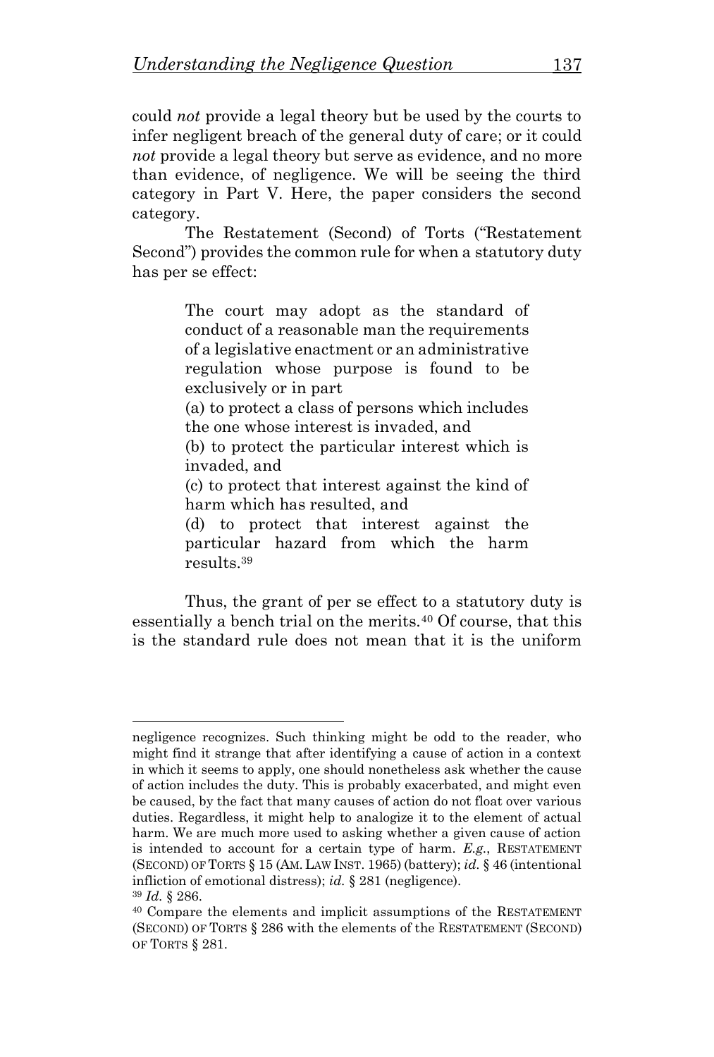could *not* provide a legal theory but be used by the courts to infer negligent breach of the general duty of care; or it could *not* provide a legal theory but serve as evidence, and no more than evidence, of negligence. We will be seeing the third category in Part V. Here, the paper considers the second category.

The Restatement (Second) of Torts ("Restatement Second") provides the common rule for when a statutory duty has per se effect:

> The court may adopt as the standard of conduct of a reasonable man the requirements of a legislative enactment or an administrative regulation whose purpose is found to be exclusively or in part
>
> (a) to protect a class of persons which includes the one whose interest is invaded, and
>
> (b) to protect the particular interest which is invaded, and
>
> (c) to protect that interest against the kind of harm which has resulted, and
>
> (d) to protect that interest against the particular hazard from which the harm results.[39]

Thus, the grant of per se effect to a statutory duty is essentially a bench trial on the merits.[40] Of course, that this is the standard rule does not mean that it is the uniform

---

negligence recognizes. Such thinking might be odd to the reader, who might find it strange that after identifying a cause of action in a context in which it seems to apply, one should nonetheless ask whether the cause of action includes the duty. This is probably exacerbated, and might even be caused, by the fact that many causes of action do not float over various duties. Regardless, it might help to analogize it to the element of actual harm. We are much more used to asking whether a given cause of action is intended to account for a certain type of harm. *E.g.*, RESTATEMENT (SECOND) OF TORTS § 15 (AM. LAW INST. 1965) (battery); *id.* § 46 (intentional infliction of emotional distress); *id.* § 281 (negligence).

[39] *Id.* § 286.

[40] Compare the elements and implicit assumptions of the RESTATEMENT (SECOND) OF TORTS § 286 with the elements of the RESTATEMENT (SECOND) OF TORTS § 281.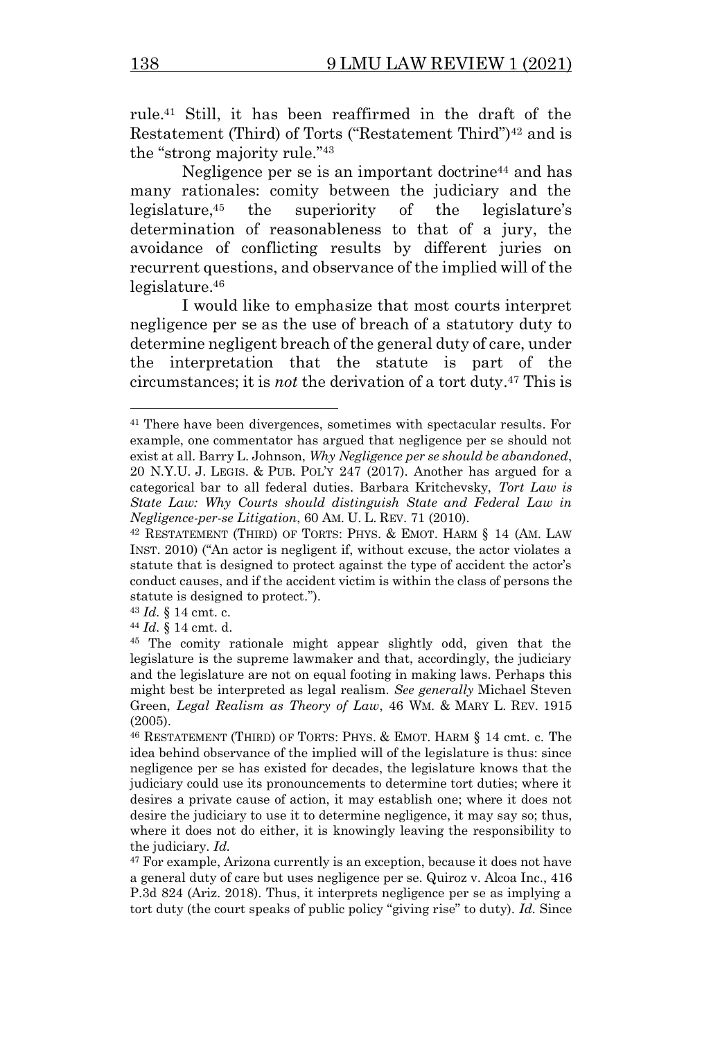rule.[41] Still, it has been reaffirmed in the draft of the Restatement (Third) of Torts ("Restatement Third")[42] and is the "strong majority rule."[43]

Negligence per se is an important doctrine[44] and has many rationales: comity between the judiciary and the legislature,[45] the superiority of the legislature's determination of reasonableness to that of a jury, the avoidance of conflicting results by different juries on recurrent questions, and observance of the implied will of the legislature.[46]

I would like to emphasize that most courts interpret negligence per se as the use of breach of a statutory duty to determine negligent breach of the general duty of care, under the interpretation that the statute is part of the circumstances; it is *not* the derivation of a tort duty.[47] This is

---

[41] There have been divergences, sometimes with spectacular results. For example, one commentator has argued that negligence per se should not exist at all. Barry L. Johnson, *Why Negligence per se should be abandoned*, 20 N.Y.U. J. LEGIS. & PUB. POL'Y 247 (2017). Another has argued for a categorical bar to all federal duties. Barbara Kritchevsky, *Tort Law is State Law: Why Courts should distinguish State and Federal Law in Negligence-per-se Litigation*, 60 AM. U. L. REV. 71 (2010).

[42] RESTATEMENT (THIRD) OF TORTS: PHYS. & EMOT. HARM § 14 (AM. LAW INST. 2010) ("An actor is negligent if, without excuse, the actor violates a statute that is designed to protect against the type of accident the actor's conduct causes, and if the accident victim is within the class of persons the statute is designed to protect.").

[43] *Id.* § 14 cmt. c.

[44] *Id.* § 14 cmt. d.

[45] The comity rationale might appear slightly odd, given that the legislature is the supreme lawmaker and that, accordingly, the judiciary and the legislature are not on equal footing in making laws. Perhaps this might best be interpreted as legal realism. *See generally* Michael Steven Green, *Legal Realism as Theory of Law*, 46 WM. & MARY L. REV. 1915 (2005).

[46] RESTATEMENT (THIRD) OF TORTS: PHYS. & EMOT. HARM § 14 cmt. c. The idea behind observance of the implied will of the legislature is thus: since negligence per se has existed for decades, the legislature knows that the judiciary could use its pronouncements to determine tort duties; where it desires a private cause of action, it may establish one; where it does not desire the judiciary to use it to determine negligence, it may say so; thus, where it does not do either, it is knowingly leaving the responsibility to the judiciary. *Id.*

[47] For example, Arizona currently is an exception, because it does not have a general duty of care but uses negligence per se. Quiroz v. Alcoa Inc., 416 P.3d 824 (Ariz. 2018). Thus, it interprets negligence per se as implying a tort duty (the court speaks of public policy "giving rise" to duty). *Id.* Since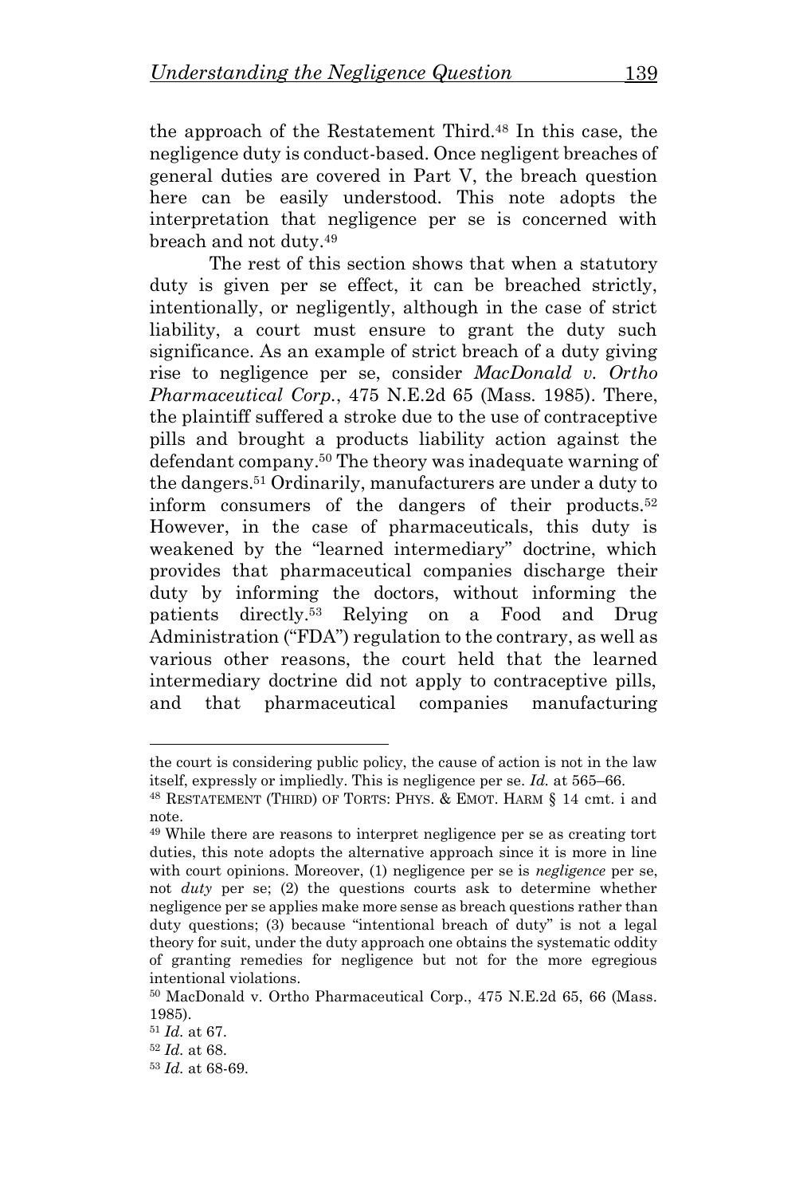the approach of the Restatement Third.[48] In this case, the negligence duty is conduct-based. Once negligent breaches of general duties are covered in Part V, the breach question here can be easily understood. This note adopts the interpretation that negligence per se is concerned with breach and not duty.[49]

The rest of this section shows that when a statutory duty is given per se effect, it can be breached strictly, intentionally, or negligently, although in the case of strict liability, a court must ensure to grant the duty such significance. As an example of strict breach of a duty giving rise to negligence per se, consider *MacDonald v. Ortho Pharmaceutical Corp.*, 475 N.E.2d 65 (Mass. 1985). There, the plaintiff suffered a stroke due to the use of contraceptive pills and brought a products liability action against the defendant company.[50] The theory was inadequate warning of the dangers.[51] Ordinarily, manufacturers are under a duty to inform consumers of the dangers of their products.[52] However, in the case of pharmaceuticals, this duty is weakened by the "learned intermediary" doctrine, which provides that pharmaceutical companies discharge their duty by informing the doctors, without informing the patients directly.[53] Relying on a Food and Drug Administration ("FDA") regulation to the contrary, as well as various other reasons, the court held that the learned intermediary doctrine did not apply to contraceptive pills, and that pharmaceutical companies manufacturing

---

the court is considering public policy, the cause of action is not in the law itself, expressly or impliedly. This is negligence per se. *Id.* at 565–66.

[48] RESTATEMENT (THIRD) OF TORTS: PHYS. & EMOT. HARM § 14 cmt. i and note.

[49] While there are reasons to interpret negligence per se as creating tort duties, this note adopts the alternative approach since it is more in line with court opinions. Moreover, (1) negligence per se is *negligence* per se, not *duty* per se; (2) the questions courts ask to determine whether negligence per se applies make more sense as breach questions rather than duty questions; (3) because "intentional breach of duty" is not a legal theory for suit, under the duty approach one obtains the systematic oddity of granting remedies for negligence but not for the more egregious intentional violations.

[50] MacDonald v. Ortho Pharmaceutical Corp., 475 N.E.2d 65, 66 (Mass. 1985).

[51] *Id.* at 67.

[52] *Id.* at 68.

[53] *Id.* at 68-69.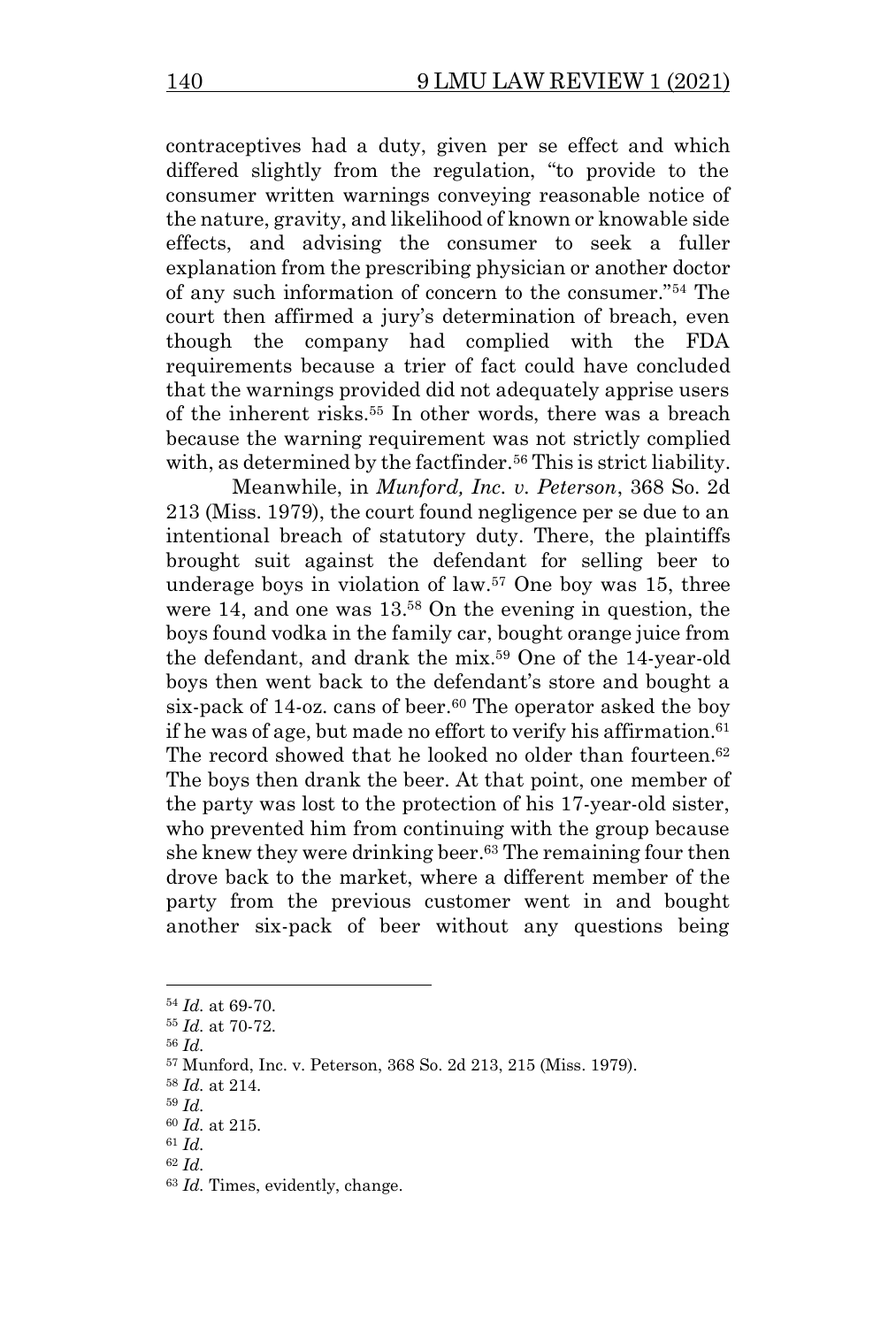contraceptives had a duty, given per se effect and which differed slightly from the regulation, "to provide to the consumer written warnings conveying reasonable notice of the nature, gravity, and likelihood of known or knowable side effects, and advising the consumer to seek a fuller explanation from the prescribing physician or another doctor of any such information of concern to the consumer."[54] The court then affirmed a jury's determination of breach, even though the company had complied with the FDA requirements because a trier of fact could have concluded that the warnings provided did not adequately apprise users of the inherent risks.[55] In other words, there was a breach because the warning requirement was not strictly complied with, as determined by the factfinder.[56] This is strict liability.

Meanwhile, in *Munford, Inc. v. Peterson*, 368 So. 2d 213 (Miss. 1979), the court found negligence per se due to an intentional breach of statutory duty. There, the plaintiffs brought suit against the defendant for selling beer to underage boys in violation of law.[57] One boy was 15, three were 14, and one was 13.[58] On the evening in question, the boys found vodka in the family car, bought orange juice from the defendant, and drank the mix.[59] One of the 14-year-old boys then went back to the defendant's store and bought a six-pack of 14-oz. cans of beer.[60] The operator asked the boy if he was of age, but made no effort to verify his affirmation.[61] The record showed that he looked no older than fourteen.[62] The boys then drank the beer. At that point, one member of the party was lost to the protection of his 17-year-old sister, who prevented him from continuing with the group because she knew they were drinking beer.[63] The remaining four then drove back to the market, where a different member of the party from the previous customer went in and bought another six-pack of beer without any questions being

---

[54] *Id.* at 69-70.

[55] *Id.* at 70-72.

[56] *Id.*

[57] Munford, Inc. v. Peterson, 368 So. 2d 213, 215 (Miss. 1979).

[58] *Id.* at 214.

[59] *Id.*

[60] *Id.* at 215.

[61] *Id.*

[62] *Id.*

[63] *Id.* Times, evidently, change.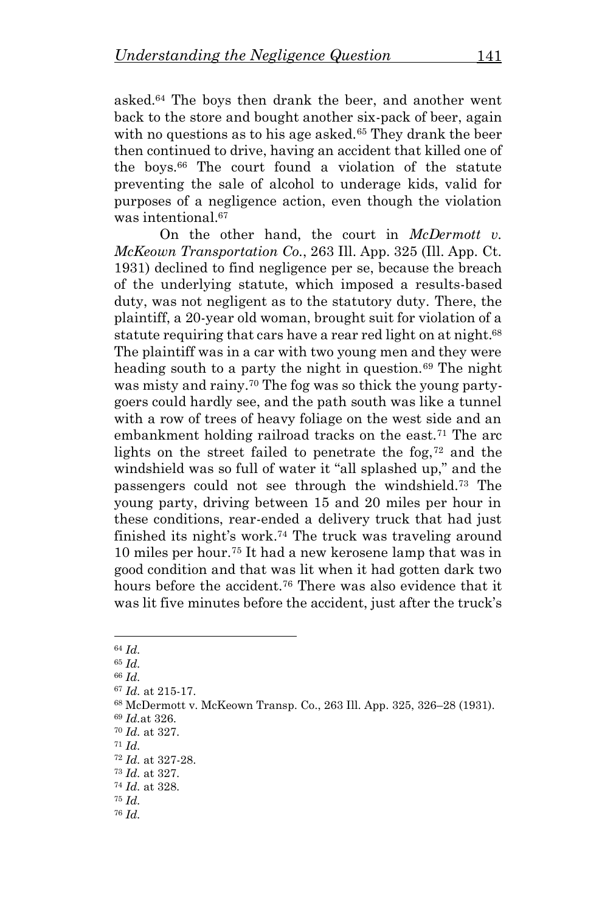asked.[64] The boys then drank the beer, and another went back to the store and bought another six-pack of beer, again with no questions as to his age asked.[65] They drank the beer then continued to drive, having an accident that killed one of the boys.[66] The court found a violation of the statute preventing the sale of alcohol to underage kids, valid for purposes of a negligence action, even though the violation was intentional.[67]

On the other hand, the court in *McDermott v. McKeown Transportation Co.*, 263 Ill. App. 325 (Ill. App. Ct. 1931) declined to find negligence per se, because the breach of the underlying statute, which imposed a results-based duty, was not negligent as to the statutory duty. There, the plaintiff, a 20-year old woman, brought suit for violation of a statute requiring that cars have a rear red light on at night.[68] The plaintiff was in a car with two young men and they were heading south to a party the night in question.[69] The night was misty and rainy.[70] The fog was so thick the young party-goers could hardly see, and the path south was like a tunnel with a row of trees of heavy foliage on the west side and an embankment holding railroad tracks on the east.[71] The arc lights on the street failed to penetrate the fog,[72] and the windshield was so full of water it "all splashed up," and the passengers could not see through the windshield.[73] The young party, driving between 15 and 20 miles per hour in these conditions, rear-ended a delivery truck that had just finished its night's work.[74] The truck was traveling around 10 miles per hour.[75] It had a new kerosene lamp that was in good condition and that was lit when it had gotten dark two hours before the accident.[76] There was also evidence that it was lit five minutes before the accident, just after the truck's

---

[64] *Id.*

[65] *Id.*

[66] *Id.*

[67] *Id.* at 215-17.

[68] McDermott v. McKeown Transp. Co., 263 Ill. App. 325, 326–28 (1931).

[69] *Id.*at 326.

[70] *Id.* at 327.

[71] *Id.*

[72] *Id.* at 327-28.

[73] *Id.* at 327.

[74] *Id.* at 328.

[75] *Id.*

[76] *Id.*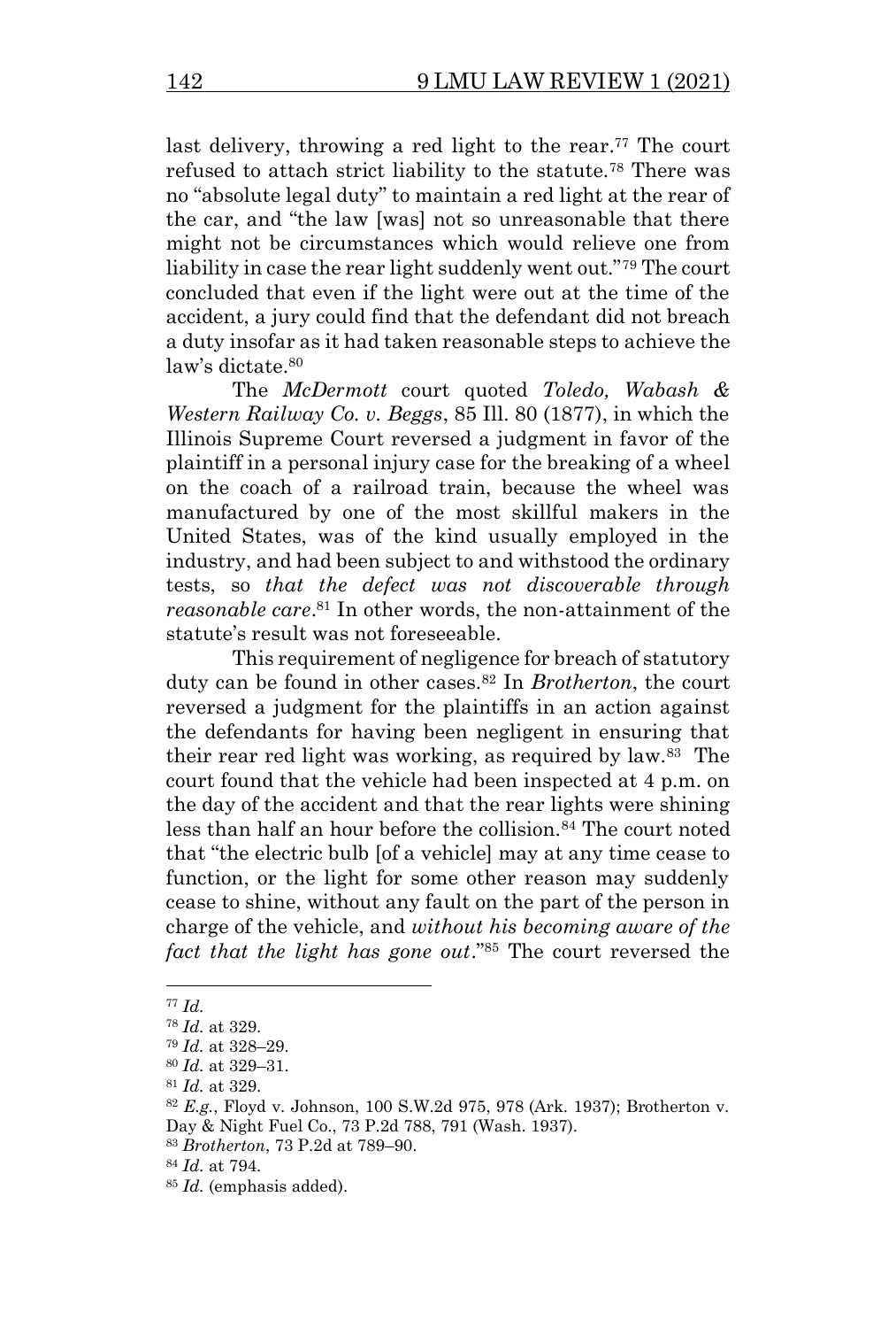last delivery, throwing a red light to the rear.[77] The court refused to attach strict liability to the statute.[78] There was no "absolute legal duty" to maintain a red light at the rear of the car, and "the law [was] not so unreasonable that there might not be circumstances which would relieve one from liability in case the rear light suddenly went out."[79] The court concluded that even if the light were out at the time of the accident, a jury could find that the defendant did not breach a duty insofar as it had taken reasonable steps to achieve the law's dictate.[80]

The *McDermott* court quoted *Toledo, Wabash & Western Railway Co. v. Beggs*, 85 Ill. 80 (1877), in which the Illinois Supreme Court reversed a judgment in favor of the plaintiff in a personal injury case for the breaking of a wheel on the coach of a railroad train, because the wheel was manufactured by one of the most skillful makers in the United States, was of the kind usually employed in the industry, and had been subject to and withstood the ordinary tests, so *that the defect was not discoverable through reasonable care*.[81] In other words, the non-attainment of the statute's result was not foreseeable.

This requirement of negligence for breach of statutory duty can be found in other cases.[82] In *Brotherton*, the court reversed a judgment for the plaintiffs in an action against the defendants for having been negligent in ensuring that their rear red light was working, as required by law.[83] The court found that the vehicle had been inspected at 4 p.m. on the day of the accident and that the rear lights were shining less than half an hour before the collision.[84] The court noted that "the electric bulb [of a vehicle] may at any time cease to function, or the light for some other reason may suddenly cease to shine, without any fault on the part of the person in charge of the vehicle, and *without his becoming aware of the fact that the light has gone out*."[85] The court reversed the

---

[77] *Id.*

[78] *Id.* at 329.

[79] *Id.* at 328–29.

[80] *Id.* at 329–31.

[81] *Id.* at 329.

[82] *E.g.*, Floyd v. Johnson, 100 S.W.2d 975, 978 (Ark. 1937); Brotherton v. Day & Night Fuel Co., 73 P.2d 788, 791 (Wash. 1937).

[83] *Brotherton*, 73 P.2d at 789–90.

[84] *Id.* at 794.

[85] *Id.* (emphasis added).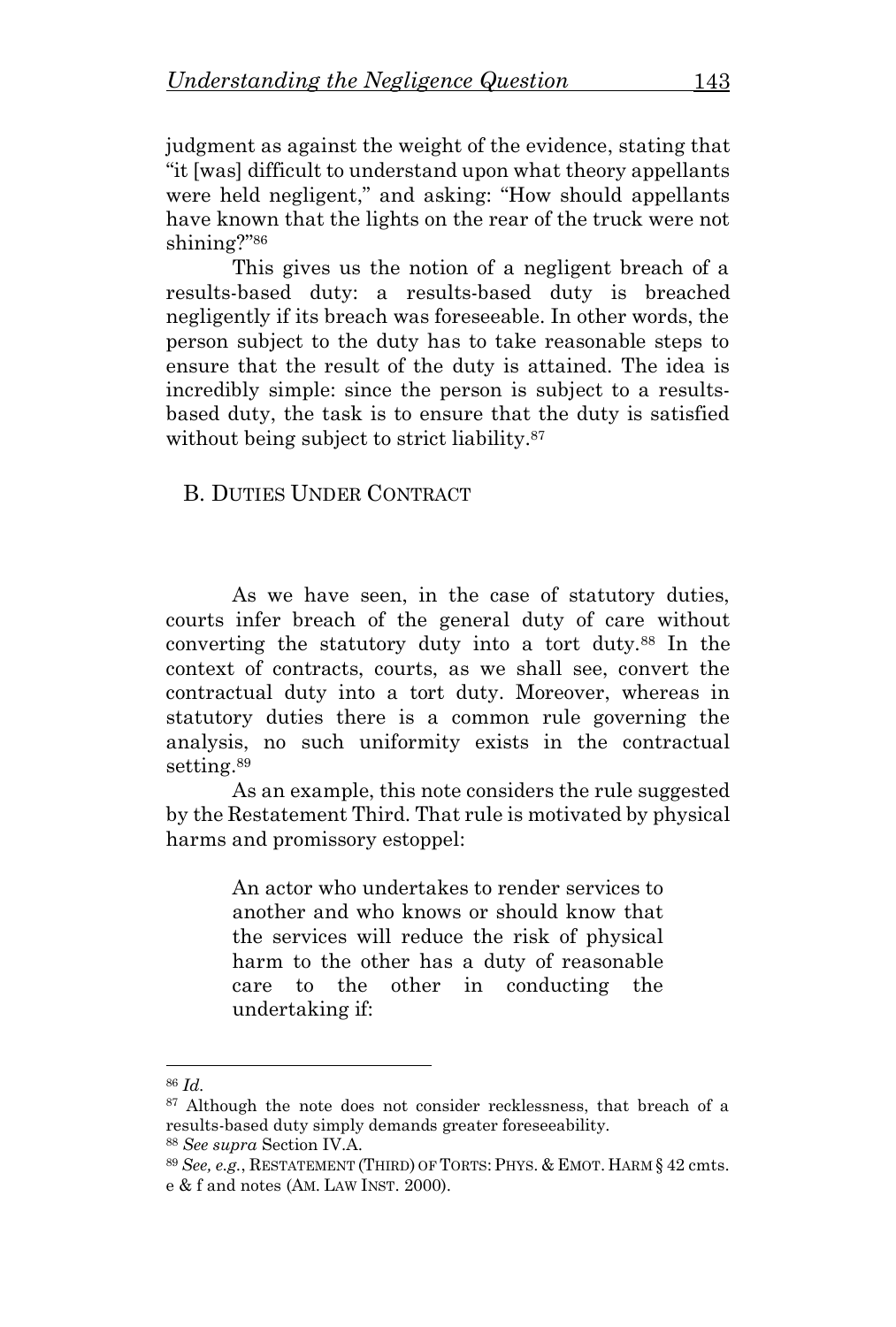judgment as against the weight of the evidence, stating that "it [was] difficult to understand upon what theory appellants were held negligent," and asking: "How should appellants have known that the lights on the rear of the truck were not shining?"[86]

This gives us the notion of a negligent breach of a results-based duty: a results-based duty is breached negligently if its breach was foreseeable. In other words, the person subject to the duty has to take reasonable steps to ensure that the result of the duty is attained. The idea is incredibly simple: since the person is subject to a results-based duty, the task is to ensure that the duty is satisfied without being subject to strict liability.[87]

## B. DUTIES UNDER CONTRACT

As we have seen, in the case of statutory duties, courts infer breach of the general duty of care without converting the statutory duty into a tort duty.[88] In the context of contracts, courts, as we shall see, convert the contractual duty into a tort duty. Moreover, whereas in statutory duties there is a common rule governing the analysis, no such uniformity exists in the contractual setting.[89]

As an example, this note considers the rule suggested by the Restatement Third. That rule is motivated by physical harms and promissory estoppel:

> An actor who undertakes to render services to another and who knows or should know that the services will reduce the risk of physical harm to the other has a duty of reasonable care to the other in conducting the undertaking if:

---

[86] *Id.*

[87] Although the note does not consider recklessness, that breach of a results-based duty simply demands greater foreseeability.

[88] *See supra* Section IV.A.

[89] *See, e.g.*, RESTATEMENT (THIRD) OF TORTS: PHYS. & EMOT. HARM § 42 cmts. e & f and notes (AM. LAW INST. 2000).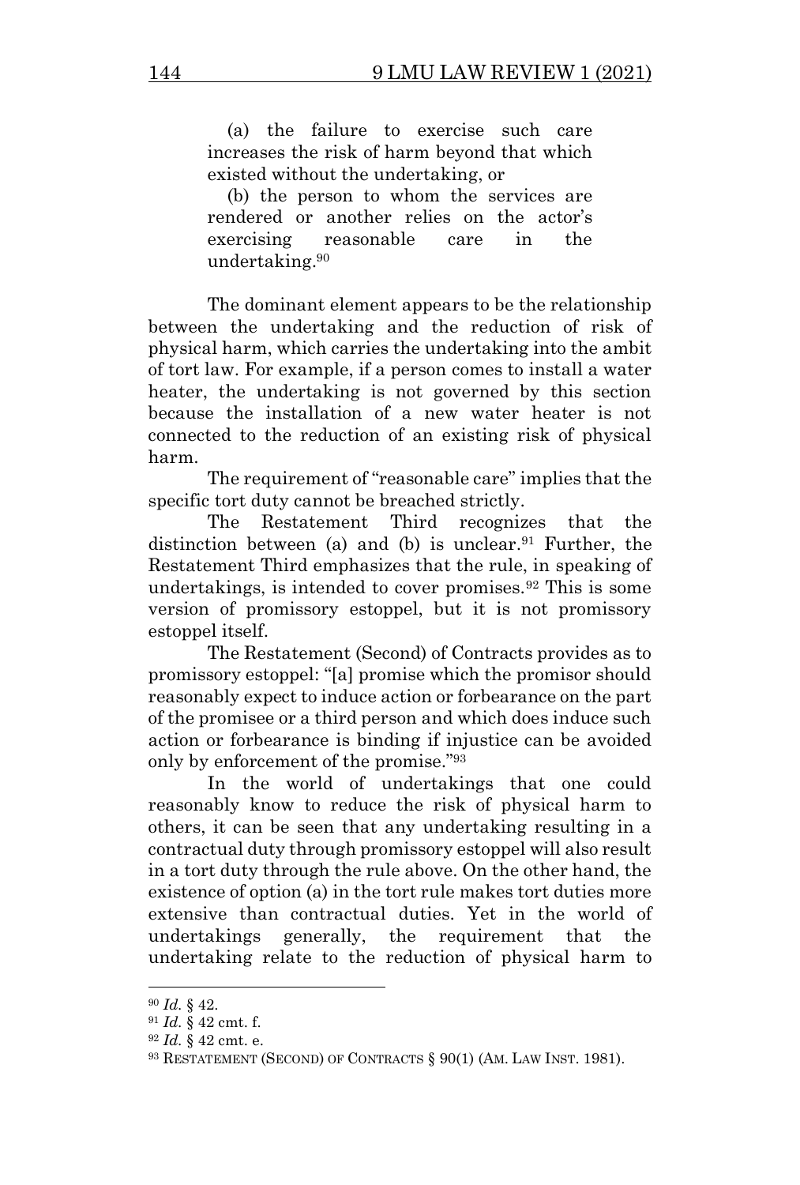> (a) the failure to exercise such care increases the risk of harm beyond that which existed without the undertaking, or
>
> (b) the person to whom the services are rendered or another relies on the actor's exercising reasonable care in the undertaking.[90]

The dominant element appears to be the relationship between the undertaking and the reduction of risk of physical harm, which carries the undertaking into the ambit of tort law. For example, if a person comes to install a water heater, the undertaking is not governed by this section because the installation of a new water heater is not connected to the reduction of an existing risk of physical harm.

The requirement of "reasonable care" implies that the specific tort duty cannot be breached strictly.

The Restatement Third recognizes that the distinction between (a) and (b) is unclear.[91] Further, the Restatement Third emphasizes that the rule, in speaking of undertakings, is intended to cover promises.[92] This is some version of promissory estoppel, but it is not promissory estoppel itself.

The Restatement (Second) of Contracts provides as to promissory estoppel: "[a] promise which the promisor should reasonably expect to induce action or forbearance on the part of the promisee or a third person and which does induce such action or forbearance is binding if injustice can be avoided only by enforcement of the promise."[93]

In the world of undertakings that one could reasonably know to reduce the risk of physical harm to others, it can be seen that any undertaking resulting in a contractual duty through promissory estoppel will also result in a tort duty through the rule above. On the other hand, the existence of option (a) in the tort rule makes tort duties more extensive than contractual duties. Yet in the world of undertakings generally, the requirement that the undertaking relate to the reduction of physical harm to

---

[90] *Id.* § 42.

[91] *Id.* § 42 cmt. f.

[92] *Id.* § 42 cmt. e.

[93] RESTATEMENT (SECOND) OF CONTRACTS § 90(1) (AM. LAW INST. 1981).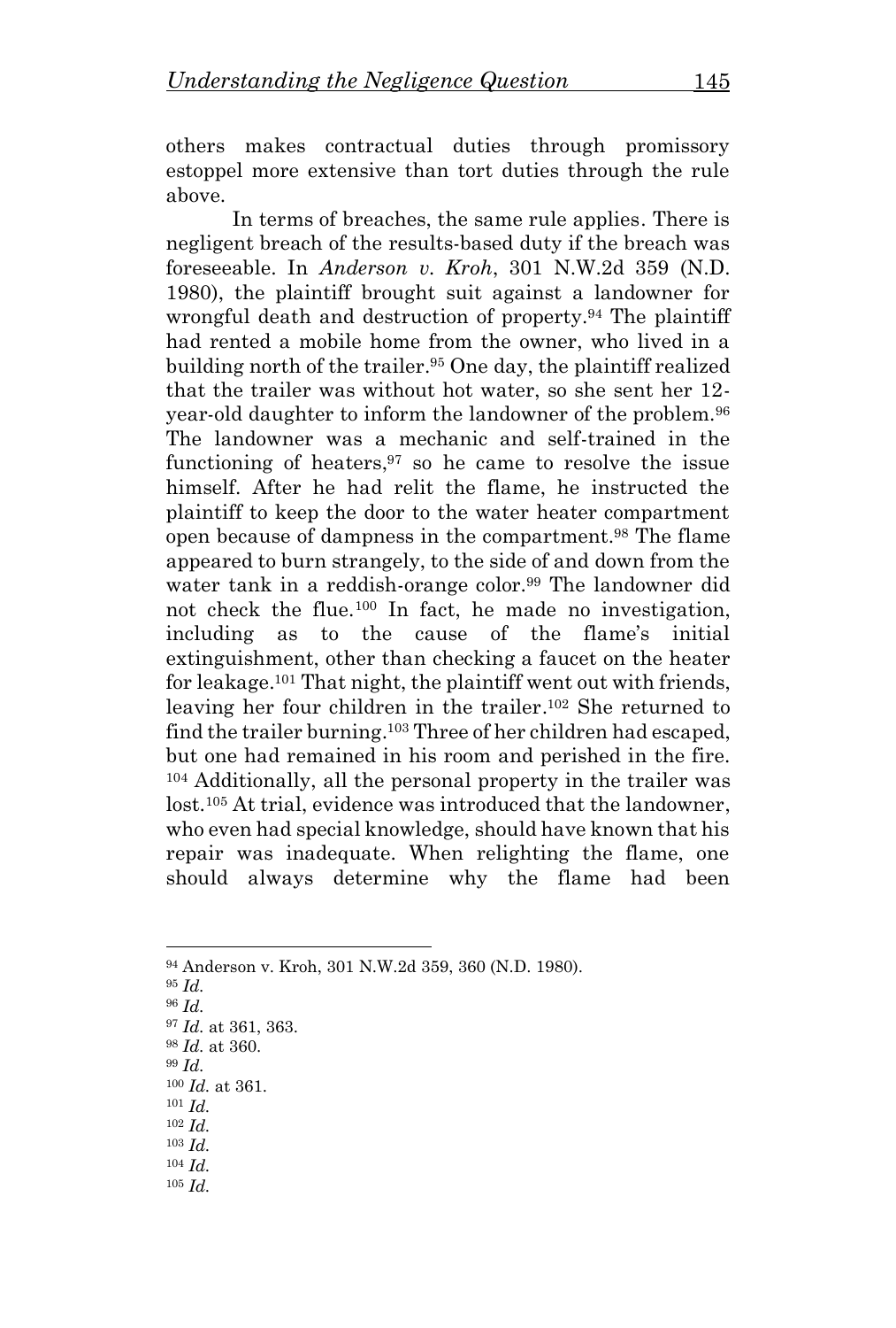others makes contractual duties through promissory estoppel more extensive than tort duties through the rule above.

In terms of breaches, the same rule applies. There is negligent breach of the results-based duty if the breach was foreseeable. In *Anderson v. Kroh*, 301 N.W.2d 359 (N.D. 1980), the plaintiff brought suit against a landowner for wrongful death and destruction of property.[94] The plaintiff had rented a mobile home from the owner, who lived in a building north of the trailer.[95] One day, the plaintiff realized that the trailer was without hot water, so she sent her 12-year-old daughter to inform the landowner of the problem.[96] The landowner was a mechanic and self-trained in the functioning of heaters,[97] so he came to resolve the issue himself. After he had relit the flame, he instructed the plaintiff to keep the door to the water heater compartment open because of dampness in the compartment.[98] The flame appeared to burn strangely, to the side of and down from the water tank in a reddish-orange color.[99] The landowner did not check the flue.[100] In fact, he made no investigation, including as to the cause of the flame's initial extinguishment, other than checking a faucet on the heater for leakage.[101] That night, the plaintiff went out with friends, leaving her four children in the trailer.[102] She returned to find the trailer burning.[103] Three of her children had escaped, but one had remained in his room and perished in the fire.[104] Additionally, all the personal property in the trailer was lost.[105] At trial, evidence was introduced that the landowner, who even had special knowledge, should have known that his repair was inadequate. When relighting the flame, one should always determine why the flame had been

---

[94] Anderson v. Kroh, 301 N.W.2d 359, 360 (N.D. 1980).
[95] *Id.*
[96] *Id.*
[97] *Id.* at 361, 363.
[98] *Id.* at 360.
[99] *Id.*
[100] *Id.* at 361.
[101] *Id.*
[102] *Id.*
[103] *Id.*
[104] *Id.*
[105] *Id.*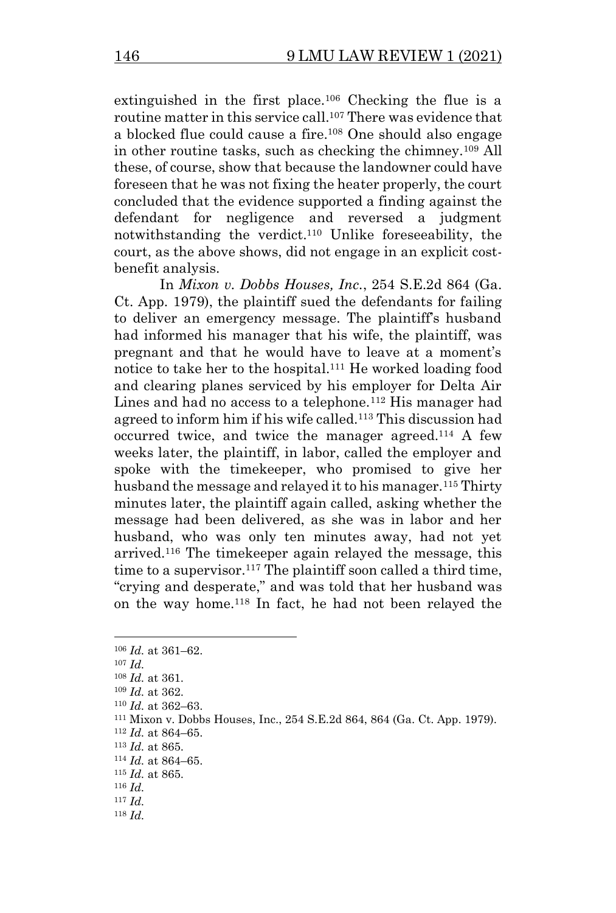extinguished in the first place.[106] Checking the flue is a routine matter in this service call.[107] There was evidence that a blocked flue could cause a fire.[108] One should also engage in other routine tasks, such as checking the chimney.[109] All these, of course, show that because the landowner could have foreseen that he was not fixing the heater properly, the court concluded that the evidence supported a finding against the defendant for negligence and reversed a judgment notwithstanding the verdict.[110] Unlike foreseeability, the court, as the above shows, did not engage in an explicit cost-benefit analysis.

In *Mixon v. Dobbs Houses, Inc.*, 254 S.E.2d 864 (Ga. Ct. App. 1979), the plaintiff sued the defendants for failing to deliver an emergency message. The plaintiff's husband had informed his manager that his wife, the plaintiff, was pregnant and that he would have to leave at a moment's notice to take her to the hospital.[111] He worked loading food and clearing planes serviced by his employer for Delta Air Lines and had no access to a telephone.[112] His manager had agreed to inform him if his wife called.[113] This discussion had occurred twice, and twice the manager agreed.[114] A few weeks later, the plaintiff, in labor, called the employer and spoke with the timekeeper, who promised to give her husband the message and relayed it to his manager.[115] Thirty minutes later, the plaintiff again called, asking whether the message had been delivered, as she was in labor and her husband, who was only ten minutes away, had not yet arrived.[116] The timekeeper again relayed the message, this time to a supervisor.[117] The plaintiff soon called a third time, "crying and desperate," and was told that her husband was on the way home.[118] In fact, he had not been relayed the

---

[106] *Id.* at 361–62.

[107] *Id.*

[108] *Id.* at 361.

[109] *Id.* at 362.

[110] *Id.* at 362–63.

[111] Mixon v. Dobbs Houses, Inc., 254 S.E.2d 864, 864 (Ga. Ct. App. 1979).

[112] *Id.* at 864–65.

[113] *Id.* at 865.

[114] *Id.* at 864–65.

[115] *Id.* at 865.

[116] *Id.*

[117] *Id.*

[118] *Id.*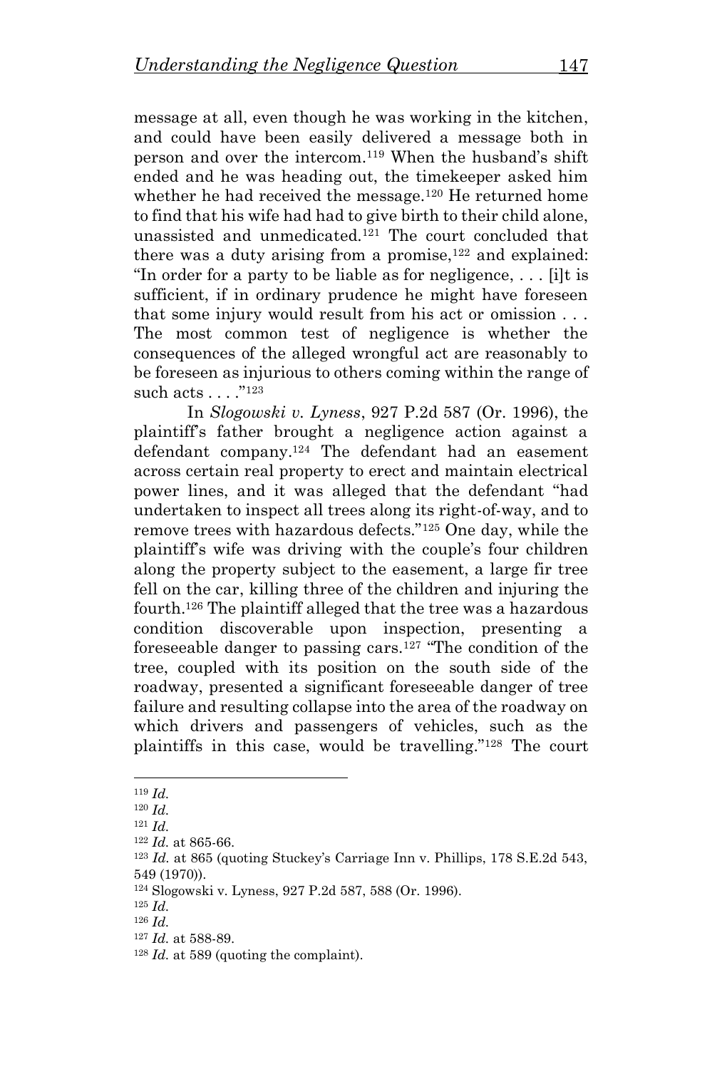message at all, even though he was working in the kitchen, and could have been easily delivered a message both in person and over the intercom.[119] When the husband's shift ended and he was heading out, the timekeeper asked him whether he had received the message.[120] He returned home to find that his wife had had to give birth to their child alone, unassisted and unmedicated.[121] The court concluded that there was a duty arising from a promise,[122] and explained: "In order for a party to be liable as for negligence, . . . [i]t is sufficient, if in ordinary prudence he might have foreseen that some injury would result from his act or omission . . . The most common test of negligence is whether the consequences of the alleged wrongful act are reasonably to be foreseen as injurious to others coming within the range of such acts . . . ."[123]

In *Slogowski v. Lyness*, 927 P.2d 587 (Or. 1996), the plaintiff's father brought a negligence action against a defendant company.[124] The defendant had an easement across certain real property to erect and maintain electrical power lines, and it was alleged that the defendant "had undertaken to inspect all trees along its right-of-way, and to remove trees with hazardous defects."[125] One day, while the plaintiff's wife was driving with the couple's four children along the property subject to the easement, a large fir tree fell on the car, killing three of the children and injuring the fourth.[126] The plaintiff alleged that the tree was a hazardous condition discoverable upon inspection, presenting a foreseeable danger to passing cars.[127] "The condition of the tree, coupled with its position on the south side of the roadway, presented a significant foreseeable danger of tree failure and resulting collapse into the area of the roadway on which drivers and passengers of vehicles, such as the plaintiffs in this case, would be travelling."[128] The court

---

[119] *Id.*

[120] *Id.*

[121] *Id.*

[122] *Id.* at 865-66.

[123] *Id.* at 865 (quoting Stuckey's Carriage Inn v. Phillips, 178 S.E.2d 543, 549 (1970)).

[124] Slogowski v. Lyness, 927 P.2d 587, 588 (Or. 1996).

[125] *Id.*

[126] *Id.*

[127] *Id.* at 588-89.

[128] *Id.* at 589 (quoting the complaint).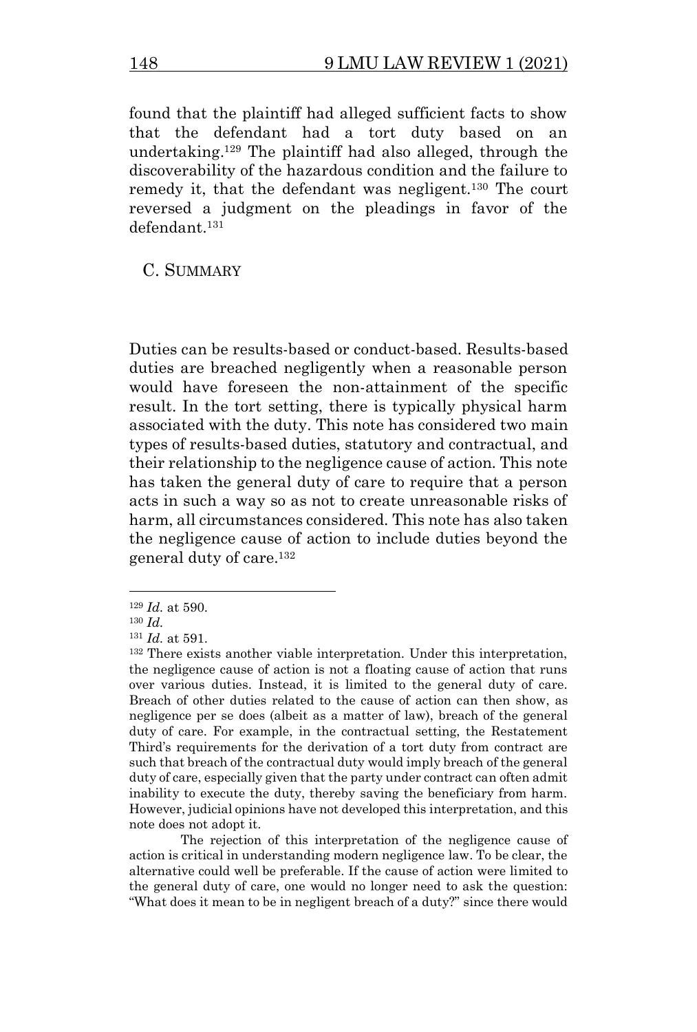found that the plaintiff had alleged sufficient facts to show that the defendant had a tort duty based on an undertaking.[129] The plaintiff had also alleged, through the discoverability of the hazardous condition and the failure to remedy it, that the defendant was negligent.[130] The court reversed a judgment on the pleadings in favor of the defendant.[131]

### C. SUMMARY

Duties can be results-based or conduct-based. Results-based duties are breached negligently when a reasonable person would have foreseen the non-attainment of the specific result. In the tort setting, there is typically physical harm associated with the duty. This note has considered two main types of results-based duties, statutory and contractual, and their relationship to the negligence cause of action. This note has taken the general duty of care to require that a person acts in such a way so as not to create unreasonable risks of harm, all circumstances considered. This note has also taken the negligence cause of action to include duties beyond the general duty of care.[132]

---

[129] *Id.* at 590.

[130] *Id.*

[131] *Id.* at 591.

[132] There exists another viable interpretation. Under this interpretation, the negligence cause of action is not a floating cause of action that runs over various duties. Instead, it is limited to the general duty of care. Breach of other duties related to the cause of action can then show, as negligence per se does (albeit as a matter of law), breach of the general duty of care. For example, in the contractual setting, the Restatement Third's requirements for the derivation of a tort duty from contract are such that breach of the contractual duty would imply breach of the general duty of care, especially given that the party under contract can often admit inability to execute the duty, thereby saving the beneficiary from harm. However, judicial opinions have not developed this interpretation, and this note does not adopt it.

The rejection of this interpretation of the negligence cause of action is critical in understanding modern negligence law. To be clear, the alternative could well be preferable. If the cause of action were limited to the general duty of care, one would no longer need to ask the question: "What does it mean to be in negligent breach of a duty?" since there would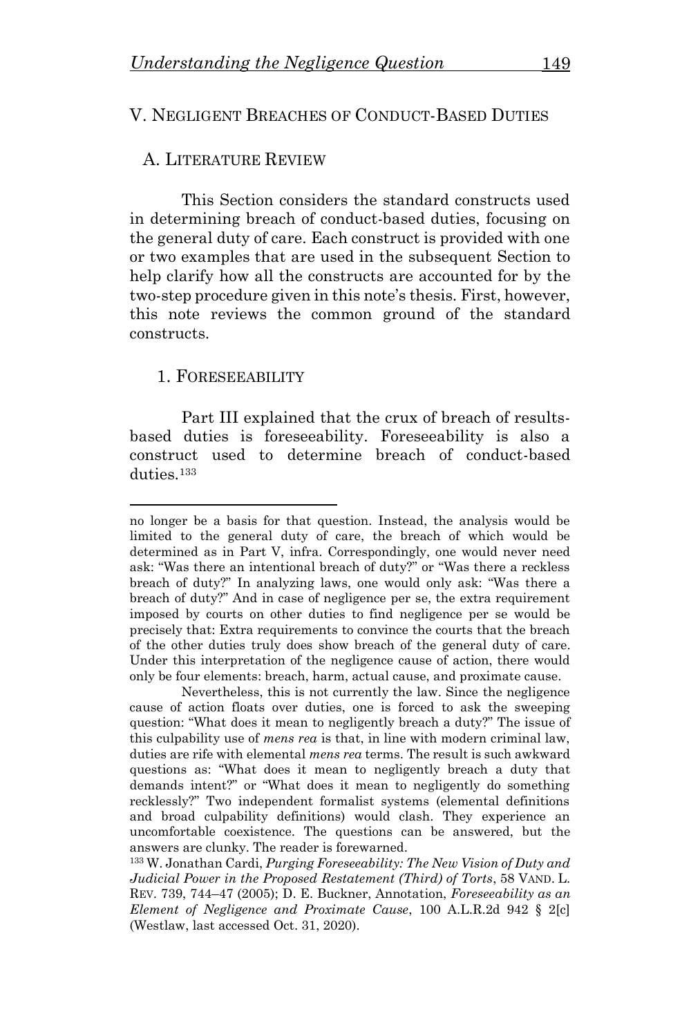## V. NEGLIGENT BREACHES OF CONDUCT-BASED DUTIES

### A. LITERATURE REVIEW

This Section considers the standard constructs used in determining breach of conduct-based duties, focusing on the general duty of care. Each construct is provided with one or two examples that are used in the subsequent Section to help clarify how all the constructs are accounted for by the two-step procedure given in this note's thesis. First, however, this note reviews the common ground of the standard constructs.

#### 1. FORESEEABILITY

Part III explained that the crux of breach of results-based duties is foreseeability. Foreseeability is also a construct used to determine breach of conduct-based duties.[133]

---

no longer be a basis for that question. Instead, the analysis would be limited to the general duty of care, the breach of which would be determined as in Part V, infra. Correspondingly, one would never need ask: "Was there an intentional breach of duty?" or "Was there a reckless breach of duty?" In analyzing laws, one would only ask: "Was there a breach of duty?" And in case of negligence per se, the extra requirement imposed by courts on other duties to find negligence per se would be precisely that: Extra requirements to convince the courts that the breach of the other duties truly does show breach of the general duty of care. Under this interpretation of the negligence cause of action, there would only be four elements: breach, harm, actual cause, and proximate cause.

Nevertheless, this is not currently the law. Since the negligence cause of action floats over duties, one is forced to ask the sweeping question: "What does it mean to negligently breach a duty?" The issue of this culpability use of *mens rea* is that, in line with modern criminal law, duties are rife with elemental *mens rea* terms. The result is such awkward questions as: "What does it mean to negligently breach a duty that demands intent?" or "What does it mean to negligently do something recklessly?" Two independent formalist systems (elemental definitions and broad culpability definitions) would clash. They experience an uncomfortable coexistence. The questions can be answered, but the answers are clunky. The reader is forewarned.

[133] W. Jonathan Cardi, *Purging Foreseeability: The New Vision of Duty and Judicial Power in the Proposed Restatement (Third) of Torts*, 58 VAND. L. REV. 739, 744–47 (2005); D. E. Buckner, Annotation, *Foreseeability as an Element of Negligence and Proximate Cause*, 100 A.L.R.2d 942 § 2[c] (Westlaw, last accessed Oct. 31, 2020).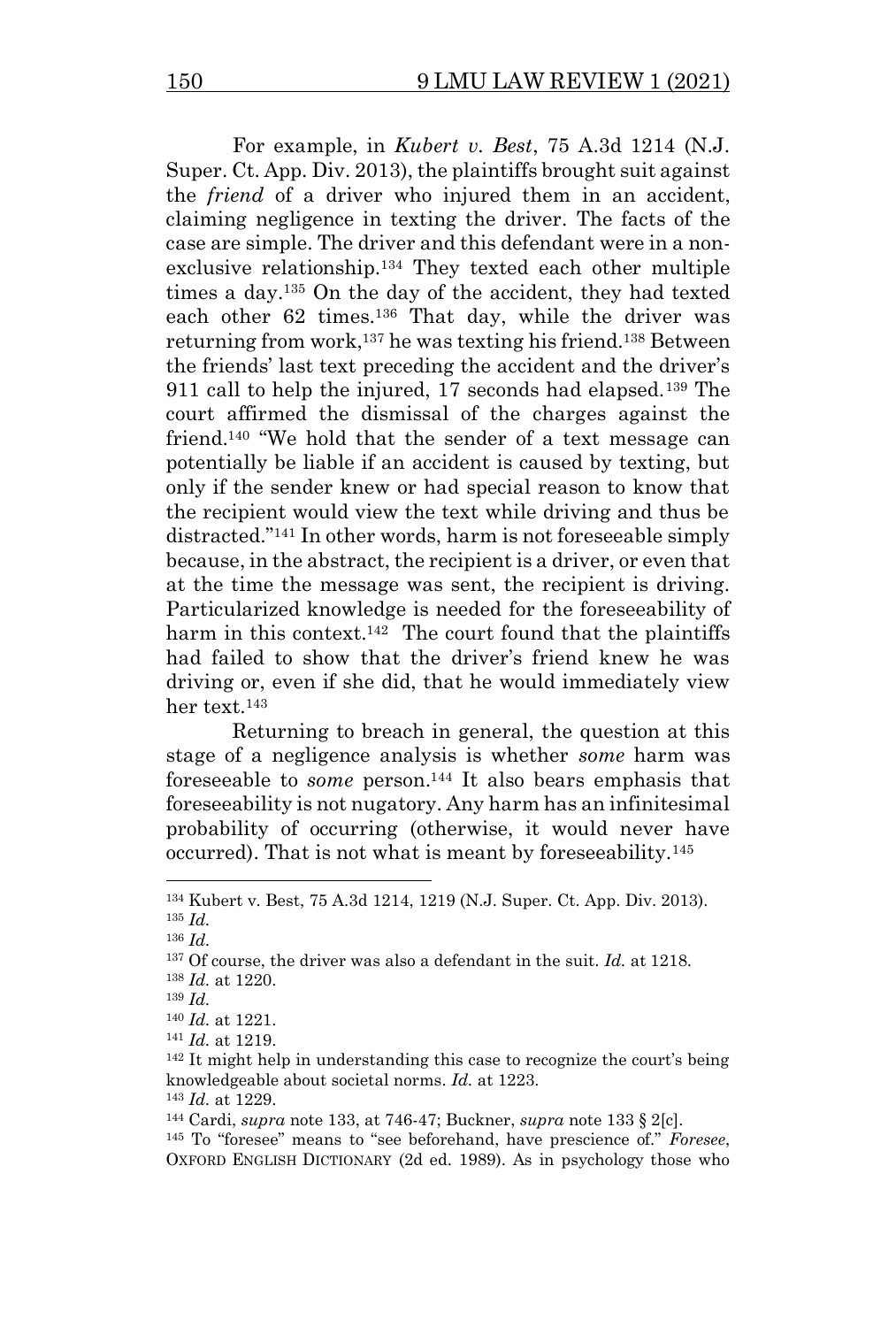For example, in *Kubert v. Best*, 75 A.3d 1214 (N.J. Super. Ct. App. Div. 2013), the plaintiffs brought suit against the *friend* of a driver who injured them in an accident, claiming negligence in texting the driver. The facts of the case are simple. The driver and this defendant were in a non-exclusive relationship.[134] They texted each other multiple times a day.[135] On the day of the accident, they had texted each other 62 times.[136] That day, while the driver was returning from work,[137] he was texting his friend.[138] Between the friends' last text preceding the accident and the driver's 911 call to help the injured, 17 seconds had elapsed.[139] The court affirmed the dismissal of the charges against the friend.[140] "We hold that the sender of a text message can potentially be liable if an accident is caused by texting, but only if the sender knew or had special reason to know that the recipient would view the text while driving and thus be distracted."[141] In other words, harm is not foreseeable simply because, in the abstract, the recipient is a driver, or even that at the time the message was sent, the recipient is driving. Particularized knowledge is needed for the foreseeability of harm in this context.[142] The court found that the plaintiffs had failed to show that the driver's friend knew he was driving or, even if she did, that he would immediately view her text.[143]

Returning to breach in general, the question at this stage of a negligence analysis is whether *some* harm was foreseeable to *some* person.[144] It also bears emphasis that foreseeability is not nugatory. Any harm has an infinitesimal probability of occurring (otherwise, it would never have occurred). That is not what is meant by foreseeability.[145]

---

[134] Kubert v. Best, 75 A.3d 1214, 1219 (N.J. Super. Ct. App. Div. 2013).

[135] *Id.*

[136] *Id.*

[137] Of course, the driver was also a defendant in the suit. *Id.* at 1218.

[138] *Id.* at 1220.

[139] *Id.*

[140] *Id.* at 1221.

[141] *Id.* at 1219.

[142] It might help in understanding this case to recognize the court's being knowledgeable about societal norms. *Id.* at 1223.

[143] *Id.* at 1229.

[144] Cardi, *supra* note 133, at 746-47; Buckner, *supra* note 133 § 2[c].

[145] To "foresee" means to "see beforehand, have prescience of." *Foresee*, OXFORD ENGLISH DICTIONARY (2d ed. 1989). As in psychology those who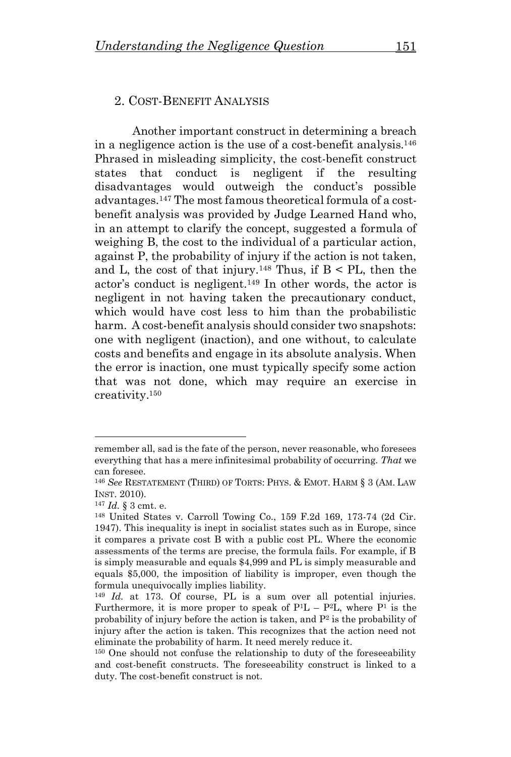## 2. Cost-Benefit Analysis

Another important construct in determining a breach in a negligence action is the use of a cost-benefit analysis.[146] Phrased in misleading simplicity, the cost-benefit construct states that conduct is negligent if the resulting disadvantages would outweigh the conduct's possible advantages.[147] The most famous theoretical formula of a cost-benefit analysis was provided by Judge Learned Hand who, in an attempt to clarify the concept, suggested a formula of weighing B, the cost to the individual of a particular action, against P, the probability of injury if the action is not taken, and L, the cost of that injury.[148] Thus, if $B < PL$, then the actor's conduct is negligent.[149] In other words, the actor is negligent in not having taken the precautionary conduct, which would have cost less to him than the probabilistic harm. A cost-benefit analysis should consider two snapshots: one with negligent (inaction), and one without, to calculate costs and benefits and engage in its absolute analysis. When the error is inaction, one must typically specify some action that was not done, which may require an exercise in creativity.[150]

---

remember all, sad is the fate of the person, never reasonable, who foresees everything that has a mere infinitesimal probability of occurring. *That* we can foresee.

[146] *See* Restatement (Third) of Torts: Phys. & Emot. Harm § 3 (Am. Law Inst. 2010).

[147] *Id.* § 3 cmt. e.

[148] United States v. Carroll Towing Co., 159 F.2d 169, 173-74 (2d Cir. 1947). This inequality is inept in socialist states such as in Europe, since it compares a private cost B with a public cost PL. Where the economic assessments of the terms are precise, the formula fails. For example, if B is simply measurable and equals $4,999 and PL is simply measurable and equals $5,000, the imposition of liability is improper, even though the formula unequivocally implies liability.

[149] *Id.* at 173. Of course, PL is a sum over all potential injuries. Furthermore, it is more proper to speak of $P^1L - P^2L$, where $P^1$ is the probability of injury before the action is taken, and $P^2$ is the probability of injury after the action is taken. This recognizes that the action need not eliminate the probability of harm. It need merely reduce it.

[150] One should not confuse the relationship to duty of the foreseeability and cost-benefit constructs. The foreseeability construct is linked to a duty. The cost-benefit construct is not.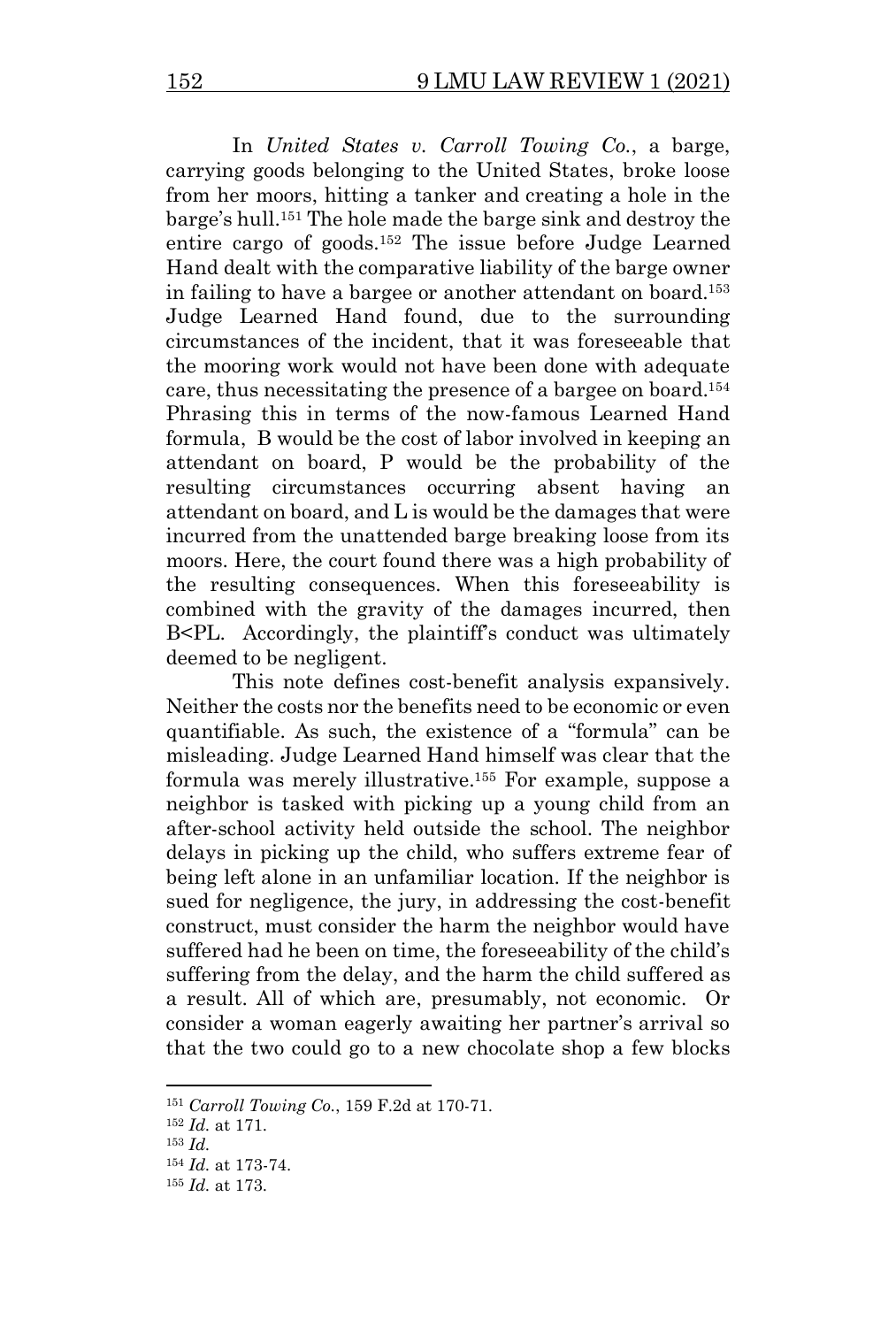In *United States v. Carroll Towing Co.*, a barge, carrying goods belonging to the United States, broke loose from her moors, hitting a tanker and creating a hole in the barge's hull.[151] The hole made the barge sink and destroy the entire cargo of goods.[152] The issue before Judge Learned Hand dealt with the comparative liability of the barge owner in failing to have a bargee or another attendant on board.[153] Judge Learned Hand found, due to the surrounding circumstances of the incident, that it was foreseeable that the mooring work would not have been done with adequate care, thus necessitating the presence of a bargee on board.[154] Phrasing this in terms of the now-famous Learned Hand formula, B would be the cost of labor involved in keeping an attendant on board, P would be the probability of the resulting circumstances occurring absent having an attendant on board, and L is would be the damages that were incurred from the unattended barge breaking loose from its moors. Here, the court found there was a high probability of the resulting consequences. When this foreseeability is combined with the gravity of the damages incurred, then $B<PL$. Accordingly, the plaintiff's conduct was ultimately deemed to be negligent.

This note defines cost-benefit analysis expansively. Neither the costs nor the benefits need to be economic or even quantifiable. As such, the existence of a "formula" can be misleading. Judge Learned Hand himself was clear that the formula was merely illustrative.[155] For example, suppose a neighbor is tasked with picking up a young child from an after-school activity held outside the school. The neighbor delays in picking up the child, who suffers extreme fear of being left alone in an unfamiliar location. If the neighbor is sued for negligence, the jury, in addressing the cost-benefit construct, must consider the harm the neighbor would have suffered had he been on time, the foreseeability of the child's suffering from the delay, and the harm the child suffered as a result. All of which are, presumably, not economic. Or consider a woman eagerly awaiting her partner's arrival so that the two could go to a new chocolate shop a few blocks

---

[151] *Carroll Towing Co.*, 159 F.2d at 170-71.

[152] *Id.* at 171.

[153] *Id.*

[154] *Id.* at 173-74.

[155] *Id.* at 173.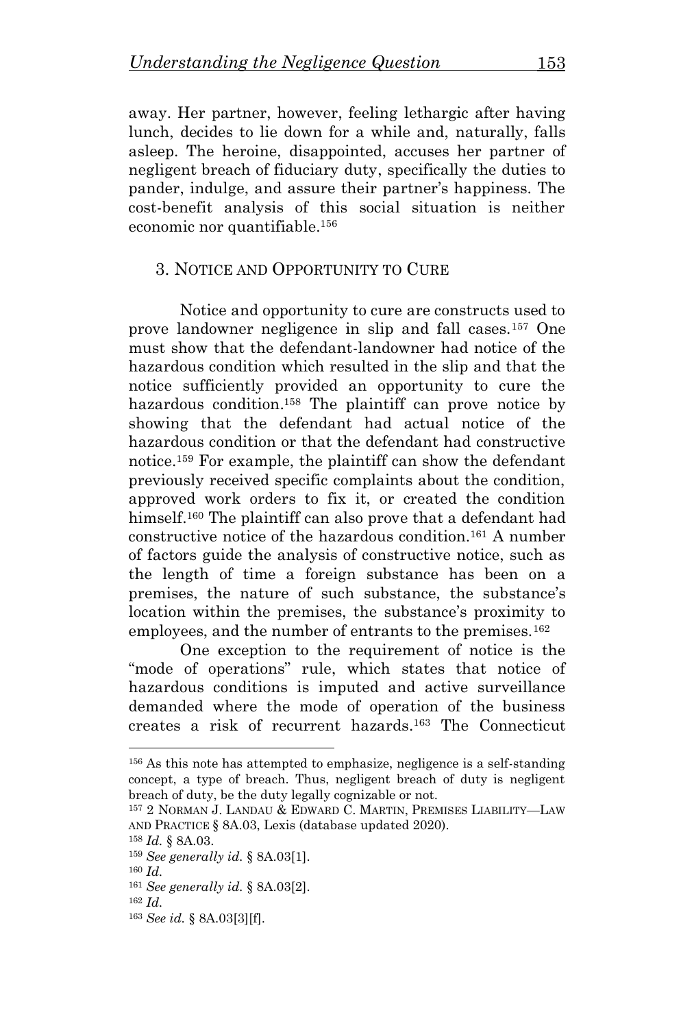away. Her partner, however, feeling lethargic after having lunch, decides to lie down for a while and, naturally, falls asleep. The heroine, disappointed, accuses her partner of negligent breach of fiduciary duty, specifically the duties to pander, indulge, and assure their partner's happiness. The cost-benefit analysis of this social situation is neither economic nor quantifiable.[156]

### 3. Notice and Opportunity to Cure

Notice and opportunity to cure are constructs used to prove landowner negligence in slip and fall cases.[157] One must show that the defendant-landowner had notice of the hazardous condition which resulted in the slip and that the notice sufficiently provided an opportunity to cure the hazardous condition.[158] The plaintiff can prove notice by showing that the defendant had actual notice of the hazardous condition or that the defendant had constructive notice.[159] For example, the plaintiff can show the defendant previously received specific complaints about the condition, approved work orders to fix it, or created the condition himself.[160] The plaintiff can also prove that a defendant had constructive notice of the hazardous condition.[161] A number of factors guide the analysis of constructive notice, such as the length of time a foreign substance has been on a premises, the nature of such substance, the substance's location within the premises, the substance's proximity to employees, and the number of entrants to the premises.[162]

One exception to the requirement of notice is the "mode of operations" rule, which states that notice of hazardous conditions is imputed and active surveillance demanded where the mode of operation of the business creates a risk of recurrent hazards.[163] The Connecticut

---

[156] As this note has attempted to emphasize, negligence is a self-standing concept, a type of breach. Thus, negligent breach of duty is negligent breach of duty, be the duty legally cognizable or not.

[157] 2 Norman J. Landau & Edward C. Martin, Premises Liability—Law and Practice § 8A.03, Lexis (database updated 2020).

[158] *Id.* § 8A.03.

[159] *See generally id.* § 8A.03[1].

[160] *Id.*

[161] *See generally id.* § 8A.03[2].

[162] *Id.*

[163] *See id.* § 8A.03[3][f].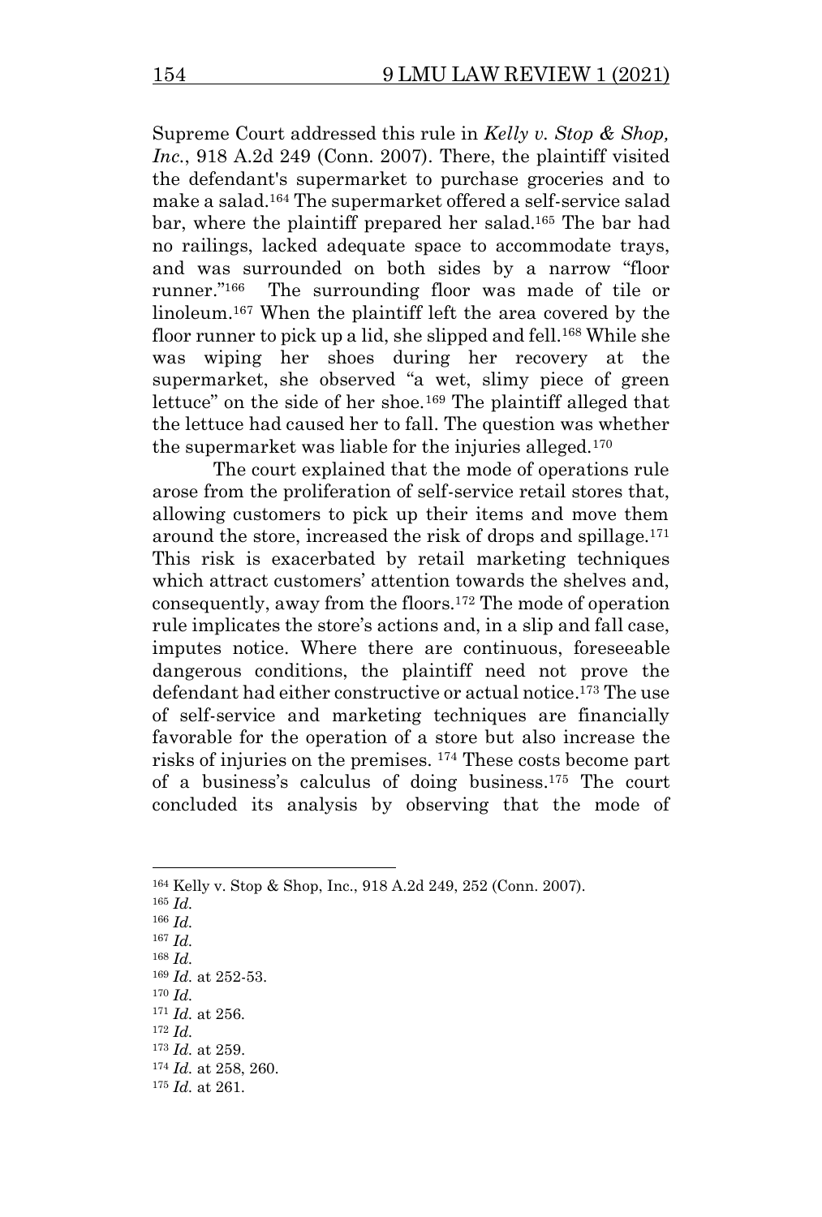Supreme Court addressed this rule in *Kelly v. Stop & Shop, Inc.*, 918 A.2d 249 (Conn. 2007). There, the plaintiff visited the defendant's supermarket to purchase groceries and to make a salad.[164] The supermarket offered a self-service salad bar, where the plaintiff prepared her salad.[165] The bar had no railings, lacked adequate space to accommodate trays, and was surrounded on both sides by a narrow "floor runner."[166] The surrounding floor was made of tile or linoleum.[167] When the plaintiff left the area covered by the floor runner to pick up a lid, she slipped and fell.[168] While she was wiping her shoes during her recovery at the supermarket, she observed "a wet, slimy piece of green lettuce" on the side of her shoe.[169] The plaintiff alleged that the lettuce had caused her to fall. The question was whether the supermarket was liable for the injuries alleged.[170]

The court explained that the mode of operations rule arose from the proliferation of self-service retail stores that, allowing customers to pick up their items and move them around the store, increased the risk of drops and spillage.[171] This risk is exacerbated by retail marketing techniques which attract customers' attention towards the shelves and, consequently, away from the floors.[172] The mode of operation rule implicates the store's actions and, in a slip and fall case, imputes notice. Where there are continuous, foreseeable dangerous conditions, the plaintiff need not prove the defendant had either constructive or actual notice.[173] The use of self-service and marketing techniques are financially favorable for the operation of a store but also increase the risks of injuries on the premises. [174] These costs become part of a business's calculus of doing business.[175] The court concluded its analysis by observing that the mode of

---

[164] Kelly v. Stop & Shop, Inc., 918 A.2d 249, 252 (Conn. 2007).

[165] *Id.*

[166] *Id.*

[167] *Id.*

[168] *Id.*

[169] *Id.* at 252-53.

[170] *Id.*

[171] *Id.* at 256.

[172] *Id.*

[173] *Id.* at 259.

[174] *Id.* at 258, 260.

[175] *Id.* at 261.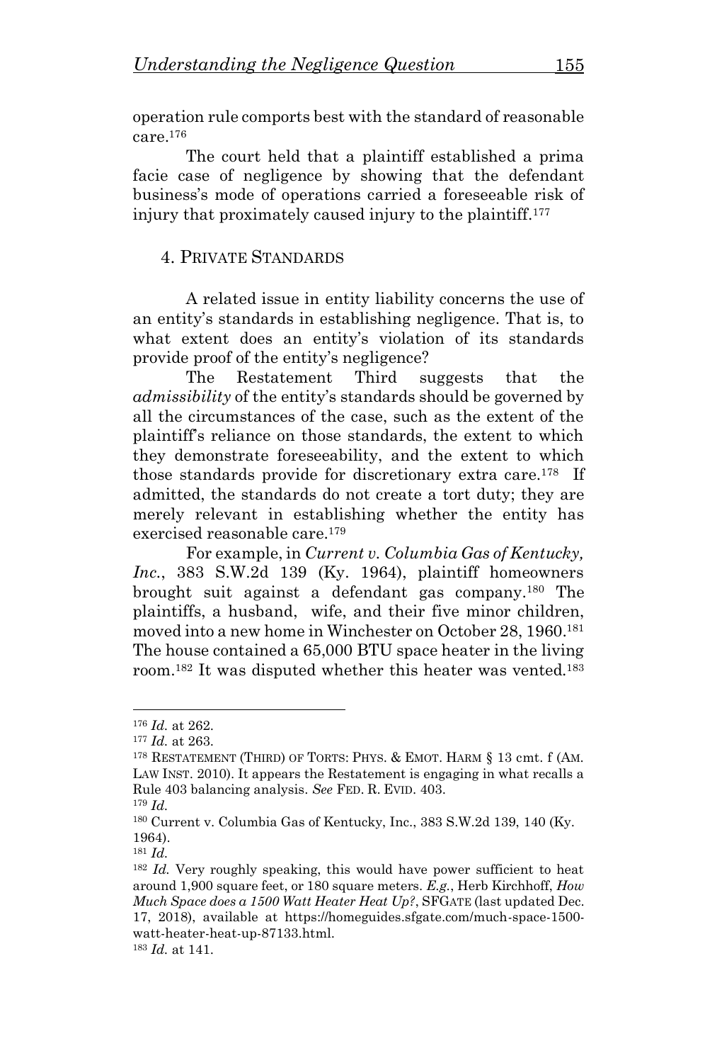operation rule comports best with the standard of reasonable care.[176]

The court held that a plaintiff established a prima facie case of negligence by showing that the defendant business's mode of operations carried a foreseeable risk of injury that proximately caused injury to the plaintiff.[177]

#### 4. Private Standards

A related issue in entity liability concerns the use of an entity's standards in establishing negligence. That is, to what extent does an entity's violation of its standards provide proof of the entity's negligence?

The Restatement Third suggests that the *admissibility* of the entity's standards should be governed by all the circumstances of the case, such as the extent of the plaintiff's reliance on those standards, the extent to which they demonstrate foreseeability, and the extent to which those standards provide for discretionary extra care.[178] If admitted, the standards do not create a tort duty; they are merely relevant in establishing whether the entity has exercised reasonable care.[179]

For example, in *Current v. Columbia Gas of Kentucky, Inc.*, 383 S.W.2d 139 (Ky. 1964), plaintiff homeowners brought suit against a defendant gas company.[180] The plaintiffs, a husband, wife, and their five minor children, moved into a new home in Winchester on October 28, 1960.[181] The house contained a 65,000 BTU space heater in the living room.[182] It was disputed whether this heater was vented.[183]

---

[176] *Id.* at 262.

[177] *Id.* at 263.

[178] Restatement (Third) of Torts: Phys. & Emot. Harm § 13 cmt. f (Am. Law Inst. 2010). It appears the Restatement is engaging in what recalls a Rule 403 balancing analysis. *See* Fed. R. Evid. 403.

[179] *Id.*

[180] Current v. Columbia Gas of Kentucky, Inc., 383 S.W.2d 139, 140 (Ky. 1964).

[181] *Id.*

[182] *Id.* Very roughly speaking, this would have power sufficient to heat around 1,900 square feet, or 180 square meters. *E.g.*, Herb Kirchhoff, *How Much Space does a 1500 Watt Heater Heat Up?*, SFGate (last updated Dec. 17, 2018), available at https://homeguides.sfgate.com/much-space-1500-watt-heater-heat-up-87133.html.

[183] *Id.* at 141.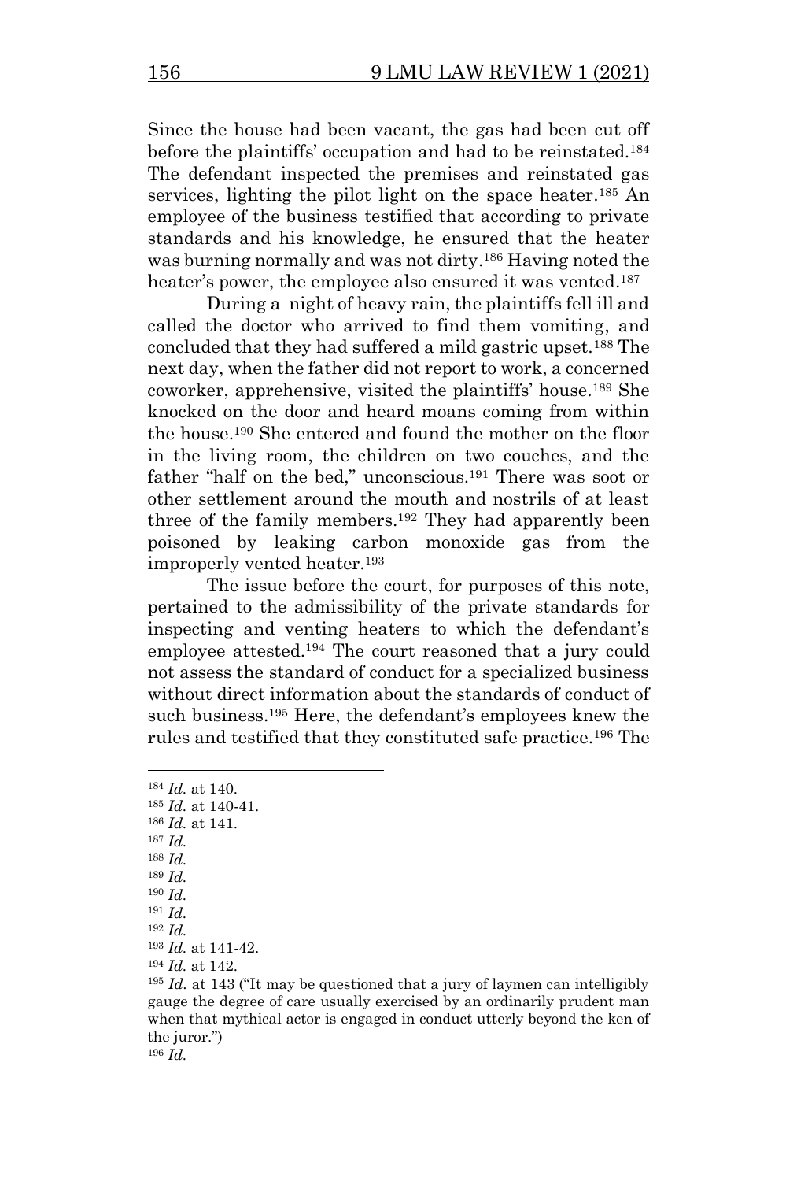Since the house had been vacant, the gas had been cut off before the plaintiffs' occupation and had to be reinstated.[184] The defendant inspected the premises and reinstated gas services, lighting the pilot light on the space heater.[185] An employee of the business testified that according to private standards and his knowledge, he ensured that the heater was burning normally and was not dirty.[186] Having noted the heater's power, the employee also ensured it was vented.[187]

During a night of heavy rain, the plaintiffs fell ill and called the doctor who arrived to find them vomiting, and concluded that they had suffered a mild gastric upset.[188] The next day, when the father did not report to work, a concerned coworker, apprehensive, visited the plaintiffs' house.[189] She knocked on the door and heard moans coming from within the house.[190] She entered and found the mother on the floor in the living room, the children on two couches, and the father "half on the bed," unconscious.[191] There was soot or other settlement around the mouth and nostrils of at least three of the family members.[192] They had apparently been poisoned by leaking carbon monoxide gas from the improperly vented heater.[193]

The issue before the court, for purposes of this note, pertained to the admissibility of the private standards for inspecting and venting heaters to which the defendant's employee attested.[194] The court reasoned that a jury could not assess the standard of conduct for a specialized business without direct information about the standards of conduct of such business.[195] Here, the defendant's employees knew the rules and testified that they constituted safe practice.[196] The

---

[184] *Id.* at 140.

[185] *Id.* at 140-41.

[186] *Id.* at 141.

[187] *Id.*

[188] *Id.*

[189] *Id.*

[190] *Id.*

[191] *Id.*

[192] *Id.*

[193] *Id.* at 141-42.

[194] *Id.* at 142.

[195] *Id.* at 143 ("It may be questioned that a jury of laymen can intelligibly gauge the degree of care usually exercised by an ordinarily prudent man when that mythical actor is engaged in conduct utterly beyond the ken of the juror.")

[196] *Id.*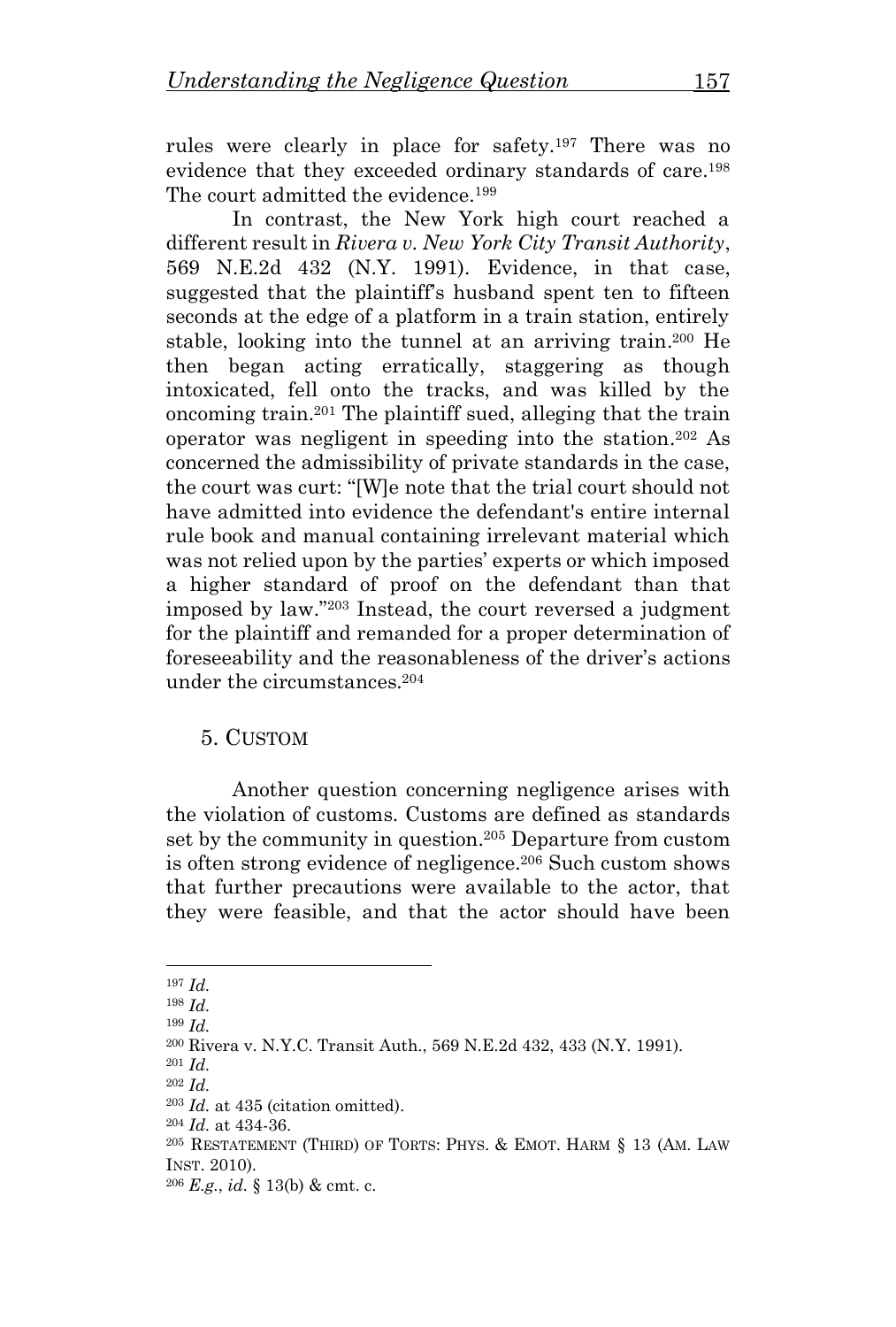rules were clearly in place for safety.[197] There was no evidence that they exceeded ordinary standards of care.[198] The court admitted the evidence.[199]

In contrast, the New York high court reached a different result in *Rivera v. New York City Transit Authority*, 569 N.E.2d 432 (N.Y. 1991). Evidence, in that case, suggested that the plaintiff's husband spent ten to fifteen seconds at the edge of a platform in a train station, entirely stable, looking into the tunnel at an arriving train.[200] He then began acting erratically, staggering as though intoxicated, fell onto the tracks, and was killed by the oncoming train.[201] The plaintiff sued, alleging that the train operator was negligent in speeding into the station.[202] As concerned the admissibility of private standards in the case, the court was curt: "[W]e note that the trial court should not have admitted into evidence the defendant's entire internal rule book and manual containing irrelevant material which was not relied upon by the parties' experts or which imposed a higher standard of proof on the defendant than that imposed by law."[203] Instead, the court reversed a judgment for the plaintiff and remanded for a proper determination of foreseeability and the reasonableness of the driver's actions under the circumstances.[204]

### 5. Custom

Another question concerning negligence arises with the violation of customs. Customs are defined as standards set by the community in question.[205] Departure from custom is often strong evidence of negligence.[206] Such custom shows that further precautions were available to the actor, that they were feasible, and that the actor should have been

---

[197] *Id.*

[198] *Id.*

[199] *Id.*

[200] Rivera v. N.Y.C. Transit Auth., 569 N.E.2d 432, 433 (N.Y. 1991).

[201] *Id.*

[202] *Id.*

[203] *Id.* at 435 (citation omitted).

[204] *Id.* at 434-36.

[205] Restatement (Third) of Torts: Phys. & Emot. Harm § 13 (Am. Law Inst. 2010).

[206] *E.g.*, *id.* § 13(b) & cmt. c.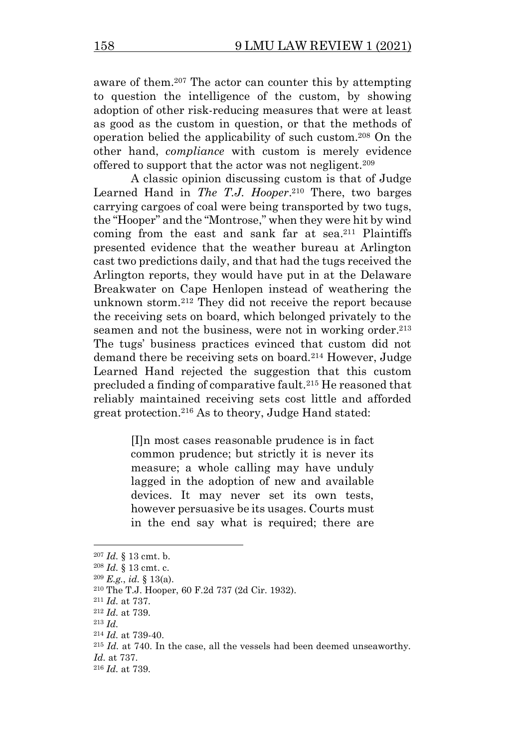aware of them.[207] The actor can counter this by attempting to question the intelligence of the custom, by showing adoption of other risk-reducing measures that were at least as good as the custom in question, or that the methods of operation belied the applicability of such custom.[208] On the other hand, *compliance* with custom is merely evidence offered to support that the actor was not negligent.[209]

A classic opinion discussing custom is that of Judge Learned Hand in *The T.J. Hooper*.[210] There, two barges carrying cargoes of coal were being transported by two tugs, the "Hooper" and the "Montrose," when they were hit by wind coming from the east and sank far at sea.[211] Plaintiffs presented evidence that the weather bureau at Arlington cast two predictions daily, and that had the tugs received the Arlington reports, they would have put in at the Delaware Breakwater on Cape Henlopen instead of weathering the unknown storm.[212] They did not receive the report because the receiving sets on board, which belonged privately to the seamen and not the business, were not in working order.[213] The tugs' business practices evinced that custom did not demand there be receiving sets on board.[214] However, Judge Learned Hand rejected the suggestion that this custom precluded a finding of comparative fault.[215] He reasoned that reliably maintained receiving sets cost little and afforded great protection.[216] As to theory, Judge Hand stated:

> [I]n most cases reasonable prudence is in fact common prudence; but strictly it is never its measure; a whole calling may have unduly lagged in the adoption of new and available devices. It may never set its own tests, however persuasive be its usages. Courts must in the end say what is required; there are

---

[207] *Id.* § 13 cmt. b.

[208] *Id.* § 13 cmt. c.

[209] *E.g.*, *id.* § 13(a).

[210] The T.J. Hooper, 60 F.2d 737 (2d Cir. 1932).

[211] *Id.* at 737.

[212] *Id.* at 739.

[213] *Id.*

[214] *Id.* at 739-40.

[215] *Id.* at 740. In the case, all the vessels had been deemed unseaworthy. *Id.* at 737.

[216] *Id.* at 739.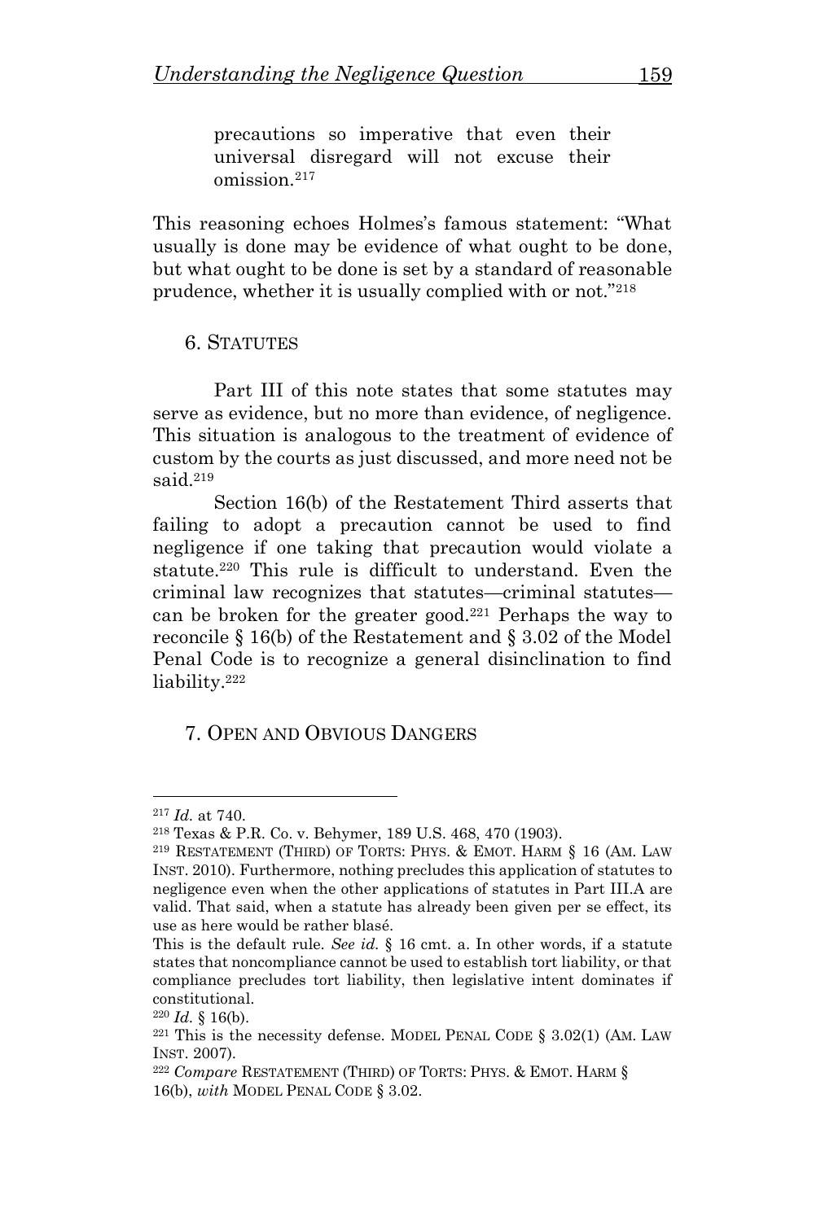> precautions so imperative that even their universal disregard will not excuse their omission.[217]

This reasoning echoes Holmes's famous statement: "What usually is done may be evidence of what ought to be done, but what ought to be done is set by a standard of reasonable prudence, whether it is usually complied with or not."[218]

### 6. Statutes

Part III of this note states that some statutes may serve as evidence, but no more than evidence, of negligence. This situation is analogous to the treatment of evidence of custom by the courts as just discussed, and more need not be said.[219]

Section 16(b) of the Restatement Third asserts that failing to adopt a precaution cannot be used to find negligence if one taking that precaution would violate a statute.[220] This rule is difficult to understand. Even the criminal law recognizes that statutes—criminal statutes—can be broken for the greater good.[221] Perhaps the way to reconcile § 16(b) of the Restatement and § 3.02 of the Model Penal Code is to recognize a general disinclination to find liability.[222]

### 7. Open and Obvious Dangers

---

[217] *Id.* at 740.

[218] Texas & P.R. Co. v. Behymer, 189 U.S. 468, 470 (1903).

[219] Restatement (Third) of Torts: Phys. & Emot. Harm § 16 (Am. Law Inst. 2010). Furthermore, nothing precludes this application of statutes to negligence even when the other applications of statutes in Part III.A are valid. That said, when a statute has already been given per se effect, its use as here would be rather blasé.

This is the default rule. *See id.* § 16 cmt. a. In other words, if a statute states that noncompliance cannot be used to establish tort liability, or that compliance precludes tort liability, then legislative intent dominates if constitutional.

[220] *Id.* § 16(b).

[221] This is the necessity defense. Model Penal Code § 3.02(1) (Am. Law Inst. 2007).

[222] *Compare* Restatement (Third) of Torts: Phys. & Emot. Harm § 16(b), *with* Model Penal Code § 3.02.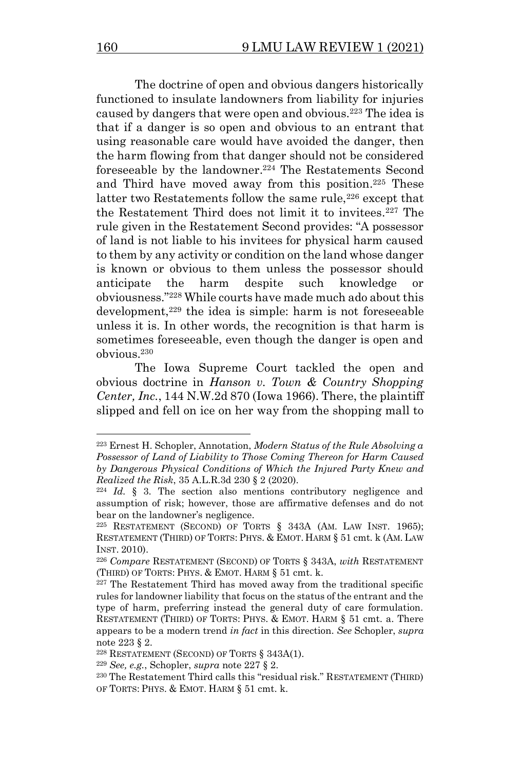The doctrine of open and obvious dangers historically functioned to insulate landowners from liability for injuries caused by dangers that were open and obvious.[223] The idea is that if a danger is so open and obvious to an entrant that using reasonable care would have avoided the danger, then the harm flowing from that danger should not be considered foreseeable by the landowner.[224] The Restatements Second and Third have moved away from this position.[225] These latter two Restatements follow the same rule,[226] except that the Restatement Third does not limit it to invitees.[227] The rule given in the Restatement Second provides: "A possessor of land is not liable to his invitees for physical harm caused to them by any activity or condition on the land whose danger is known or obvious to them unless the possessor should anticipate the harm despite such knowledge or obviousness."[228] While courts have made much ado about this development,[229] the idea is simple: harm is not foreseeable unless it is. In other words, the recognition is that harm is sometimes foreseeable, even though the danger is open and obvious.[230]

The Iowa Supreme Court tackled the open and obvious doctrine in *Hanson v. Town & Country Shopping Center, Inc.*, 144 N.W.2d 870 (Iowa 1966). There, the plaintiff slipped and fell on ice on her way from the shopping mall to

---

[223] Ernest H. Schopler, Annotation, *Modern Status of the Rule Absolving a Possessor of Land of Liability to Those Coming Thereon for Harm Caused by Dangerous Physical Conditions of Which the Injured Party Knew and Realized the Risk*, 35 A.L.R.3d 230 § 2 (2020).

[224] *Id.* § 3. The section also mentions contributory negligence and assumption of risk; however, those are affirmative defenses and do not bear on the landowner's negligence.

[225] RESTATEMENT (SECOND) OF TORTS § 343A (AM. LAW INST. 1965); RESTATEMENT (THIRD) OF TORTS: PHYS. & EMOT. HARM § 51 cmt. k (AM. LAW INST. 2010).

[226] *Compare* RESTATEMENT (SECOND) OF TORTS § 343A, *with* RESTATEMENT (THIRD) OF TORTS: PHYS. & EMOT. HARM § 51 cmt. k.

[227] The Restatement Third has moved away from the traditional specific rules for landowner liability that focus on the status of the entrant and the type of harm, preferring instead the general duty of care formulation. RESTATEMENT (THIRD) OF TORTS: PHYS. & EMOT. HARM § 51 cmt. a. There appears to be a modern trend *in fact* in this direction. *See* Schopler, *supra* note 223 § 2.

[228] RESTATEMENT (SECOND) OF TORTS § 343A(1).

[229] *See, e.g.*, Schopler, *supra* note 227 § 2.

[230] The Restatement Third calls this "residual risk." RESTATEMENT (THIRD) OF TORTS: PHYS. & EMOT. HARM § 51 cmt. k.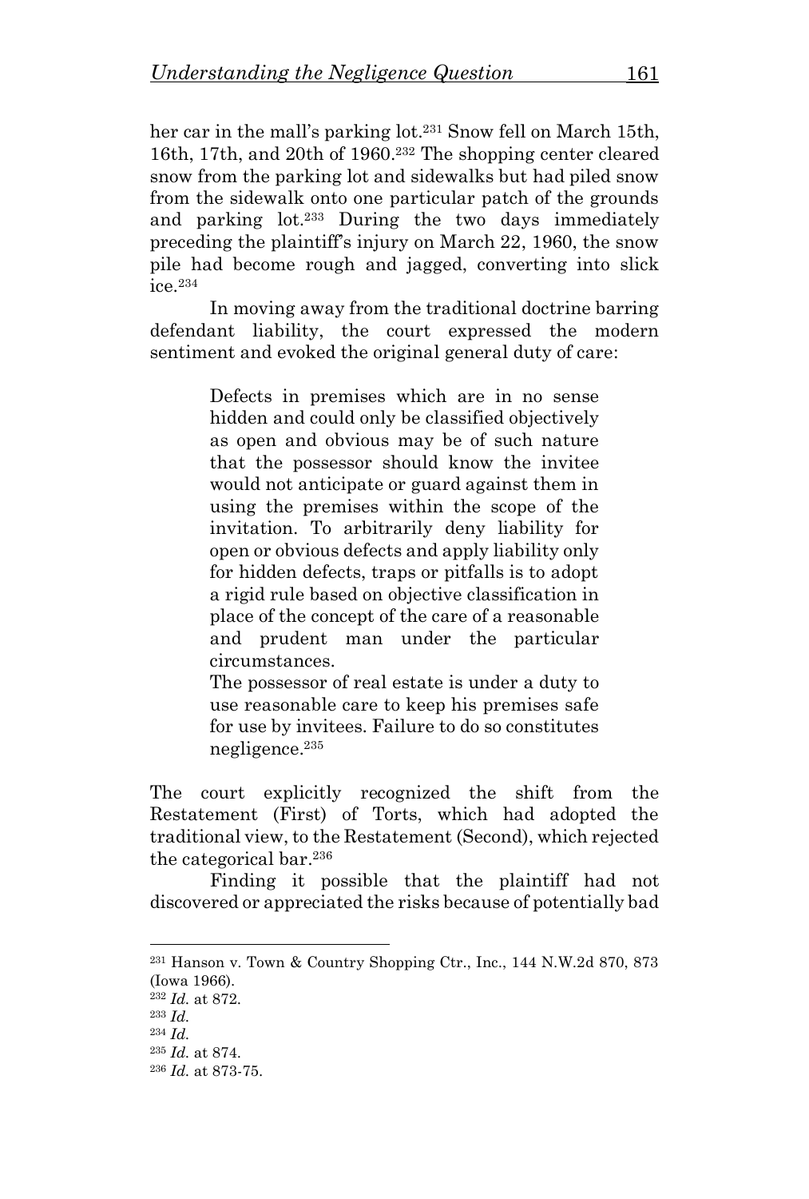her car in the mall's parking lot.[231] Snow fell on March 15th, 16th, 17th, and 20th of 1960.[232] The shopping center cleared snow from the parking lot and sidewalks but had piled snow from the sidewalk onto one particular patch of the grounds and parking lot.[233] During the two days immediately preceding the plaintiff's injury on March 22, 1960, the snow pile had become rough and jagged, converting into slick ice.[234]

In moving away from the traditional doctrine barring defendant liability, the court expressed the modern sentiment and evoked the original general duty of care:

> Defects in premises which are in no sense hidden and could only be classified objectively as open and obvious may be of such nature that the possessor should know the invitee would not anticipate or guard against them in using the premises within the scope of the invitation. To arbitrarily deny liability for open or obvious defects and apply liability only for hidden defects, traps or pitfalls is to adopt a rigid rule based on objective classification in place of the concept of the care of a reasonable and prudent man under the particular circumstances.
>
> The possessor of real estate is under a duty to use reasonable care to keep his premises safe for use by invitees. Failure to do so constitutes negligence.[235]

The court explicitly recognized the shift from the Restatement (First) of Torts, which had adopted the traditional view, to the Restatement (Second), which rejected the categorical bar.[236]

Finding it possible that the plaintiff had not discovered or appreciated the risks because of potentially bad

---

[231] Hanson v. Town & Country Shopping Ctr., Inc., 144 N.W.2d 870, 873 (Iowa 1966).

[232] *Id.* at 872.

[233] *Id.*

[234] *Id.*

[235] *Id.* at 874.

[236] *Id.* at 873-75.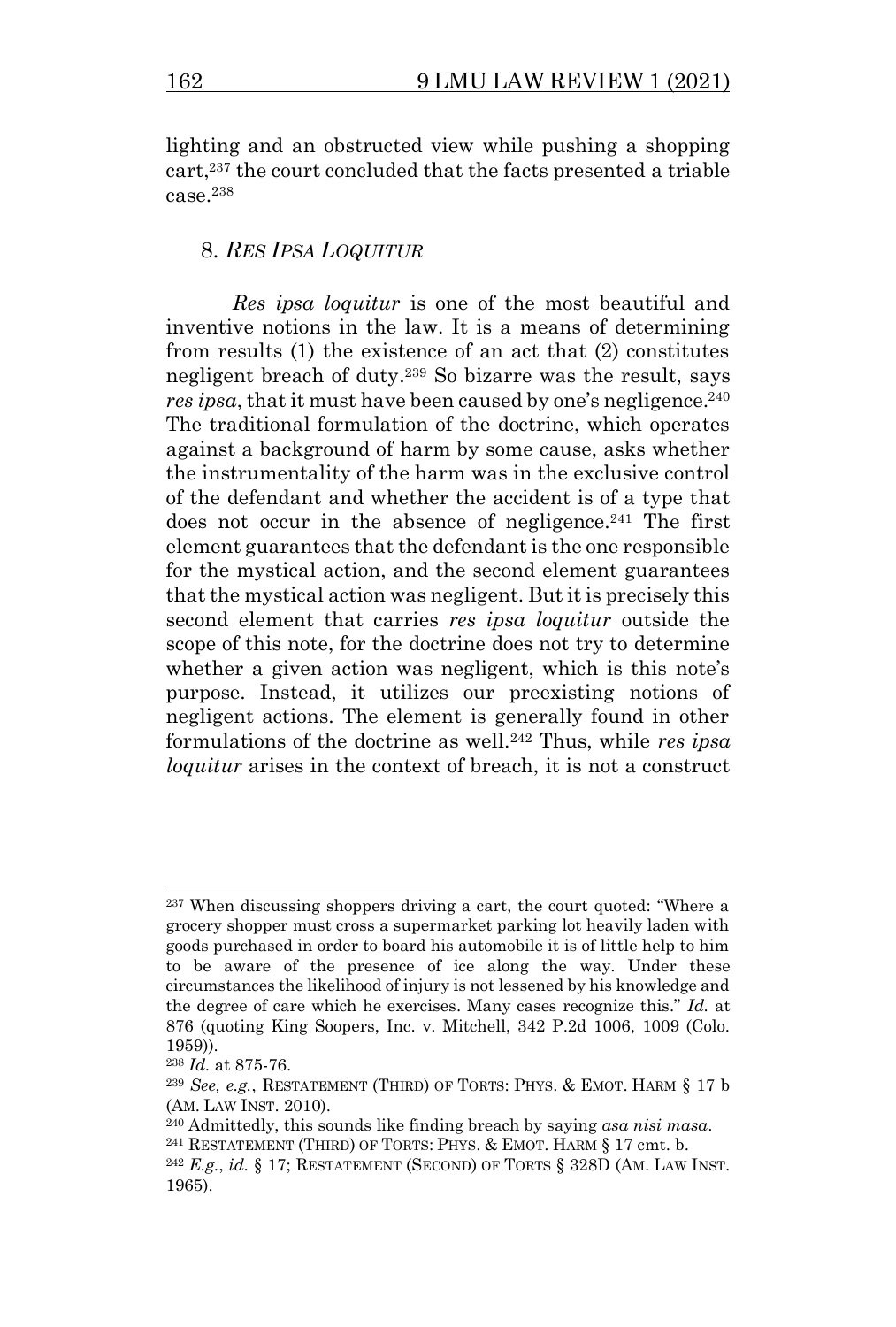lighting and an obstructed view while pushing a shopping cart,[237] the court concluded that the facts presented a triable case.[238]

### 8. *RES IPSA LOQUITUR*

*Res ipsa loquitur* is one of the most beautiful and inventive notions in the law. It is a means of determining from results (1) the existence of an act that (2) constitutes negligent breach of duty.[239] So bizarre was the result, says *res ipsa*, that it must have been caused by one's negligence.[240] The traditional formulation of the doctrine, which operates against a background of harm by some cause, asks whether the instrumentality of the harm was in the exclusive control of the defendant and whether the accident is of a type that does not occur in the absence of negligence.[241] The first element guarantees that the defendant is the one responsible for the mystical action, and the second element guarantees that the mystical action was negligent. But it is precisely this second element that carries *res ipsa loquitur* outside the scope of this note, for the doctrine does not try to determine whether a given action was negligent, which is this note's purpose. Instead, it utilizes our preexisting notions of negligent actions. The element is generally found in other formulations of the doctrine as well.[242] Thus, while *res ipsa loquitur* arises in the context of breach, it is not a construct

---

[237] When discussing shoppers driving a cart, the court quoted: "Where a grocery shopper must cross a supermarket parking lot heavily laden with goods purchased in order to board his automobile it is of little help to him to be aware of the presence of ice along the way. Under these circumstances the likelihood of injury is not lessened by his knowledge and the degree of care which he exercises. Many cases recognize this." *Id.* at 876 (quoting King Soopers, Inc. v. Mitchell, 342 P.2d 1006, 1009 (Colo. 1959)).

[238] *Id.* at 875-76.

[239] *See, e.g.*, RESTATEMENT (THIRD) OF TORTS: PHYS. & EMOT. HARM § 17 b (AM. LAW INST. 2010).

[240] Admittedly, this sounds like finding breach by saying *asa nisi masa*.

[241] RESTATEMENT (THIRD) OF TORTS: PHYS. & EMOT. HARM § 17 cmt. b.

[242] *E.g.*, *id.* § 17; RESTATEMENT (SECOND) OF TORTS § 328D (AM. LAW INST. 1965).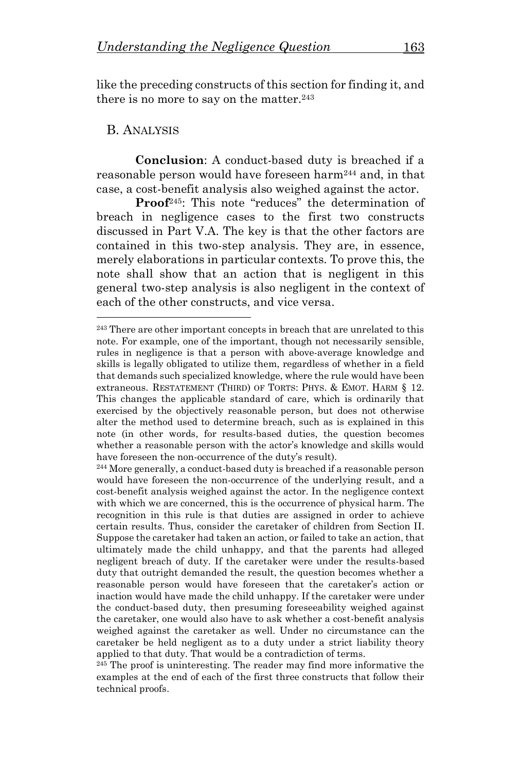like the preceding constructs of this section for finding it, and there is no more to say on the matter.[243]

## B. Analysis

**Conclusion**: A conduct-based duty is breached if a reasonable person would have foreseen harm[244] and, in that case, a cost-benefit analysis also weighed against the actor.

**Proof**[245]: This note "reduces" the determination of breach in negligence cases to the first two constructs discussed in Part V.A. The key is that the other factors are contained in this two-step analysis. They are, in essence, merely elaborations in particular contexts. To prove this, the note shall show that an action that is negligent in this general two-step analysis is also negligent in the context of each of the other constructs, and vice versa.

---

[243] There are other important concepts in breach that are unrelated to this note. For example, one of the important, though not necessarily sensible, rules in negligence is that a person with above-average knowledge and skills is legally obligated to utilize them, regardless of whether in a field that demands such specialized knowledge, where the rule would have been extraneous. RESTATEMENT (THIRD) OF TORTS: PHYS. & EMOT. HARM § 12. This changes the applicable standard of care, which is ordinarily that exercised by the objectively reasonable person, but does not otherwise alter the method used to determine breach, such as is explained in this note (in other words, for results-based duties, the question becomes whether a reasonable person with the actor's knowledge and skills would have foreseen the non-occurrence of the duty's result).

[244] More generally, a conduct-based duty is breached if a reasonable person would have foreseen the non-occurrence of the underlying result, and a cost-benefit analysis weighed against the actor. In the negligence context with which we are concerned, this is the occurrence of physical harm. The recognition in this rule is that duties are assigned in order to achieve certain results. Thus, consider the caretaker of children from Section II. Suppose the caretaker had taken an action, or failed to take an action, that ultimately made the child unhappy, and that the parents had alleged negligent breach of duty. If the caretaker were under the results-based duty that outright demanded the result, the question becomes whether a reasonable person would have foreseen that the caretaker's action or inaction would have made the child unhappy. If the caretaker were under the conduct-based duty, then presuming foreseeability weighed against the caretaker, one would also have to ask whether a cost-benefit analysis weighed against the caretaker as well. Under no circumstance can the caretaker be held negligent as to a duty under a strict liability theory applied to that duty. That would be a contradiction of terms.

[245] The proof is uninteresting. The reader may find more informative the examples at the end of each of the first three constructs that follow their technical proofs.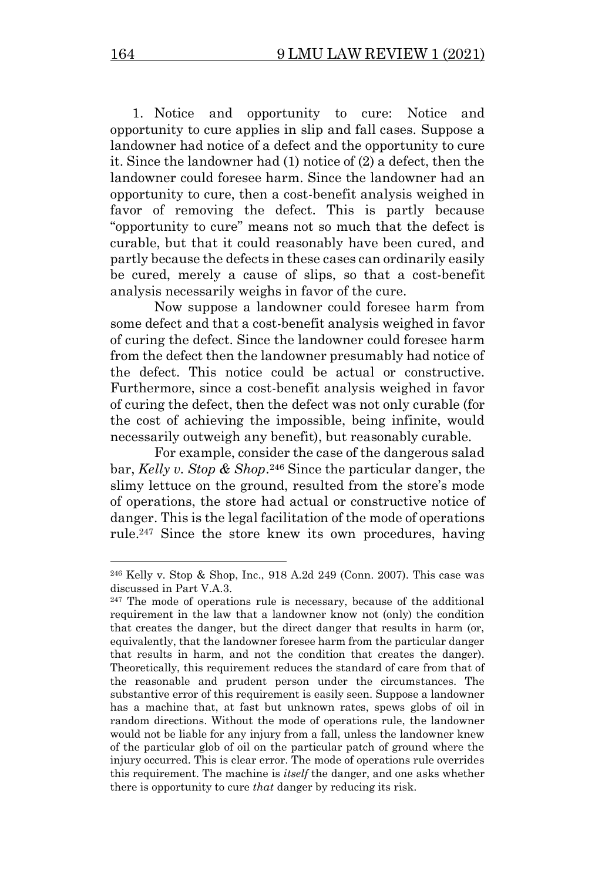1. Notice and opportunity to cure: Notice and opportunity to cure applies in slip and fall cases. Suppose a landowner had notice of a defect and the opportunity to cure it. Since the landowner had (1) notice of (2) a defect, then the landowner could foresee harm. Since the landowner had an opportunity to cure, then a cost-benefit analysis weighed in favor of removing the defect. This is partly because "opportunity to cure" means not so much that the defect is curable, but that it could reasonably have been cured, and partly because the defects in these cases can ordinarily easily be cured, merely a cause of slips, so that a cost-benefit analysis necessarily weighs in favor of the cure.

Now suppose a landowner could foresee harm from some defect and that a cost-benefit analysis weighed in favor of curing the defect. Since the landowner could foresee harm from the defect then the landowner presumably had notice of the defect. This notice could be actual or constructive. Furthermore, since a cost-benefit analysis weighed in favor of curing the defect, then the defect was not only curable (for the cost of achieving the impossible, being infinite, would necessarily outweigh any benefit), but reasonably curable.

For example, consider the case of the dangerous salad bar, *Kelly v. Stop & Shop*.[246] Since the particular danger, the slimy lettuce on the ground, resulted from the store's mode of operations, the store had actual or constructive notice of danger. This is the legal facilitation of the mode of operations rule.[247] Since the store knew its own procedures, having

---

[246] Kelly v. Stop & Shop, Inc., 918 A.2d 249 (Conn. 2007). This case was discussed in Part V.A.3.

[247] The mode of operations rule is necessary, because of the additional requirement in the law that a landowner know not (only) the condition that creates the danger, but the direct danger that results in harm (or, equivalently, that the landowner foresee harm from the particular danger that results in harm, and not the condition that creates the danger). Theoretically, this requirement reduces the standard of care from that of the reasonable and prudent person under the circumstances. The substantive error of this requirement is easily seen. Suppose a landowner has a machine that, at fast but unknown rates, spews globs of oil in random directions. Without the mode of operations rule, the landowner would not be liable for any injury from a fall, unless the landowner knew of the particular glob of oil on the particular patch of ground where the injury occurred. This is clear error. The mode of operations rule overrides this requirement. The machine is *itself* the danger, and one asks whether there is opportunity to cure *that* danger by reducing its risk.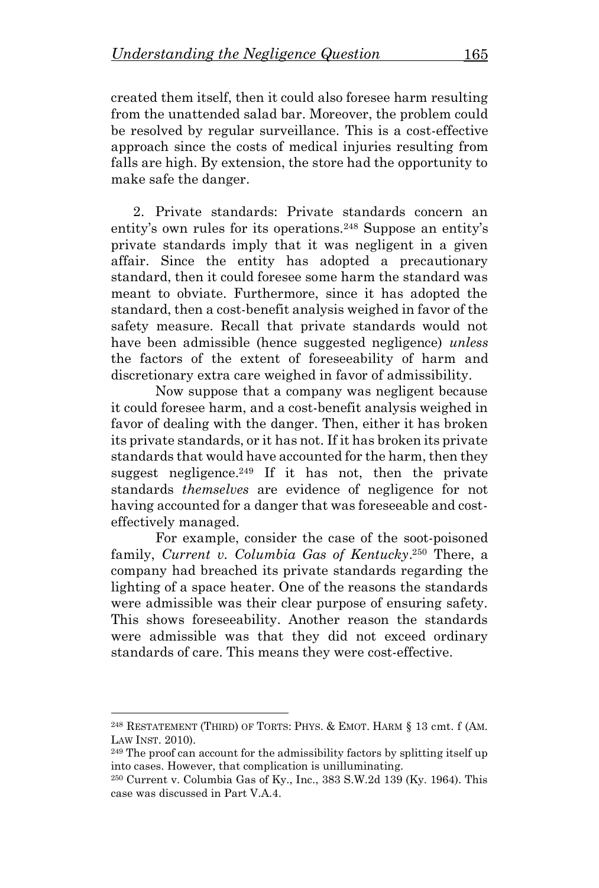created them itself, then it could also foresee harm resulting from the unattended salad bar. Moreover, the problem could be resolved by regular surveillance. This is a cost-effective approach since the costs of medical injuries resulting from falls are high. By extension, the store had the opportunity to make safe the danger.

2. Private standards: Private standards concern an entity's own rules for its operations.[248] Suppose an entity's private standards imply that it was negligent in a given affair. Since the entity has adopted a precautionary standard, then it could foresee some harm the standard was meant to obviate. Furthermore, since it has adopted the standard, then a cost-benefit analysis weighed in favor of the safety measure. Recall that private standards would not have been admissible (hence suggested negligence) *unless* the factors of the extent of foreseeability of harm and discretionary extra care weighed in favor of admissibility.

Now suppose that a company was negligent because it could foresee harm, and a cost-benefit analysis weighed in favor of dealing with the danger. Then, either it has broken its private standards, or it has not. If it has broken its private standards that would have accounted for the harm, then they suggest negligence.[249] If it has not, then the private standards *themselves* are evidence of negligence for not having accounted for a danger that was foreseeable and cost-effectively managed.

For example, consider the case of the soot-poisoned family, *Current v. Columbia Gas of Kentucky*.[250] There, a company had breached its private standards regarding the lighting of a space heater. One of the reasons the standards were admissible was their clear purpose of ensuring safety. This shows foreseeability. Another reason the standards were admissible was that they did not exceed ordinary standards of care. This means they were cost-effective.

---

[248] RESTATEMENT (THIRD) OF TORTS: PHYS. & EMOT. HARM § 13 cmt. f (AM. LAW INST. 2010).

[249] The proof can account for the admissibility factors by splitting itself up into cases. However, that complication is unilluminating.

[250] Current v. Columbia Gas of Ky., Inc., 383 S.W.2d 139 (Ky. 1964). This case was discussed in Part V.A.4.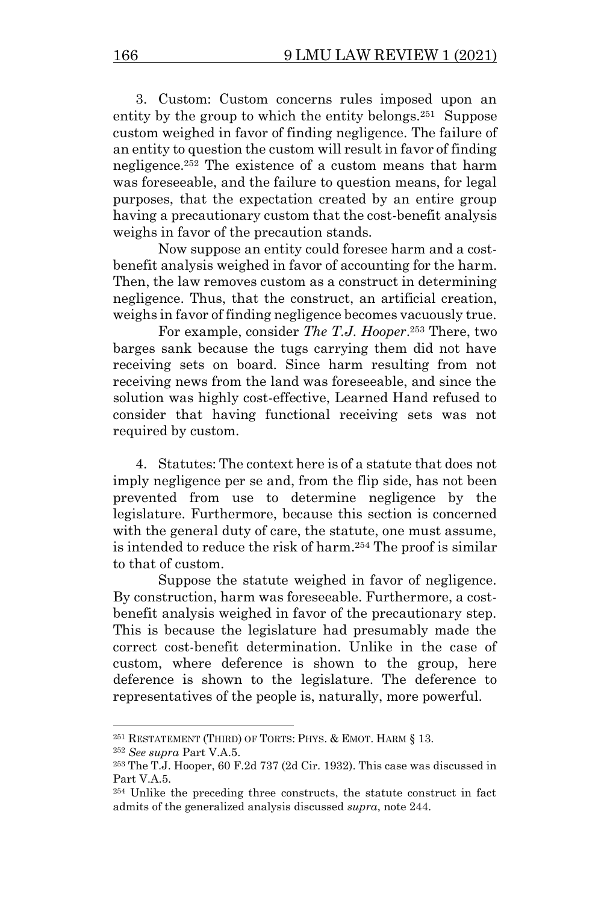3. Custom: Custom concerns rules imposed upon an entity by the group to which the entity belongs.[251] Suppose custom weighed in favor of finding negligence. The failure of an entity to question the custom will result in favor of finding negligence.[252] The existence of a custom means that harm was foreseeable, and the failure to question means, for legal purposes, that the expectation created by an entire group having a precautionary custom that the cost-benefit analysis weighs in favor of the precaution stands.

Now suppose an entity could foresee harm and a cost-benefit analysis weighed in favor of accounting for the harm. Then, the law removes custom as a construct in determining negligence. Thus, that the construct, an artificial creation, weighs in favor of finding negligence becomes vacuously true.

For example, consider *The T.J. Hooper*.[253] There, two barges sank because the tugs carrying them did not have receiving sets on board. Since harm resulting from not receiving news from the land was foreseeable, and since the solution was highly cost-effective, Learned Hand refused to consider that having functional receiving sets was not required by custom.

4. Statutes: The context here is of a statute that does not imply negligence per se and, from the flip side, has not been prevented from use to determine negligence by the legislature. Furthermore, because this section is concerned with the general duty of care, the statute, one must assume, is intended to reduce the risk of harm.[254] The proof is similar to that of custom.

Suppose the statute weighed in favor of negligence. By construction, harm was foreseeable. Furthermore, a cost-benefit analysis weighed in favor of the precautionary step. This is because the legislature had presumably made the correct cost-benefit determination. Unlike in the case of custom, where deference is shown to the group, here deference is shown to the legislature. The deference to representatives of the people is, naturally, more powerful.

---

[251] RESTATEMENT (THIRD) OF TORTS: PHYS. & EMOT. HARM § 13.

[252] *See supra* Part V.A.5.

[253] The T.J. Hooper, 60 F.2d 737 (2d Cir. 1932). This case was discussed in Part V.A.5.

[254] Unlike the preceding three constructs, the statute construct in fact admits of the generalized analysis discussed *supra*, note 244.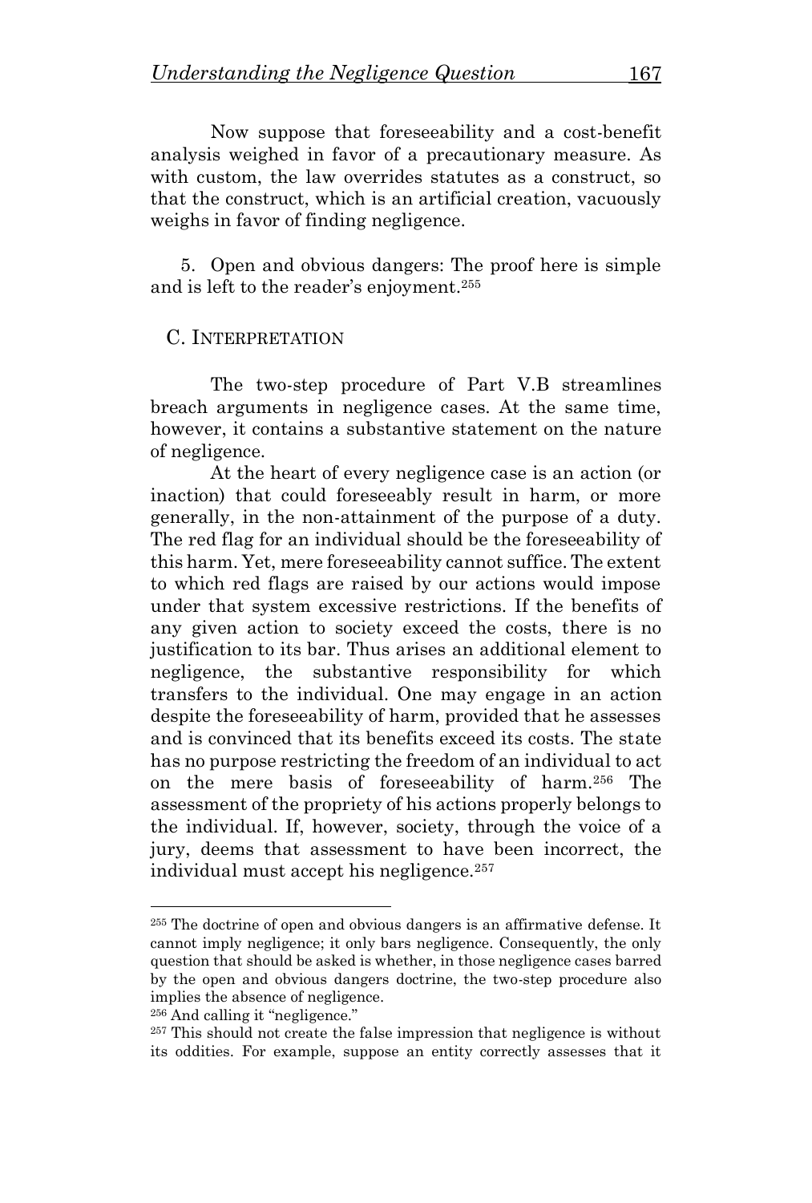Now suppose that foreseeability and a cost-benefit analysis weighed in favor of a precautionary measure. As with custom, the law overrides statutes as a construct, so that the construct, which is an artificial creation, vacuously weighs in favor of finding negligence.

5. Open and obvious dangers: The proof here is simple and is left to the reader's enjoyment.[255]

## C. Interpretation

The two-step procedure of Part V.B streamlines breach arguments in negligence cases. At the same time, however, it contains a substantive statement on the nature of negligence.

At the heart of every negligence case is an action (or inaction) that could foreseeably result in harm, or more generally, in the non-attainment of the purpose of a duty. The red flag for an individual should be the foreseeability of this harm. Yet, mere foreseeability cannot suffice. The extent to which red flags are raised by our actions would impose under that system excessive restrictions. If the benefits of any given action to society exceed the costs, there is no justification to its bar. Thus arises an additional element to negligence, the substantive responsibility for which transfers to the individual. One may engage in an action despite the foreseeability of harm, provided that he assesses and is convinced that its benefits exceed its costs. The state has no purpose restricting the freedom of an individual to act on the mere basis of foreseeability of harm.[256] The assessment of the propriety of his actions properly belongs to the individual. If, however, society, through the voice of a jury, deems that assessment to have been incorrect, the individual must accept his negligence.[257]

---

[255] The doctrine of open and obvious dangers is an affirmative defense. It cannot imply negligence; it only bars negligence. Consequently, the only question that should be asked is whether, in those negligence cases barred by the open and obvious dangers doctrine, the two-step procedure also implies the absence of negligence.

[256] And calling it "negligence."

[257] This should not create the false impression that negligence is without its oddities. For example, suppose an entity correctly assesses that it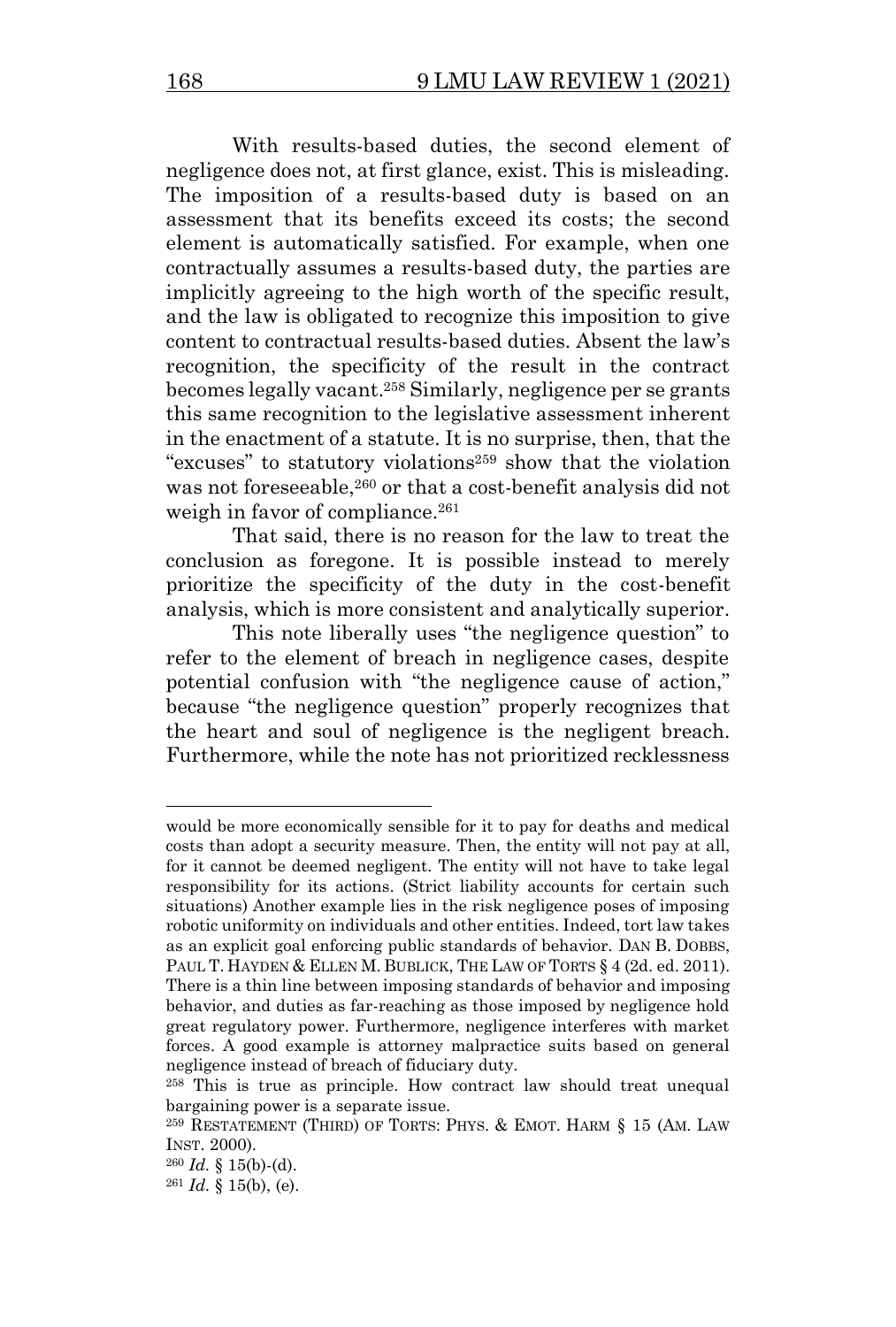With results-based duties, the second element of negligence does not, at first glance, exist. This is misleading. The imposition of a results-based duty is based on an assessment that its benefits exceed its costs; the second element is automatically satisfied. For example, when one contractually assumes a results-based duty, the parties are implicitly agreeing to the high worth of the specific result, and the law is obligated to recognize this imposition to give content to contractual results-based duties. Absent the law's recognition, the specificity of the result in the contract becomes legally vacant.[258] Similarly, negligence per se grants this same recognition to the legislative assessment inherent in the enactment of a statute. It is no surprise, then, that the "excuses" to statutory violations[259] show that the violation was not foreseeable,[260] or that a cost-benefit analysis did not weigh in favor of compliance.[261]

That said, there is no reason for the law to treat the conclusion as foregone. It is possible instead to merely prioritize the specificity of the duty in the cost-benefit analysis, which is more consistent and analytically superior.

This note liberally uses "the negligence question" to refer to the element of breach in negligence cases, despite potential confusion with "the negligence cause of action," because "the negligence question" properly recognizes that the heart and soul of negligence is the negligent breach. Furthermore, while the note has not prioritized recklessness

---

would be more economically sensible for it to pay for deaths and medical costs than adopt a security measure. Then, the entity will not pay at all, for it cannot be deemed negligent. The entity will not have to take legal responsibility for its actions. (Strict liability accounts for certain such situations) Another example lies in the risk negligence poses of imposing robotic uniformity on individuals and other entities. Indeed, tort law takes as an explicit goal enforcing public standards of behavior. DAN B. DOBBS, PAUL T. HAYDEN & ELLEN M. BUBLICK, THE LAW OF TORTS § 4 (2d. ed. 2011). There is a thin line between imposing standards of behavior and imposing behavior, and duties as far-reaching as those imposed by negligence hold great regulatory power. Furthermore, negligence interferes with market forces. A good example is attorney malpractice suits based on general negligence instead of breach of fiduciary duty.

[258] This is true as principle. How contract law should treat unequal bargaining power is a separate issue.

[259] RESTATEMENT (THIRD) OF TORTS: PHYS. & EMOT. HARM § 15 (AM. LAW INST. 2000).

[260] *Id.* § 15(b)-(d).

[261] *Id.* § 15(b), (e).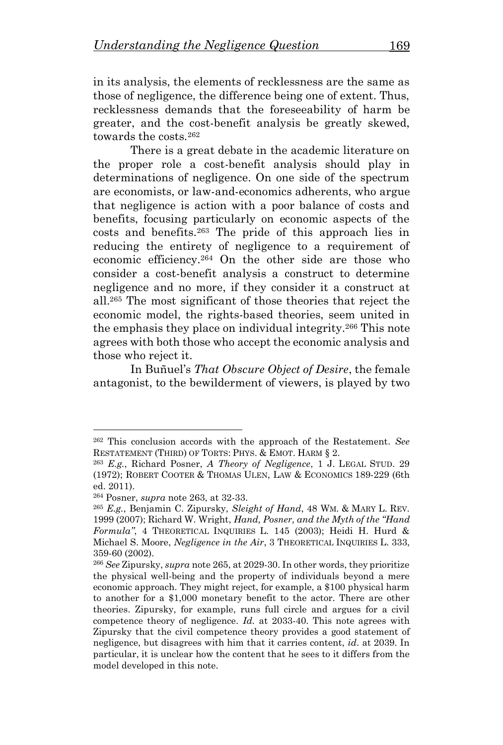in its analysis, the elements of recklessness are the same as those of negligence, the difference being one of extent. Thus, recklessness demands that the foreseeability of harm be greater, and the cost-benefit analysis be greatly skewed, towards the costs.[262]

There is a great debate in the academic literature on the proper role a cost-benefit analysis should play in determinations of negligence. On one side of the spectrum are economists, or law-and-economics adherents, who argue that negligence is action with a poor balance of costs and benefits, focusing particularly on economic aspects of the costs and benefits.[263] The pride of this approach lies in reducing the entirety of negligence to a requirement of economic efficiency.[264] On the other side are those who consider a cost-benefit analysis a construct to determine negligence and no more, if they consider it a construct at all.[265] The most significant of those theories that reject the economic model, the rights-based theories, seem united in the emphasis they place on individual integrity.[266] This note agrees with both those who accept the economic analysis and those who reject it.

In Buñuel's *That Obscure Object of Desire*, the female antagonist, to the bewilderment of viewers, is played by two

---

[262] This conclusion accords with the approach of the Restatement. *See* RESTATEMENT (THIRD) OF TORTS: PHYS. & EMOT. HARM § 2.

[263] *E.g.*, Richard Posner, *A Theory of Negligence*, 1 J. LEGAL STUD. 29 (1972); ROBERT COOTER & THOMAS ULEN, LAW & ECONOMICS 189-229 (6th ed. 2011).

[264] Posner, *supra* note 263, at 32-33.

[265] *E.g.*, Benjamin C. Zipursky, *Sleight of Hand*, 48 WM. & MARY L. REV. 1999 (2007); Richard W. Wright, *Hand, Posner, and the Myth of the "Hand Formula"*, 4 THEORETICAL INQUIRIES L. 145 (2003); Heidi H. Hurd & Michael S. Moore, *Negligence in the Air*, 3 THEORETICAL INQUIRIES L. 333, 359-60 (2002).

[266] *See* Zipursky, *supra* note 265, at 2029-30. In other words, they prioritize the physical well-being and the property of individuals beyond a mere economic approach. They might reject, for example, a $100 physical harm to another for a $1,000 monetary benefit to the actor. There are other theories. Zipursky, for example, runs full circle and argues for a civil competence theory of negligence. *Id.* at 2033-40. This note agrees with Zipursky that the civil competence theory provides a good statement of negligence, but disagrees with him that it carries content, *id*. at 2039. In particular, it is unclear how the content that he sees to it differs from the model developed in this note.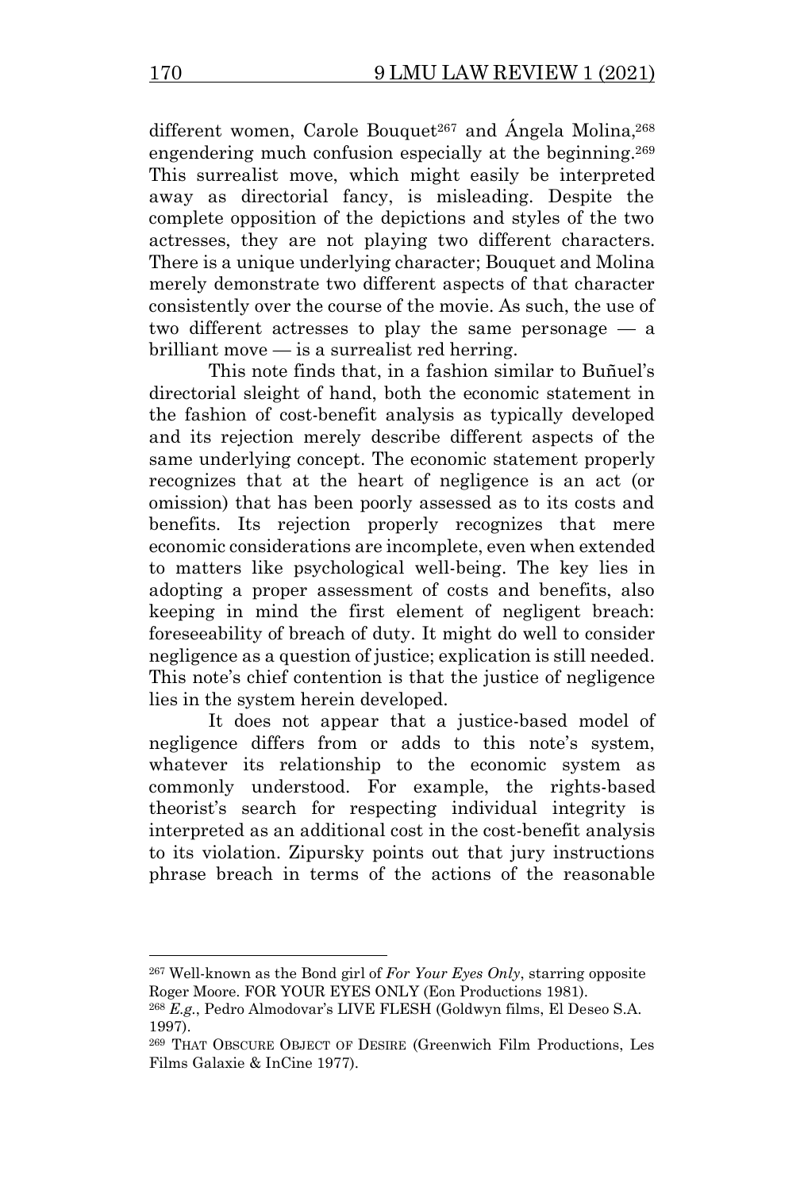different women, Carole Bouquet[267] and Ángela Molina,[268] engendering much confusion especially at the beginning.[269] This surrealist move, which might easily be interpreted away as directorial fancy, is misleading. Despite the complete opposition of the depictions and styles of the two actresses, they are not playing two different characters. There is a unique underlying character; Bouquet and Molina merely demonstrate two different aspects of that character consistently over the course of the movie. As such, the use of two different actresses to play the same personage — a brilliant move — is a surrealist red herring.

This note finds that, in a fashion similar to Buñuel's directorial sleight of hand, both the economic statement in the fashion of cost-benefit analysis as typically developed and its rejection merely describe different aspects of the same underlying concept. The economic statement properly recognizes that at the heart of negligence is an act (or omission) that has been poorly assessed as to its costs and benefits. Its rejection properly recognizes that mere economic considerations are incomplete, even when extended to matters like psychological well-being. The key lies in adopting a proper assessment of costs and benefits, also keeping in mind the first element of negligent breach: foreseeability of breach of duty. It might do well to consider negligence as a question of justice; explication is still needed. This note's chief contention is that the justice of negligence lies in the system herein developed.

It does not appear that a justice-based model of negligence differs from or adds to this note's system, whatever its relationship to the economic system as commonly understood. For example, the rights-based theorist's search for respecting individual integrity is interpreted as an additional cost in the cost-benefit analysis to its violation. Zipursky points out that jury instructions phrase breach in terms of the actions of the reasonable

---

[267] Well-known as the Bond girl of *For Your Eyes Only*, starring opposite Roger Moore. FOR YOUR EYES ONLY (Eon Productions 1981).

[268] *E.g.*, Pedro Almodovar's LIVE FLESH (Goldwyn films, El Deseo S.A. 1997).

[269] THAT OBSCURE OBJECT OF DESIRE (Greenwich Film Productions, Les Films Galaxie & InCine 1977).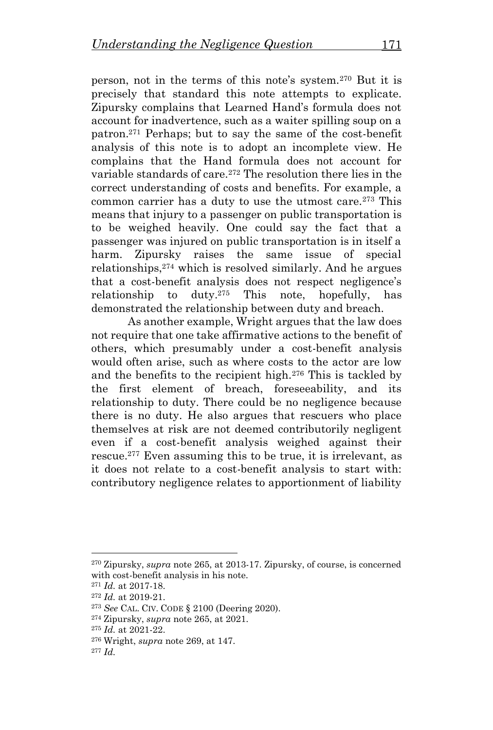person, not in the terms of this note's system.[270] But it is precisely that standard this note attempts to explicate. Zipursky complains that Learned Hand's formula does not account for inadvertence, such as a waiter spilling soup on a patron.[271] Perhaps; but to say the same of the cost-benefit analysis of this note is to adopt an incomplete view. He complains that the Hand formula does not account for variable standards of care.[272] The resolution there lies in the correct understanding of costs and benefits. For example, a common carrier has a duty to use the utmost care.[273] This means that injury to a passenger on public transportation is to be weighed heavily. One could say the fact that a passenger was injured on public transportation is in itself a harm. Zipursky raises the same issue of special relationships,[274] which is resolved similarly. And he argues that a cost-benefit analysis does not respect negligence's relationship to duty.[275] This note, hopefully, has demonstrated the relationship between duty and breach.

As another example, Wright argues that the law does not require that one take affirmative actions to the benefit of others, which presumably under a cost-benefit analysis would often arise, such as where costs to the actor are low and the benefits to the recipient high.[276] This is tackled by the first element of breach, foreseeability, and its relationship to duty. There could be no negligence because there is no duty. He also argues that rescuers who place themselves at risk are not deemed contributorily negligent even if a cost-benefit analysis weighed against their rescue.[277] Even assuming this to be true, it is irrelevant, as it does not relate to a cost-benefit analysis to start with: contributory negligence relates to apportionment of liability

---

[270] Zipursky, *supra* note 265, at 2013-17. Zipursky, of course, is concerned with cost-benefit analysis in his note.

[271] *Id.* at 2017-18.

[272] *Id.* at 2019-21.

[273] *See* CAL. CIV. CODE § 2100 (Deering 2020).

[274] Zipursky, *supra* note 265, at 2021.

[275] *Id.* at 2021-22.

[276] Wright, *supra* note 269, at 147.

[277] *Id.*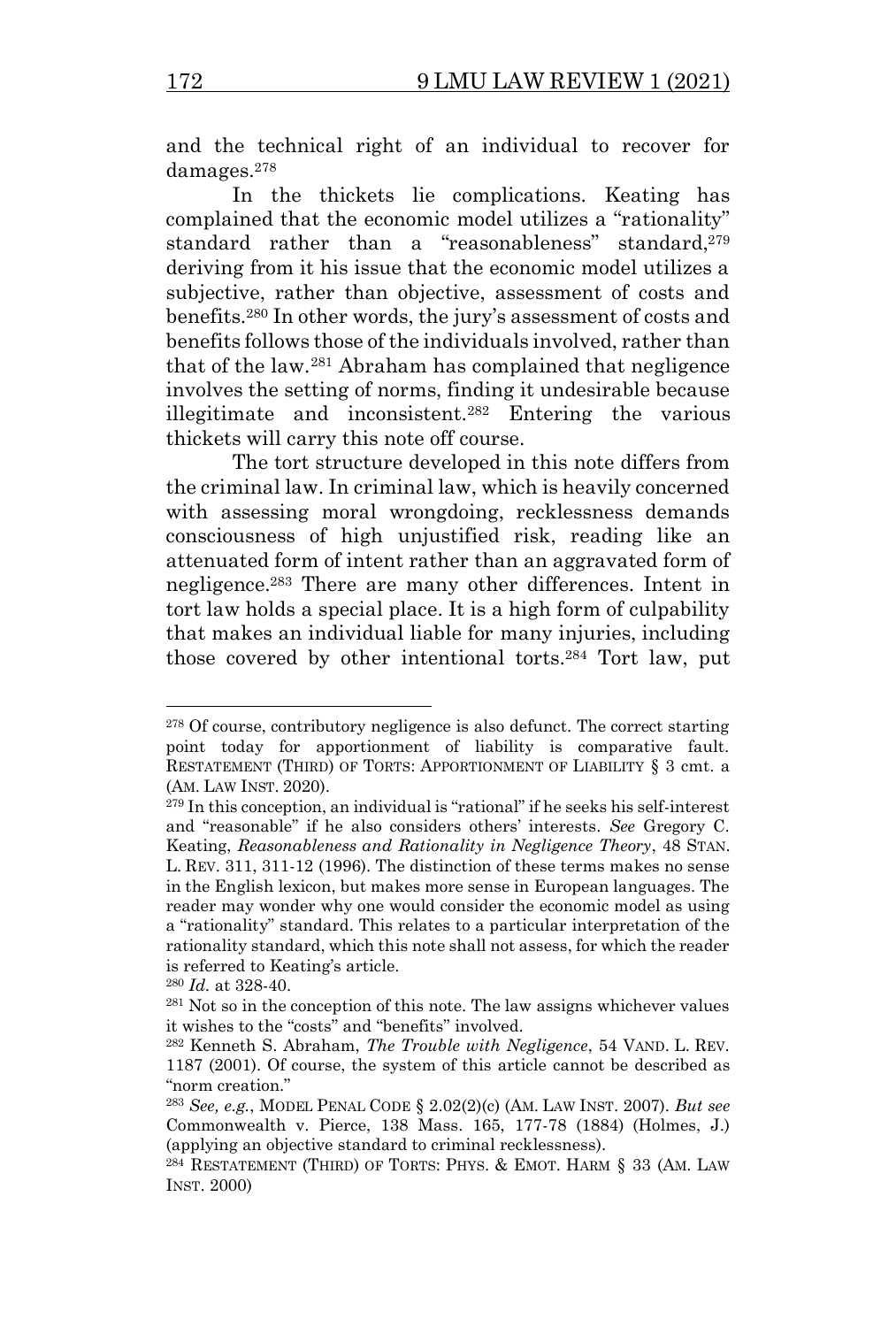and the technical right of an individual to recover for damages.[278]

In the thickets lie complications. Keating has complained that the economic model utilizes a "rationality" standard rather than a "reasonableness" standard,[279] deriving from it his issue that the economic model utilizes a subjective, rather than objective, assessment of costs and benefits.[280] In other words, the jury's assessment of costs and benefits follows those of the individuals involved, rather than that of the law.[281] Abraham has complained that negligence involves the setting of norms, finding it undesirable because illegitimate and inconsistent.[282] Entering the various thickets will carry this note off course.

The tort structure developed in this note differs from the criminal law. In criminal law, which is heavily concerned with assessing moral wrongdoing, recklessness demands consciousness of high unjustified risk, reading like an attenuated form of intent rather than an aggravated form of negligence.[283] There are many other differences. Intent in tort law holds a special place. It is a high form of culpability that makes an individual liable for many injuries, including those covered by other intentional torts.[284] Tort law, put

---

[278] Of course, contributory negligence is also defunct. The correct starting point today for apportionment of liability is comparative fault. RESTATEMENT (THIRD) OF TORTS: APPORTIONMENT OF LIABILITY § 3 cmt. a (AM. LAW INST. 2020).

[279] In this conception, an individual is "rational" if he seeks his self-interest and "reasonable" if he also considers others' interests. *See* Gregory C. Keating, *Reasonableness and Rationality in Negligence Theory*, 48 STAN. L. REV. 311, 311-12 (1996). The distinction of these terms makes no sense in the English lexicon, but makes more sense in European languages. The reader may wonder why one would consider the economic model as using a "rationality" standard. This relates to a particular interpretation of the rationality standard, which this note shall not assess, for which the reader is referred to Keating's article.

[280] *Id.* at 328-40.

[281] Not so in the conception of this note. The law assigns whichever values it wishes to the "costs" and "benefits" involved.

[282] Kenneth S. Abraham, *The Trouble with Negligence*, 54 VAND. L. REV. 1187 (2001). Of course, the system of this article cannot be described as "norm creation."

[283] *See, e.g.*, MODEL PENAL CODE § 2.02(2)(c) (AM. LAW INST. 2007). *But see* Commonwealth v. Pierce, 138 Mass. 165, 177-78 (1884) (Holmes, J.) (applying an objective standard to criminal recklessness).

[284] RESTATEMENT (THIRD) OF TORTS: PHYS. & EMOT. HARM § 33 (AM. LAW INST. 2000)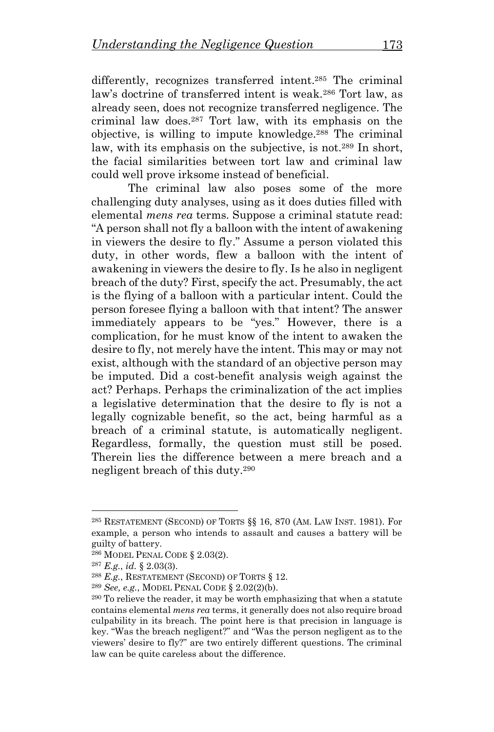differently, recognizes transferred intent.[285] The criminal law's doctrine of transferred intent is weak.[286] Tort law, as already seen, does not recognize transferred negligence. The criminal law does.[287] Tort law, with its emphasis on the objective, is willing to impute knowledge.[288] The criminal law, with its emphasis on the subjective, is not.[289] In short, the facial similarities between tort law and criminal law could well prove irksome instead of beneficial.

The criminal law also poses some of the more challenging duty analyses, using as it does duties filled with elemental *mens rea* terms. Suppose a criminal statute read: "A person shall not fly a balloon with the intent of awakening in viewers the desire to fly." Assume a person violated this duty, in other words, flew a balloon with the intent of awakening in viewers the desire to fly. Is he also in negligent breach of the duty? First, specify the act. Presumably, the act is the flying of a balloon with a particular intent. Could the person foresee flying a balloon with that intent? The answer immediately appears to be "yes." However, there is a complication, for he must know of the intent to awaken the desire to fly, not merely have the intent. This may or may not exist, although with the standard of an objective person may be imputed. Did a cost-benefit analysis weigh against the act? Perhaps. Perhaps the criminalization of the act implies a legislative determination that the desire to fly is not a legally cognizable benefit, so the act, being harmful as a breach of a criminal statute, is automatically negligent. Regardless, formally, the question must still be posed. Therein lies the difference between a mere breach and a negligent breach of this duty.[290]

---

[285] RESTATEMENT (SECOND) OF TORTS §§ 16, 870 (AM. LAW INST. 1981). For example, a person who intends to assault and causes a battery will be guilty of battery.

[286] MODEL PENAL CODE § 2.03(2).

[287] *E.g.*, *id.* § 2.03(3).

[288] *E.g.*, RESTATEMENT (SECOND) OF TORTS § 12.

[289] *See, e.g.*, MODEL PENAL CODE § 2.02(2)(b).

[290] To relieve the reader, it may be worth emphasizing that when a statute contains elemental *mens rea* terms, it generally does not also require broad culpability in its breach. The point here is that precision in language is key. "Was the breach negligent?" and "Was the person negligent as to the viewers' desire to fly?" are two entirely different questions. The criminal law can be quite careless about the difference.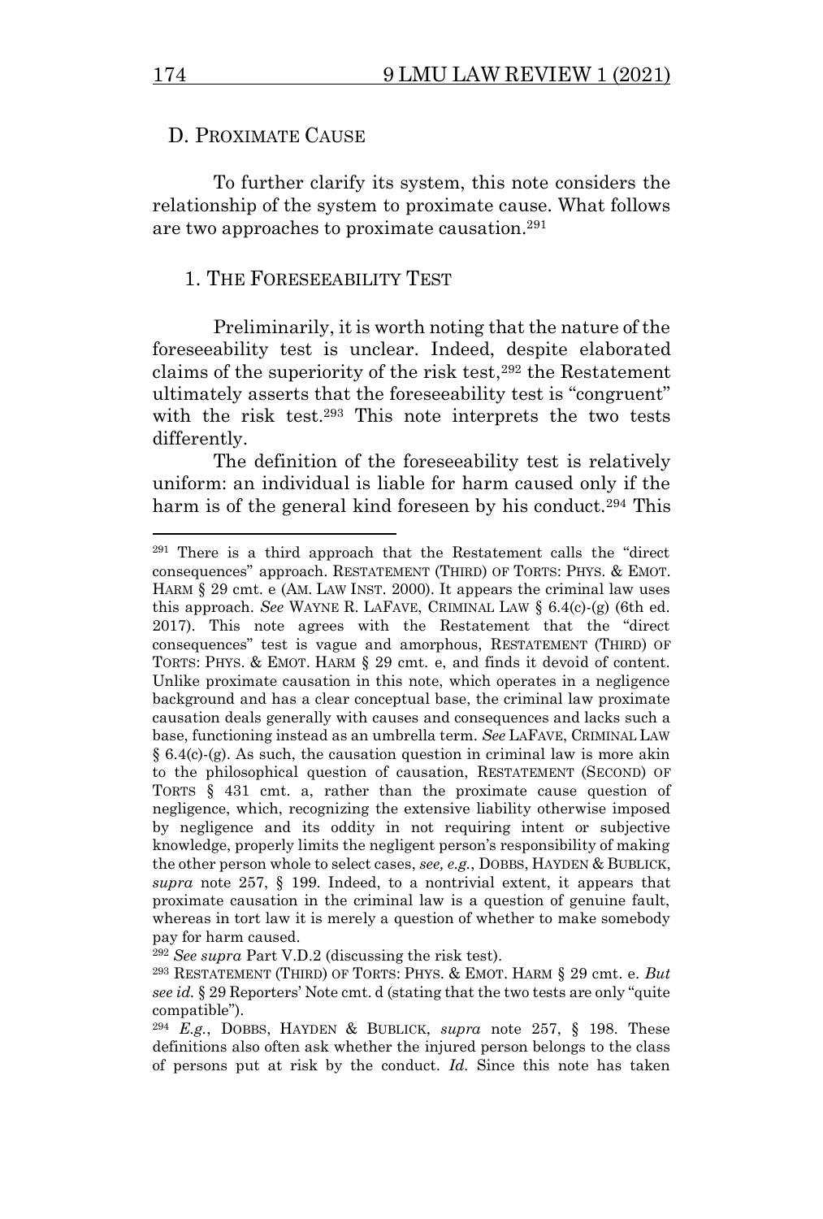## D. Proximate Cause

To further clarify its system, this note considers the relationship of the system to proximate cause. What follows are two approaches to proximate causation.[291]

### 1. The Foreseeability Test

Preliminarily, it is worth noting that the nature of the foreseeability test is unclear. Indeed, despite elaborated claims of the superiority of the risk test,[292] the Restatement ultimately asserts that the foreseeability test is "congruent" with the risk test.[293] This note interprets the two tests differently.

The definition of the foreseeability test is relatively uniform: an individual is liable for harm caused only if the harm is of the general kind foreseen by his conduct.[294] This

---

[291] There is a third approach that the Restatement calls the "direct consequences" approach. RESTATEMENT (THIRD) OF TORTS: PHYS. & EMOT. HARM § 29 cmt. e (AM. LAW INST. 2000). It appears the criminal law uses this approach. *See* WAYNE R. LAFAVE, CRIMINAL LAW § 6.4(c)-(g) (6th ed. 2017). This note agrees with the Restatement that the "direct consequences" test is vague and amorphous, RESTATEMENT (THIRD) OF TORTS: PHYS. & EMOT. HARM § 29 cmt. e, and finds it devoid of content. Unlike proximate causation in this note, which operates in a negligence background and has a clear conceptual base, the criminal law proximate causation deals generally with causes and consequences and lacks such a base, functioning instead as an umbrella term. *See* LAFAVE, CRIMINAL LAW § 6.4(c)-(g). As such, the causation question in criminal law is more akin to the philosophical question of causation, RESTATEMENT (SECOND) OF TORTS § 431 cmt. a, rather than the proximate cause question of negligence, which, recognizing the extensive liability otherwise imposed by negligence and its oddity in not requiring intent or subjective knowledge, properly limits the negligent person's responsibility of making the other person whole to select cases, *see, e.g.*, DOBBS, HAYDEN & BUBLICK, *supra* note 257, § 199. Indeed, to a nontrivial extent, it appears that proximate causation in the criminal law is a question of genuine fault, whereas in tort law it is merely a question of whether to make somebody pay for harm caused.

[292] *See supra* Part V.D.2 (discussing the risk test).

[293] RESTATEMENT (THIRD) OF TORTS: PHYS. & EMOT. HARM § 29 cmt. e. *But see id.* § 29 Reporters' Note cmt. d (stating that the two tests are only "quite compatible").

[294] *E.g.*, DOBBS, HAYDEN & BUBLICK, *supra* note 257, § 198. These definitions also often ask whether the injured person belongs to the class of persons put at risk by the conduct. *Id.* Since this note has taken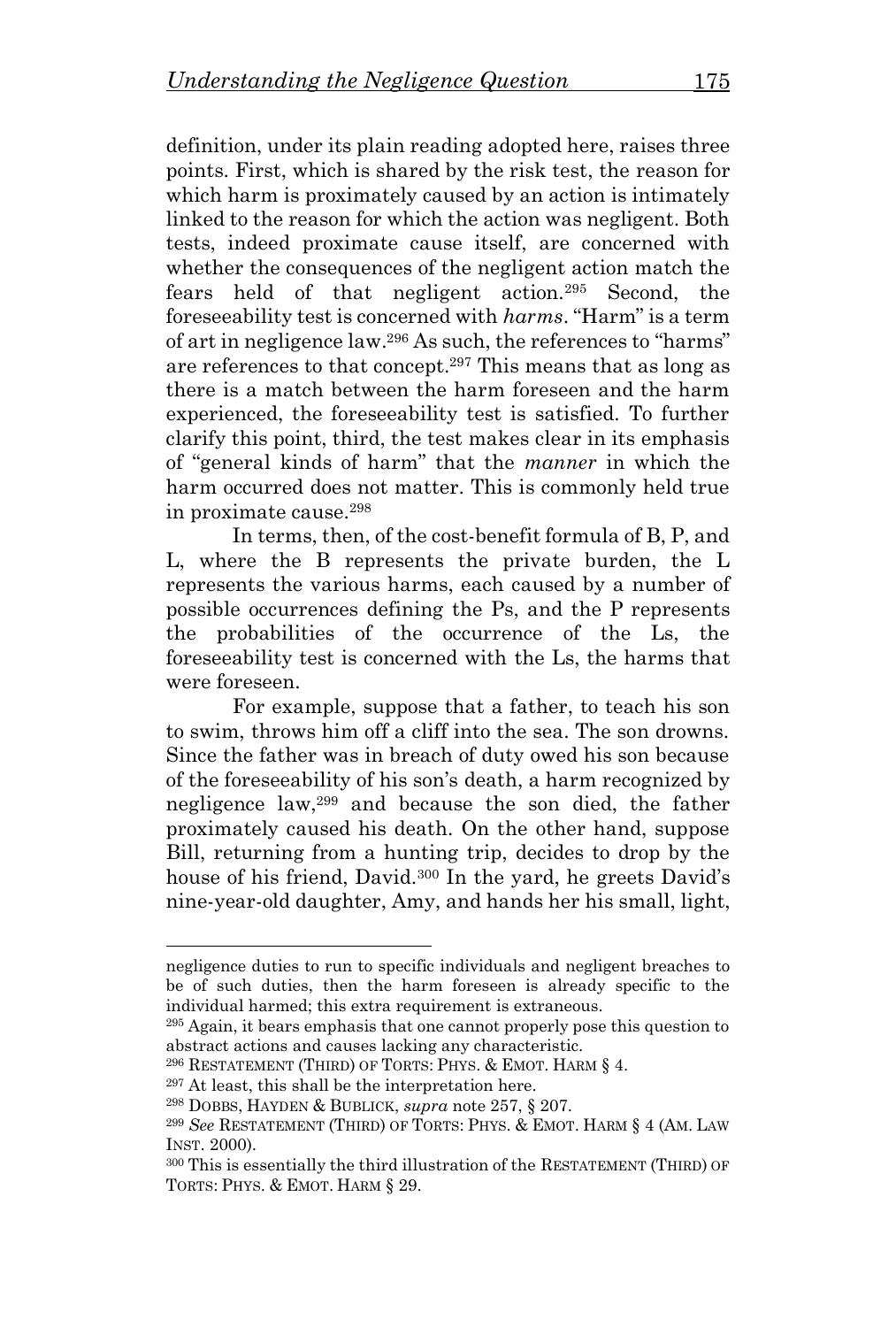definition, under its plain reading adopted here, raises three points. First, which is shared by the risk test, the reason for which harm is proximately caused by an action is intimately linked to the reason for which the action was negligent. Both tests, indeed proximate cause itself, are concerned with whether the consequences of the negligent action match the fears held of that negligent action.[295] Second, the foreseeability test is concerned with *harms*. "Harm" is a term of art in negligence law.[296] As such, the references to "harms" are references to that concept.[297] This means that as long as there is a match between the harm foreseen and the harm experienced, the foreseeability test is satisfied. To further clarify this point, third, the test makes clear in its emphasis of "general kinds of harm" that the *manner* in which the harm occurred does not matter. This is commonly held true in proximate cause.[298]

In terms, then, of the cost-benefit formula of B, P, and L, where the B represents the private burden, the L represents the various harms, each caused by a number of possible occurrences defining the Ps, and the P represents the probabilities of the occurrence of the Ls, the foreseeability test is concerned with the Ls, the harms that were foreseen.

For example, suppose that a father, to teach his son to swim, throws him off a cliff into the sea. The son drowns. Since the father was in breach of duty owed his son because of the foreseeability of his son's death, a harm recognized by negligence law,[299] and because the son died, the father proximately caused his death. On the other hand, suppose Bill, returning from a hunting trip, decides to drop by the house of his friend, David.[300] In the yard, he greets David's nine-year-old daughter, Amy, and hands her his small, light,

---

negligence duties to run to specific individuals and negligent breaches to be of such duties, then the harm foreseen is already specific to the individual harmed; this extra requirement is extraneous.

[295] Again, it bears emphasis that one cannot properly pose this question to abstract actions and causes lacking any characteristic.

[296] RESTATEMENT (THIRD) OF TORTS: PHYS. & EMOT. HARM § 4.

[297] At least, this shall be the interpretation here.

[298] DOBBS, HAYDEN & BUBLICK, *supra* note 257, § 207.

[299] *See* RESTATEMENT (THIRD) OF TORTS: PHYS. & EMOT. HARM § 4 (AM. LAW INST. 2000).

[300] This is essentially the third illustration of the RESTATEMENT (THIRD) OF TORTS: PHYS. & EMOT. HARM § 29.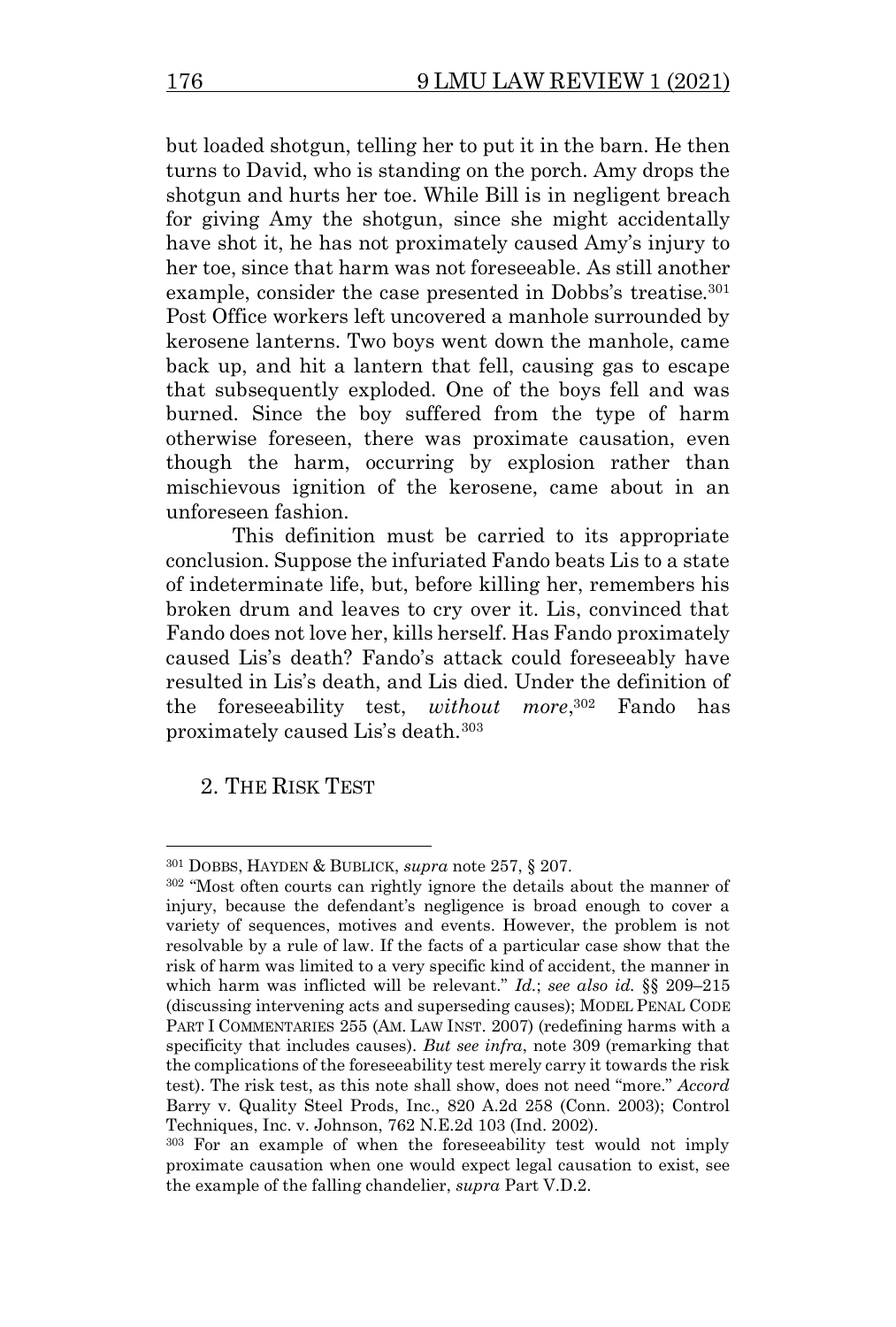but loaded shotgun, telling her to put it in the barn. He then turns to David, who is standing on the porch. Amy drops the shotgun and hurts her toe. While Bill is in negligent breach for giving Amy the shotgun, since she might accidentally have shot it, he has not proximately caused Amy's injury to her toe, since that harm was not foreseeable. As still another example, consider the case presented in Dobbs's treatise.[301] Post Office workers left uncovered a manhole surrounded by kerosene lanterns. Two boys went down the manhole, came back up, and hit a lantern that fell, causing gas to escape that subsequently exploded. One of the boys fell and was burned. Since the boy suffered from the type of harm otherwise foreseen, there was proximate causation, even though the harm, occurring by explosion rather than mischievous ignition of the kerosene, came about in an unforeseen fashion.

This definition must be carried to its appropriate conclusion. Suppose the infuriated Fando beats Lis to a state of indeterminate life, but, before killing her, remembers his broken drum and leaves to cry over it. Lis, convinced that Fando does not love her, kills herself. Has Fando proximately caused Lis's death? Fando's attack could foreseeably have resulted in Lis's death, and Lis died. Under the definition of the foreseeability test, *without more*,[302] Fando has proximately caused Lis's death.[303]

### 2. THE RISK TEST

---

[301] DOBBS, HAYDEN & BUBLICK, *supra* note 257, § 207.

[302] "Most often courts can rightly ignore the details about the manner of injury, because the defendant's negligence is broad enough to cover a variety of sequences, motives and events. However, the problem is not resolvable by a rule of law. If the facts of a particular case show that the risk of harm was limited to a very specific kind of accident, the manner in which harm was inflicted will be relevant." *Id.*; *see also id.* §§ 209–215 (discussing intervening acts and superseding causes); MODEL PENAL CODE PART I COMMENTARIES 255 (AM. LAW INST. 2007) (redefining harms with a specificity that includes causes). *But see infra*, note 309 (remarking that the complications of the foreseeability test merely carry it towards the risk test). The risk test, as this note shall show, does not need "more." *Accord* Barry v. Quality Steel Prods, Inc., 820 A.2d 258 (Conn. 2003); Control Techniques, Inc. v. Johnson, 762 N.E.2d 103 (Ind. 2002).

[303] For an example of when the foreseeability test would not imply proximate causation when one would expect legal causation to exist, see the example of the falling chandelier, *supra* Part V.D.2.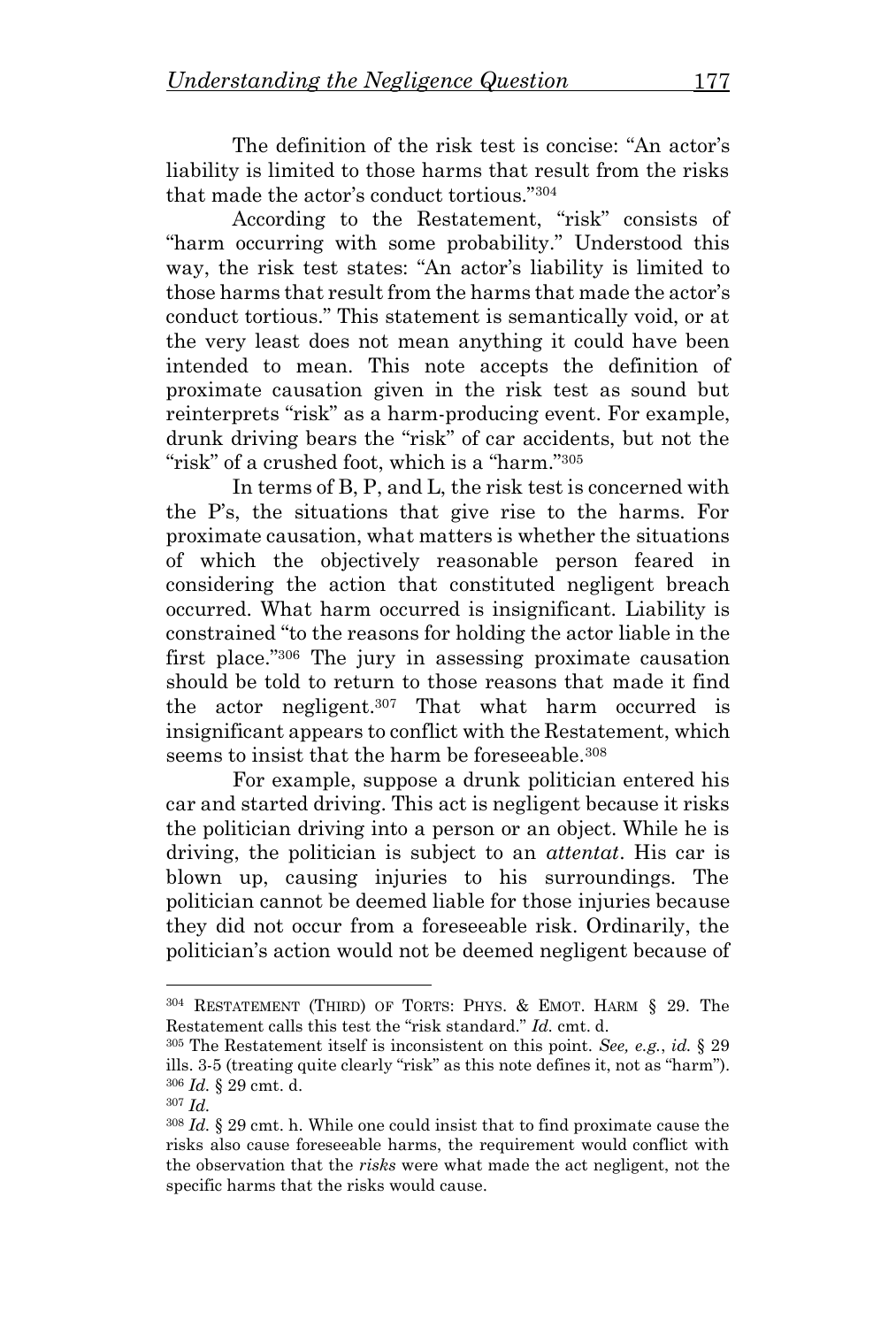The definition of the risk test is concise: "An actor's liability is limited to those harms that result from the risks that made the actor's conduct tortious."[304]

According to the Restatement, "risk" consists of "harm occurring with some probability." Understood this way, the risk test states: "An actor's liability is limited to those harms that result from the harms that made the actor's conduct tortious." This statement is semantically void, or at the very least does not mean anything it could have been intended to mean. This note accepts the definition of proximate causation given in the risk test as sound but reinterprets "risk" as a harm-producing event. For example, drunk driving bears the "risk" of car accidents, but not the "risk" of a crushed foot, which is a "harm."[305]

In terms of B, P, and L, the risk test is concerned with the P's, the situations that give rise to the harms. For proximate causation, what matters is whether the situations of which the objectively reasonable person feared in considering the action that constituted negligent breach occurred. What harm occurred is insignificant. Liability is constrained "to the reasons for holding the actor liable in the first place."[306] The jury in assessing proximate causation should be told to return to those reasons that made it find the actor negligent.[307] That what harm occurred is insignificant appears to conflict with the Restatement, which seems to insist that the harm be foreseeable.[308]

For example, suppose a drunk politician entered his car and started driving. This act is negligent because it risks the politician driving into a person or an object. While he is driving, the politician is subject to an *attentat*. His car is blown up, causing injuries to his surroundings. The politician cannot be deemed liable for those injuries because they did not occur from a foreseeable risk. Ordinarily, the politician's action would not be deemed negligent because of

---

[304] RESTATEMENT (THIRD) OF TORTS: PHYS. & EMOT. HARM § 29. The Restatement calls this test the "risk standard." *Id.* cmt. d.

[305] The Restatement itself is inconsistent on this point. *See, e.g.*, *id.* § 29 ills. 3-5 (treating quite clearly "risk" as this note defines it, not as "harm").

[306] *Id.* § 29 cmt. d.

[307] *Id.*

[308] *Id.* § 29 cmt. h. While one could insist that to find proximate cause the risks also cause foreseeable harms, the requirement would conflict with the observation that the *risks* were what made the act negligent, not the specific harms that the risks would cause.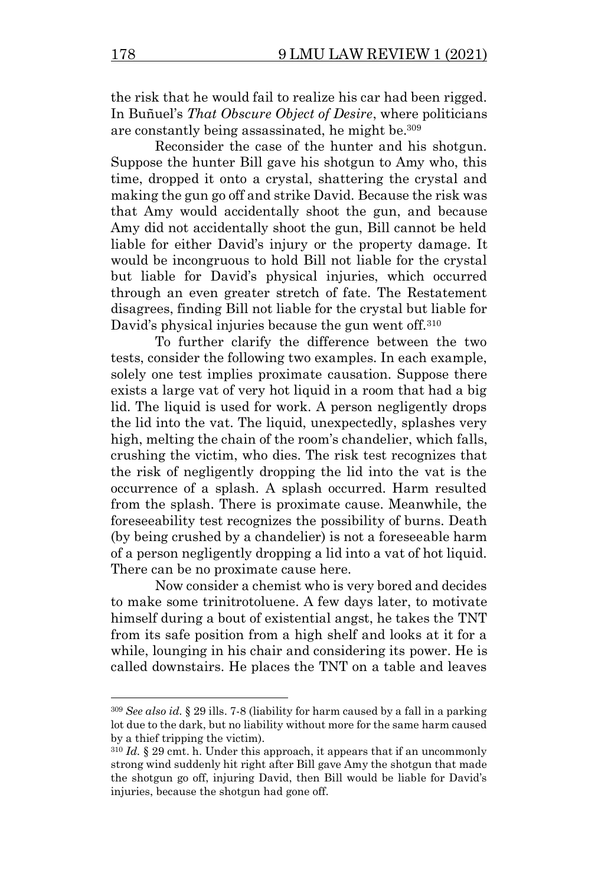the risk that he would fail to realize his car had been rigged. In Buñuel's *That Obscure Object of Desire*, where politicians are constantly being assassinated, he might be.[309]

Reconsider the case of the hunter and his shotgun. Suppose the hunter Bill gave his shotgun to Amy who, this time, dropped it onto a crystal, shattering the crystal and making the gun go off and strike David. Because the risk was that Amy would accidentally shoot the gun, and because Amy did not accidentally shoot the gun, Bill cannot be held liable for either David's injury or the property damage. It would be incongruous to hold Bill not liable for the crystal but liable for David's physical injuries, which occurred through an even greater stretch of fate. The Restatement disagrees, finding Bill not liable for the crystal but liable for David's physical injuries because the gun went off.[310]

To further clarify the difference between the two tests, consider the following two examples. In each example, solely one test implies proximate causation. Suppose there exists a large vat of very hot liquid in a room that had a big lid. The liquid is used for work. A person negligently drops the lid into the vat. The liquid, unexpectedly, splashes very high, melting the chain of the room's chandelier, which falls, crushing the victim, who dies. The risk test recognizes that the risk of negligently dropping the lid into the vat is the occurrence of a splash. A splash occurred. Harm resulted from the splash. There is proximate cause. Meanwhile, the foreseeability test recognizes the possibility of burns. Death (by being crushed by a chandelier) is not a foreseeable harm of a person negligently dropping a lid into a vat of hot liquid. There can be no proximate cause here.

Now consider a chemist who is very bored and decides to make some trinitrotoluene. A few days later, to motivate himself during a bout of existential angst, he takes the TNT from its safe position from a high shelf and looks at it for a while, lounging in his chair and considering its power. He is called downstairs. He places the TNT on a table and leaves

---

[309] *See also id.* § 29 ills. 7-8 (liability for harm caused by a fall in a parking lot due to the dark, but no liability without more for the same harm caused by a thief tripping the victim).

[310] *Id.* § 29 cmt. h. Under this approach, it appears that if an uncommonly strong wind suddenly hit right after Bill gave Amy the shotgun that made the shotgun go off, injuring David, then Bill would be liable for David's injuries, because the shotgun had gone off.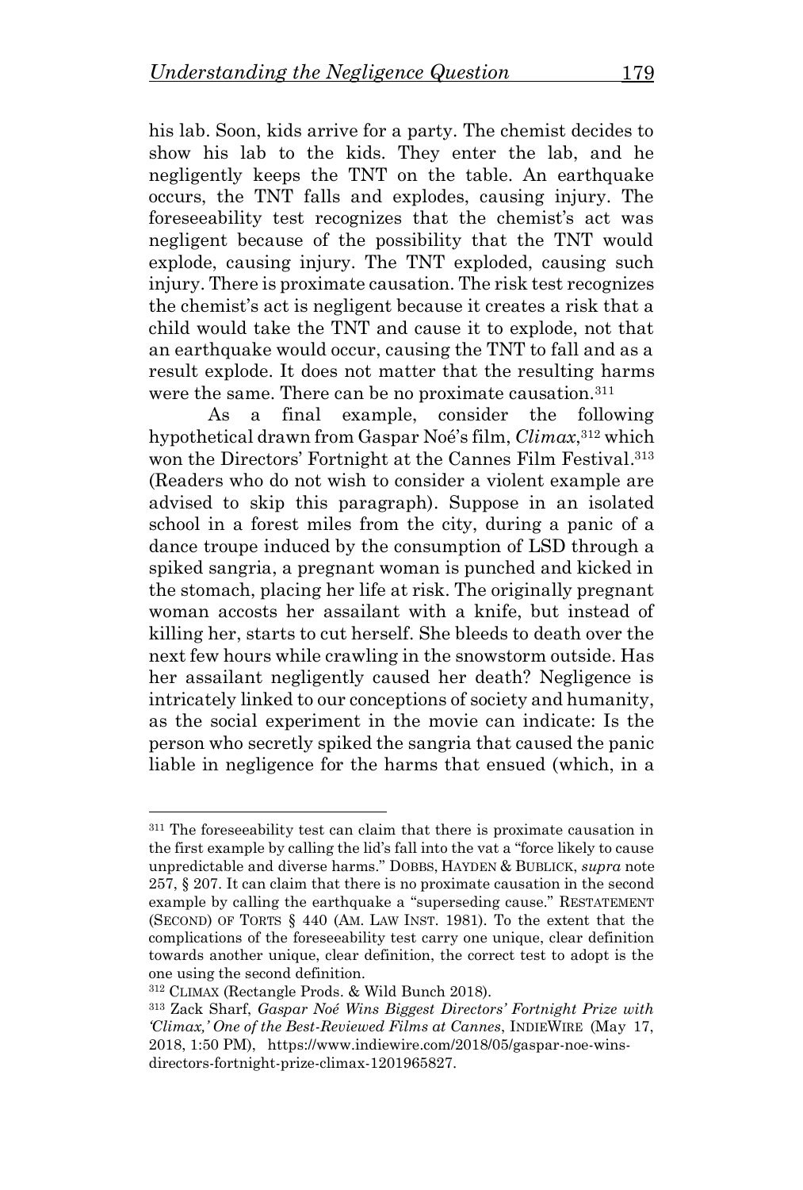his lab. Soon, kids arrive for a party. The chemist decides to show his lab to the kids. They enter the lab, and he negligently keeps the TNT on the table. An earthquake occurs, the TNT falls and explodes, causing injury. The foreseeability test recognizes that the chemist's act was negligent because of the possibility that the TNT would explode, causing injury. The TNT exploded, causing such injury. There is proximate causation. The risk test recognizes the chemist's act is negligent because it creates a risk that a child would take the TNT and cause it to explode, not that an earthquake would occur, causing the TNT to fall and as a result explode. It does not matter that the resulting harms were the same. There can be no proximate causation.[311]

As a final example, consider the following hypothetical drawn from Gaspar Noé's film, *Climax*,[312] which won the Directors' Fortnight at the Cannes Film Festival.[313] (Readers who do not wish to consider a violent example are advised to skip this paragraph). Suppose in an isolated school in a forest miles from the city, during a panic of a dance troupe induced by the consumption of LSD through a spiked sangria, a pregnant woman is punched and kicked in the stomach, placing her life at risk. The originally pregnant woman accosts her assailant with a knife, but instead of killing her, starts to cut herself. She bleeds to death over the next few hours while crawling in the snowstorm outside. Has her assailant negligently caused her death? Negligence is intricately linked to our conceptions of society and humanity, as the social experiment in the movie can indicate: Is the person who secretly spiked the sangria that caused the panic liable in negligence for the harms that ensued (which, in a

---

[311] The foreseeability test can claim that there is proximate causation in the first example by calling the lid's fall into the vat a "force likely to cause unpredictable and diverse harms." DOBBS, HAYDEN & BUBLICK, *supra* note 257, § 207. It can claim that there is no proximate causation in the second example by calling the earthquake a "superseding cause." RESTATEMENT (SECOND) OF TORTS § 440 (AM. LAW INST. 1981). To the extent that the complications of the foreseeability test carry one unique, clear definition towards another unique, clear definition, the correct test to adopt is the one using the second definition.

[312] CLIMAX (Rectangle Prods. & Wild Bunch 2018).

[313] Zack Sharf, *Gaspar Noé Wins Biggest Directors' Fortnight Prize with 'Climax,' One of the Best-Reviewed Films at Cannes*, INDIEWIRE (May 17, 2018, 1:50 PM), https://www.indiewire.com/2018/05/gaspar-noe-wins-directors-fortnight-prize-climax-1201965827.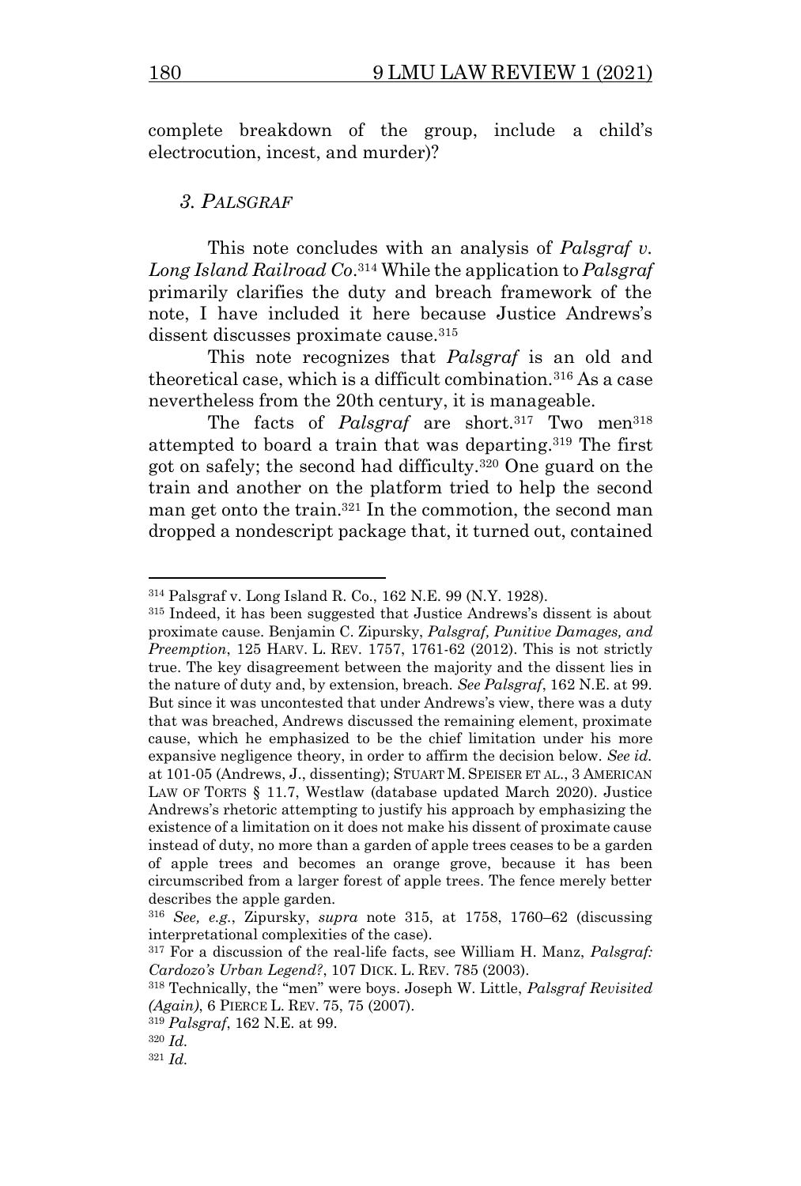complete breakdown of the group, include a child's electrocution, incest, and murder)?

### 3. *PALSGRAF*

This note concludes with an analysis of *Palsgraf v. Long Island Railroad Co*.[314] While the application to *Palsgraf* primarily clarifies the duty and breach framework of the note, I have included it here because Justice Andrews's dissent discusses proximate cause.[315]

This note recognizes that *Palsgraf* is an old and theoretical case, which is a difficult combination.[316] As a case nevertheless from the 20th century, it is manageable.

The facts of *Palsgraf* are short.[317] Two men[318] attempted to board a train that was departing.[319] The first got on safely; the second had difficulty.[320] One guard on the train and another on the platform tried to help the second man get onto the train.[321] In the commotion, the second man dropped a nondescript package that, it turned out, contained

---

[314] Palsgraf v. Long Island R. Co., 162 N.E. 99 (N.Y. 1928).

[315] Indeed, it has been suggested that Justice Andrews's dissent is about proximate cause. Benjamin C. Zipursky, *Palsgraf, Punitive Damages, and Preemption*, 125 HARV. L. REV. 1757, 1761-62 (2012). This is not strictly true. The key disagreement between the majority and the dissent lies in the nature of duty and, by extension, breach. *See Palsgraf*, 162 N.E. at 99. But since it was uncontested that under Andrews's view, there was a duty that was breached, Andrews discussed the remaining element, proximate cause, which he emphasized to be the chief limitation under his more expansive negligence theory, in order to affirm the decision below. *See id.* at 101-05 (Andrews, J., dissenting); STUART M. SPEISER ET AL., 3 AMERICAN LAW OF TORTS § 11.7, Westlaw (database updated March 2020). Justice Andrews's rhetoric attempting to justify his approach by emphasizing the existence of a limitation on it does not make his dissent of proximate cause instead of duty, no more than a garden of apple trees ceases to be a garden of apple trees and becomes an orange grove, because it has been circumscribed from a larger forest of apple trees. The fence merely better describes the apple garden.

[316] *See, e.g.*, Zipursky, *supra* note 315, at 1758, 1760–62 (discussing interpretational complexities of the case).

[317] For a discussion of the real-life facts, see William H. Manz, *Palsgraf: Cardozo's Urban Legend?*, 107 DICK. L. REV. 785 (2003).

[318] Technically, the "men" were boys. Joseph W. Little, *Palsgraf Revisited (Again)*, 6 PIERCE L. REV. 75, 75 (2007).

[319] *Palsgraf*, 162 N.E. at 99.

[320] *Id.*

[321] *Id.*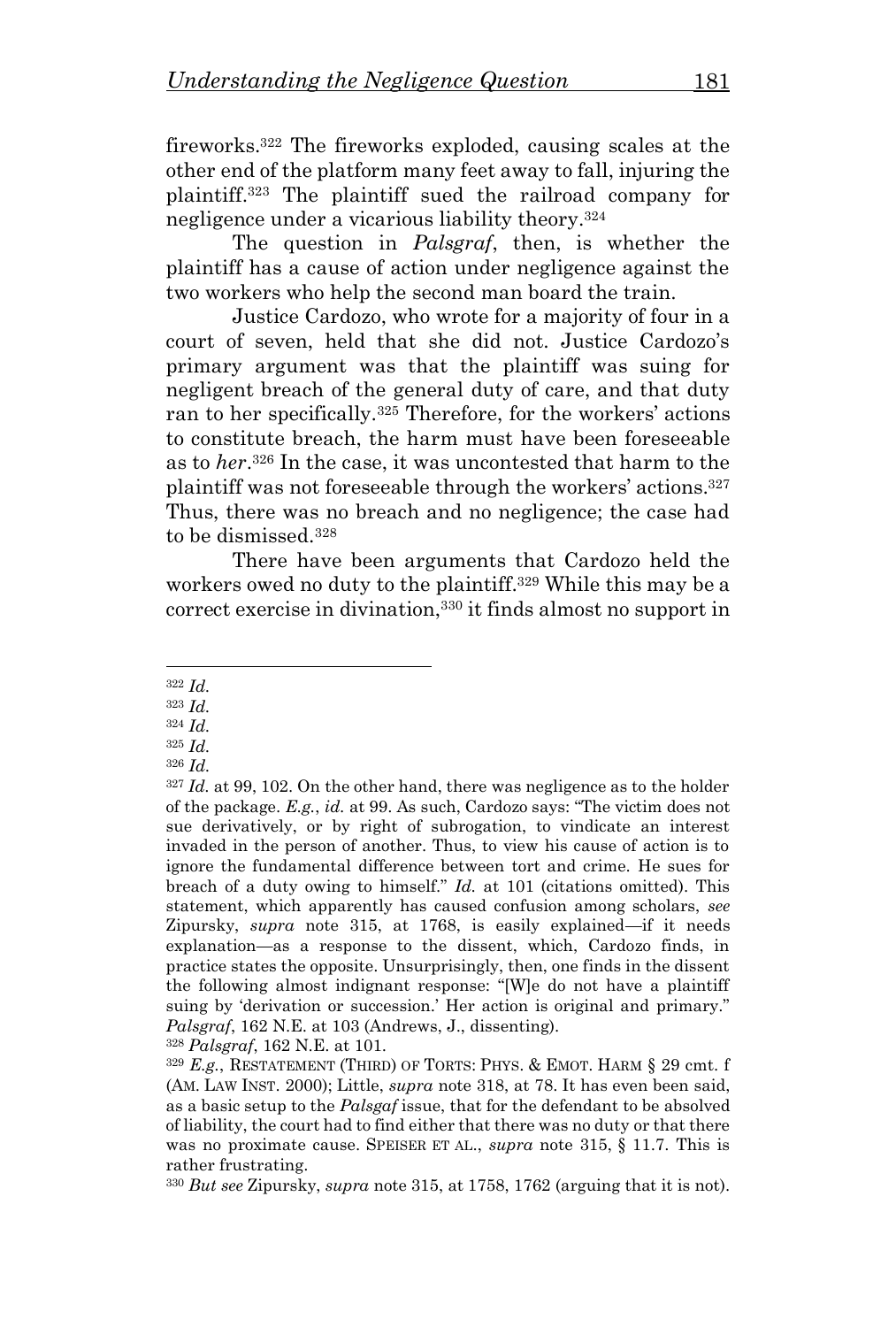fireworks.[322] The fireworks exploded, causing scales at the other end of the platform many feet away to fall, injuring the plaintiff.[323] The plaintiff sued the railroad company for negligence under a vicarious liability theory.[324]

The question in *Palsgraf*, then, is whether the plaintiff has a cause of action under negligence against the two workers who help the second man board the train.

Justice Cardozo, who wrote for a majority of four in a court of seven, held that she did not. Justice Cardozo's primary argument was that the plaintiff was suing for negligent breach of the general duty of care, and that duty ran to her specifically.[325] Therefore, for the workers' actions to constitute breach, the harm must have been foreseeable as to *her*.[326] In the case, it was uncontested that harm to the plaintiff was not foreseeable through the workers' actions.[327] Thus, there was no breach and no negligence; the case had to be dismissed.[328]

There have been arguments that Cardozo held the workers owed no duty to the plaintiff.[329] While this may be a correct exercise in divination,[330] it finds almost no support in

---

[322] *Id.*

[323] *Id.*

[324] *Id.*

[325] *Id.*

[326] *Id.*

[327] *Id.* at 99, 102. On the other hand, there was negligence as to the holder of the package. *E.g.*, *id.* at 99. As such, Cardozo says: "The victim does not sue derivatively, or by right of subrogation, to vindicate an interest invaded in the person of another. Thus, to view his cause of action is to ignore the fundamental difference between tort and crime. He sues for breach of a duty owing to himself." *Id.* at 101 (citations omitted). This statement, which apparently has caused confusion among scholars, *see* Zipursky, *supra* note 315, at 1768, is easily explained—if it needs explanation—as a response to the dissent, which, Cardozo finds, in practice states the opposite. Unsurprisingly, then, one finds in the dissent the following almost indignant response: "[W]e do not have a plaintiff suing by 'derivation or succession.' Her action is original and primary." *Palsgraf*, 162 N.E. at 103 (Andrews, J., dissenting).

[328] *Palsgraf*, 162 N.E. at 101.

[329] *E.g.*, RESTATEMENT (THIRD) OF TORTS: PHYS. & EMOT. HARM § 29 cmt. f (AM. LAW INST. 2000); Little, *supra* note 318, at 78. It has even been said, as a basic setup to the *Palsgaf* issue, that for the defendant to be absolved of liability, the court had to find either that there was no duty or that there was no proximate cause. SPEISER ET AL., *supra* note 315, § 11.7. This is rather frustrating.

[330] *But see* Zipursky, *supra* note 315, at 1758, 1762 (arguing that it is not).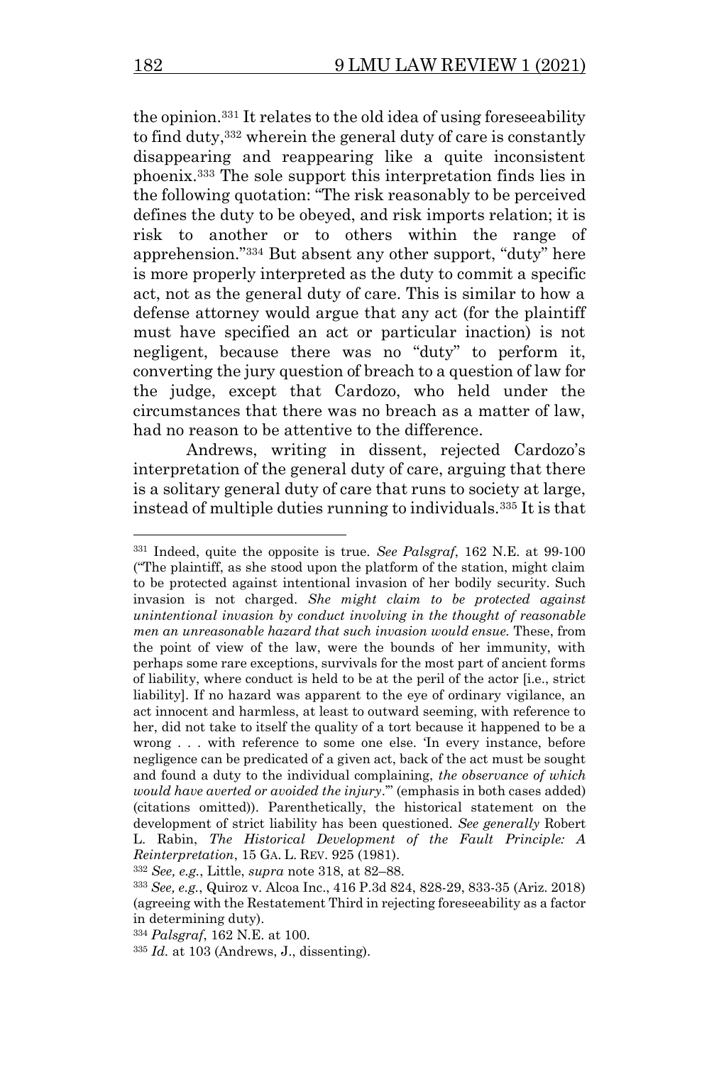the opinion.[331] It relates to the old idea of using foreseeability to find duty,[332] wherein the general duty of care is constantly disappearing and reappearing like a quite inconsistent phoenix.[333] The sole support this interpretation finds lies in the following quotation: "The risk reasonably to be perceived defines the duty to be obeyed, and risk imports relation; it is risk to another or to others within the range of apprehension."[334] But absent any other support, "duty" here is more properly interpreted as the duty to commit a specific act, not as the general duty of care. This is similar to how a defense attorney would argue that any act (for the plaintiff must have specified an act or particular inaction) is not negligent, because there was no "duty" to perform it, converting the jury question of breach to a question of law for the judge, except that Cardozo, who held under the circumstances that there was no breach as a matter of law, had no reason to be attentive to the difference.

Andrews, writing in dissent, rejected Cardozo's interpretation of the general duty of care, arguing that there is a solitary general duty of care that runs to society at large, instead of multiple duties running to individuals.[335] It is that

---

[331] Indeed, quite the opposite is true. *See Palsgraf*, 162 N.E. at 99-100 ("The plaintiff, as she stood upon the platform of the station, might claim to be protected against intentional invasion of her bodily security. Such invasion is not charged. *She might claim to be protected against unintentional invasion by conduct involving in the thought of reasonable men an unreasonable hazard that such invasion would ensue.* These, from the point of view of the law, were the bounds of her immunity, with perhaps some rare exceptions, survivals for the most part of ancient forms of liability, where conduct is held to be at the peril of the actor [i.e., strict liability]. If no hazard was apparent to the eye of ordinary vigilance, an act innocent and harmless, at least to outward seeming, with reference to her, did not take to itself the quality of a tort because it happened to be a wrong . . . with reference to some one else. 'In every instance, before negligence can be predicated of a given act, back of the act must be sought and found a duty to the individual complaining, *the observance of which would have averted or avoided the injury*.'" (emphasis in both cases added) (citations omitted)). Parenthetically, the historical statement on the development of strict liability has been questioned. *See generally* Robert L. Rabin, *The Historical Development of the Fault Principle: A Reinterpretation*, 15 GA. L. REV. 925 (1981).

[332] *See, e.g.*, Little, *supra* note 318, at 82–88.

[333] *See, e.g.*, Quiroz v. Alcoa Inc., 416 P.3d 824, 828-29, 833-35 (Ariz. 2018) (agreeing with the Restatement Third in rejecting foreseeability as a factor in determining duty).

[334] *Palsgraf*, 162 N.E. at 100.

[335] *Id.* at 103 (Andrews, J., dissenting).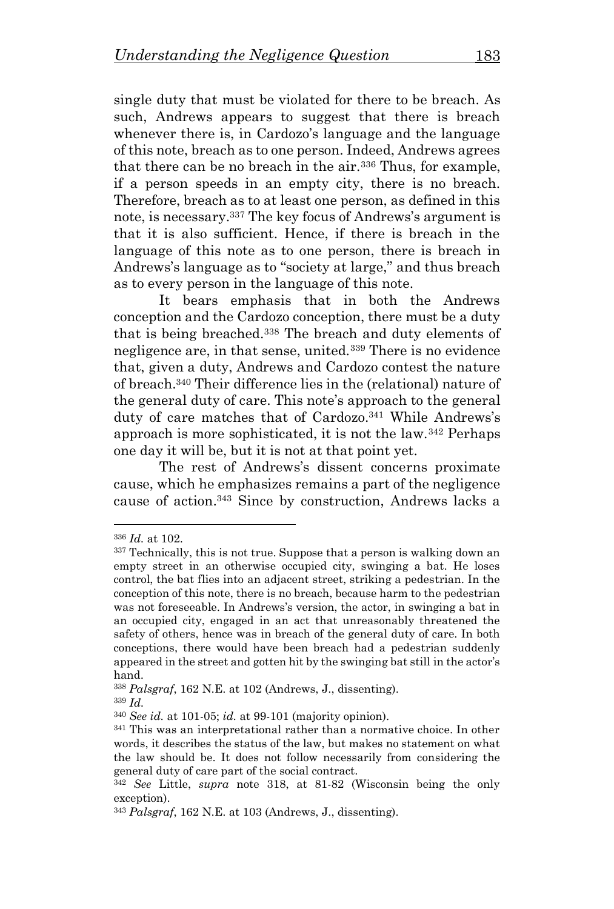single duty that must be violated for there to be breach. As such, Andrews appears to suggest that there is breach whenever there is, in Cardozo's language and the language of this note, breach as to one person. Indeed, Andrews agrees that there can be no breach in the air.[336] Thus, for example, if a person speeds in an empty city, there is no breach. Therefore, breach as to at least one person, as defined in this note, is necessary.[337] The key focus of Andrews's argument is that it is also sufficient. Hence, if there is breach in the language of this note as to one person, there is breach in Andrews's language as to "society at large," and thus breach as to every person in the language of this note.

It bears emphasis that in both the Andrews conception and the Cardozo conception, there must be a duty that is being breached.[338] The breach and duty elements of negligence are, in that sense, united.[339] There is no evidence that, given a duty, Andrews and Cardozo contest the nature of breach.[340] Their difference lies in the (relational) nature of the general duty of care. This note's approach to the general duty of care matches that of Cardozo.[341] While Andrews's approach is more sophisticated, it is not the law.[342] Perhaps one day it will be, but it is not at that point yet.

The rest of Andrews's dissent concerns proximate cause, which he emphasizes remains a part of the negligence cause of action.[343] Since by construction, Andrews lacks a

---

[336] *Id.* at 102.

[337] Technically, this is not true. Suppose that a person is walking down an empty street in an otherwise occupied city, swinging a bat. He loses control, the bat flies into an adjacent street, striking a pedestrian. In the conception of this note, there is no breach, because harm to the pedestrian was not foreseeable. In Andrews's version, the actor, in swinging a bat in an occupied city, engaged in an act that unreasonably threatened the safety of others, hence was in breach of the general duty of care. In both conceptions, there would have been breach had a pedestrian suddenly appeared in the street and gotten hit by the swinging bat still in the actor's hand.

[338] *Palsgraf*, 162 N.E. at 102 (Andrews, J., dissenting).

[339] *Id.*

[340] *See id.* at 101-05; *id.* at 99-101 (majority opinion).

[341] This was an interpretational rather than a normative choice. In other words, it describes the status of the law, but makes no statement on what the law should be. It does not follow necessarily from considering the general duty of care part of the social contract.

[342] *See* Little, *supra* note 318, at 81-82 (Wisconsin being the only exception).

[343] *Palsgraf*, 162 N.E. at 103 (Andrews, J., dissenting).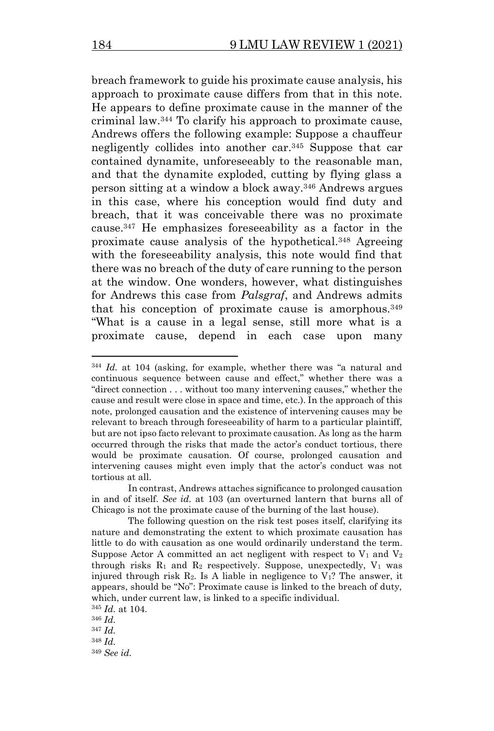breach framework to guide his proximate cause analysis, his approach to proximate cause differs from that in this note. He appears to define proximate cause in the manner of the criminal law.[344] To clarify his approach to proximate cause, Andrews offers the following example: Suppose a chauffeur negligently collides into another car.[345] Suppose that car contained dynamite, unforeseeably to the reasonable man, and that the dynamite exploded, cutting by flying glass a person sitting at a window a block away.[346] Andrews argues in this case, where his conception would find duty and breach, that it was conceivable there was no proximate cause.[347] He emphasizes foreseeability as a factor in the proximate cause analysis of the hypothetical.[348] Agreeing with the foreseeability analysis, this note would find that there was no breach of the duty of care running to the person at the window. One wonders, however, what distinguishes for Andrews this case from *Palsgraf*, and Andrews admits that his conception of proximate cause is amorphous.[349] "What is a cause in a legal sense, still more what is a proximate cause, depend in each case upon many

---

[344] *Id.* at 104 (asking, for example, whether there was "a natural and continuous sequence between cause and effect," whether there was a "direct connection . . . without too many intervening causes," whether the cause and result were close in space and time, etc.). In the approach of this note, prolonged causation and the existence of intervening causes may be relevant to breach through foreseeability of harm to a particular plaintiff, but are not ipso facto relevant to proximate causation. As long as the harm occurred through the risks that made the actor's conduct tortious, there would be proximate causation. Of course, prolonged causation and intervening causes might even imply that the actor's conduct was not tortious at all.

In contrast, Andrews attaches significance to prolonged causation in and of itself. *See id.* at 103 (an overturned lantern that burns all of Chicago is not the proximate cause of the burning of the last house).

The following question on the risk test poses itself, clarifying its nature and demonstrating the extent to which proximate causation has little to do with causation as one would ordinarily understand the term. Suppose Actor A committed an act negligent with respect to $V_1$ and $V_2$ through risks $R_1$ and $R_2$ respectively. Suppose, unexpectedly, $V_1$ was injured through risk $R_2$. Is A liable in negligence to $V_1$? The answer, it appears, should be "No": Proximate cause is linked to the breach of duty, which, under current law, is linked to a specific individual.

[345] *Id.* at 104.

[346] *Id.*

[347] *Id.*

[348] *Id.*

[349] *See id.*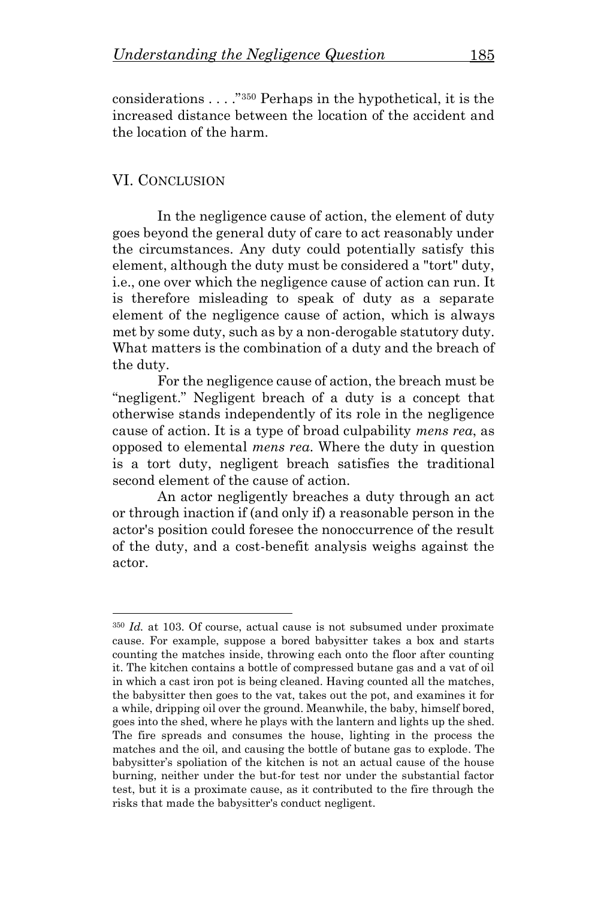considerations . . . ."[350] Perhaps in the hypothetical, it is the increased distance between the location of the accident and the location of the harm.

## VI. CONCLUSION

In the negligence cause of action, the element of duty goes beyond the general duty of care to act reasonably under the circumstances. Any duty could potentially satisfy this element, although the duty must be considered a "tort" duty, i.e., one over which the negligence cause of action can run. It is therefore misleading to speak of duty as a separate element of the negligence cause of action, which is always met by some duty, such as by a non-derogable statutory duty. What matters is the combination of a duty and the breach of the duty.

For the negligence cause of action, the breach must be "negligent." Negligent breach of a duty is a concept that otherwise stands independently of its role in the negligence cause of action. It is a type of broad culpability *mens rea*, as opposed to elemental *mens rea*. Where the duty in question is a tort duty, negligent breach satisfies the traditional second element of the cause of action.

An actor negligently breaches a duty through an act or through inaction if (and only if) a reasonable person in the actor's position could foresee the nonoccurrence of the result of the duty, and a cost-benefit analysis weighs against the actor.

---

[350] *Id.* at 103. Of course, actual cause is not subsumed under proximate cause. For example, suppose a bored babysitter takes a box and starts counting the matches inside, throwing each onto the floor after counting it. The kitchen contains a bottle of compressed butane gas and a vat of oil in which a cast iron pot is being cleaned. Having counted all the matches, the babysitter then goes to the vat, takes out the pot, and examines it for a while, dripping oil over the ground. Meanwhile, the baby, himself bored, goes into the shed, where he plays with the lantern and lights up the shed. The fire spreads and consumes the house, lighting in the process the matches and the oil, and causing the bottle of butane gas to explode. The babysitter's spoliation of the kitchen is not an actual cause of the house burning, neither under the but-for test nor under the substantial factor test, but it is a proximate cause, as it contributed to the fire through the risks that made the babysitter's conduct negligent.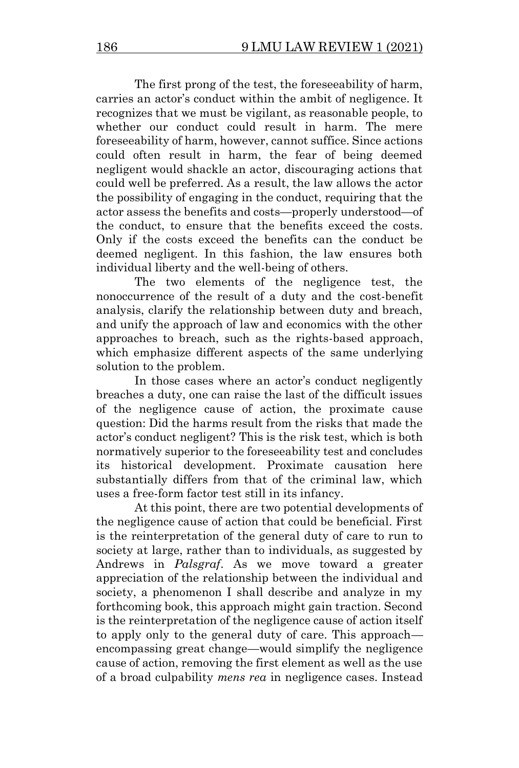The first prong of the test, the foreseeability of harm, carries an actor's conduct within the ambit of negligence. It recognizes that we must be vigilant, as reasonable people, to whether our conduct could result in harm. The mere foreseeability of harm, however, cannot suffice. Since actions could often result in harm, the fear of being deemed negligent would shackle an actor, discouraging actions that could well be preferred. As a result, the law allows the actor the possibility of engaging in the conduct, requiring that the actor assess the benefits and costs—properly understood—of the conduct, to ensure that the benefits exceed the costs. Only if the costs exceed the benefits can the conduct be deemed negligent. In this fashion, the law ensures both individual liberty and the well-being of others.

The two elements of the negligence test, the nonoccurrence of the result of a duty and the cost-benefit analysis, clarify the relationship between duty and breach, and unify the approach of law and economics with the other approaches to breach, such as the rights-based approach, which emphasize different aspects of the same underlying solution to the problem.

In those cases where an actor's conduct negligently breaches a duty, one can raise the last of the difficult issues of the negligence cause of action, the proximate cause question: Did the harms result from the risks that made the actor's conduct negligent? This is the risk test, which is both normatively superior to the foreseeability test and concludes its historical development. Proximate causation here substantially differs from that of the criminal law, which uses a free-form factor test still in its infancy.

At this point, there are two potential developments of the negligence cause of action that could be beneficial. First is the reinterpretation of the general duty of care to run to society at large, rather than to individuals, as suggested by Andrews in *Palsgraf*. As we move toward a greater appreciation of the relationship between the individual and society, a phenomenon I shall describe and analyze in my forthcoming book, this approach might gain traction. Second is the reinterpretation of the negligence cause of action itself to apply only to the general duty of care. This approach—encompassing great change—would simplify the negligence cause of action, removing the first element as well as the use of a broad culpability *mens rea* in negligence cases. Instead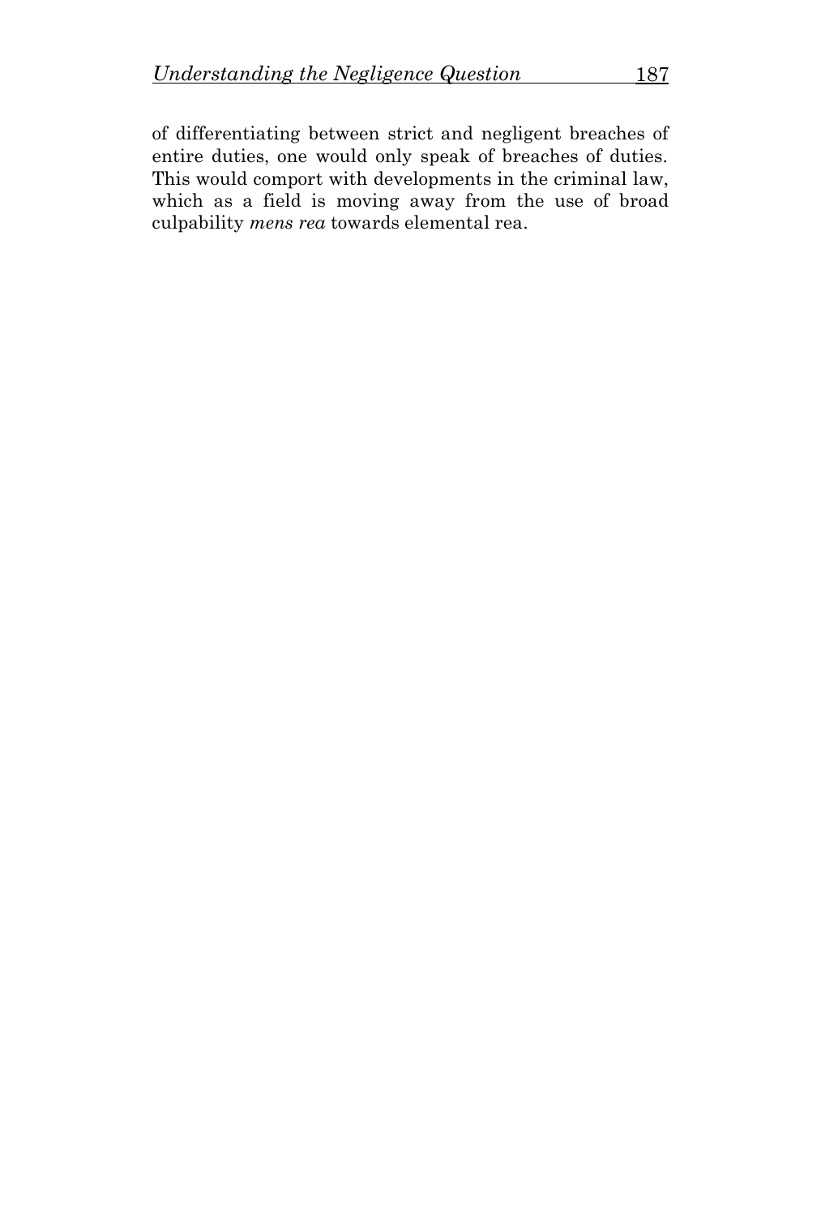of differentiating between strict and negligent breaches of entire duties, one would only speak of breaches of duties. This would comport with developments in the criminal law, which as a field is moving away from the use of broad culpability *mens rea* towards elemental rea.